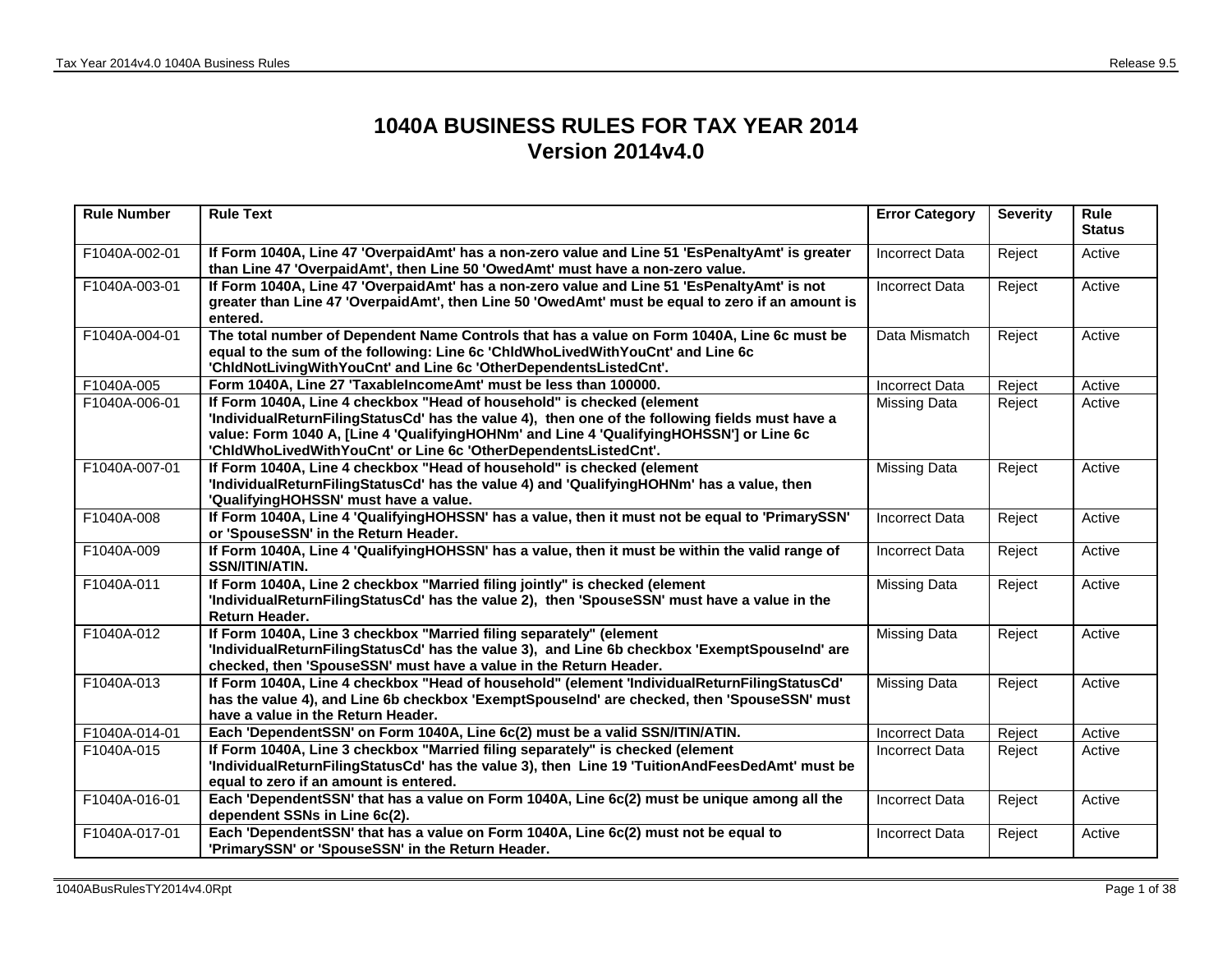# 1040A BUSINESS RULES FOR TAX YEAR 2014
## Version 2014v4.0

| Rule Number | Rule Text | Error Category | Severity | Rule Status |
|---|---|---|---|---|
| F1040A-002-01 | **If Form 1040A, Line 47 'OverpaidAmt' has a non-zero value and Line 51 'EsPenaltyAmt' is greater than Line 47 'OverpaidAmt', then Line 50 'OwedAmt' must have a non-zero value.** | Incorrect Data | Reject | Active |
| F1040A-003-01 | **If Form 1040A, Line 47 'OverpaidAmt' has a non-zero value and Line 51 'EsPenaltyAmt' is not greater than Line 47 'OverpaidAmt', then Line 50 'OwedAmt' must be equal to zero if an amount is entered.** | Incorrect Data | Reject | Active |
| F1040A-004-01 | **The total number of Dependent Name Controls that has a value on Form 1040A, Line 6c must be equal to the sum of the following: Line 6c 'ChldWhoLivedWithYouCnt' and Line 6c 'ChldNotLivingWithYouCnt' and Line 6c 'OtherDependentsListedCnt'.** | Data Mismatch | Reject | Active |
| F1040A-005 | **Form 1040A, Line 27 'TaxableIncomeAmt' must be less than 100000.** | Incorrect Data | Reject | Active |
| F1040A-006-01 | **If Form 1040A, Line 4 checkbox "Head of household" is checked (element 'IndividualReturnFilingStatusCd' has the value 4), then one of the following fields must have a value: Form 1040 A, [Line 4 'QualifyingHOHNm' and Line 4 'QualifyingHOHSSN'] or Line 6c 'ChldWhoLivedWithYouCnt' or Line 6c 'OtherDependentsListedCnt'.** | Missing Data | Reject | Active |
| F1040A-007-01 | **If Form 1040A, Line 4 checkbox "Head of household" is checked (element 'IndividualReturnFilingStatusCd' has the value 4) and 'QualifyingHOHNm' has a value, then 'QualifyingHOHSSN' must have a value.** | Missing Data | Reject | Active |
| F1040A-008 | **If Form 1040A, Line 4 'QualifyingHOHSSN' has a value, then it must not be equal to 'PrimarySSN' or 'SpouseSSN' in the Return Header.** | Incorrect Data | Reject | Active |
| F1040A-009 | **If Form 1040A, Line 4 'QualifyingHOHSSN' has a value, then it must be within the valid range of SSN/ITIN/ATIN.** | Incorrect Data | Reject | Active |
| F1040A-011 | **If Form 1040A, Line 2 checkbox "Married filing jointly" is checked (element 'IndividualReturnFilingStatusCd' has the value 2), then 'SpouseSSN' must have a value in the Return Header.** | Missing Data | Reject | Active |
| F1040A-012 | **If Form 1040A, Line 3 checkbox "Married filing separately" (element 'IndividualReturnFilingStatusCd' has the value 3), and Line 6b checkbox 'ExemptSpouseInd' are checked, then 'SpouseSSN' must have a value in the Return Header.** | Missing Data | Reject | Active |
| F1040A-013 | **If Form 1040A, Line 4 checkbox "Head of household" (element 'IndividualReturnFilingStatusCd' has the value 4), and Line 6b checkbox 'ExemptSpouseInd' are checked, then 'SpouseSSN' must have a value in the Return Header.** | Missing Data | Reject | Active |
| F1040A-014-01 | **Each 'DependentSSN' on Form 1040A, Line 6c(2) must be a valid SSN/ITIN/ATIN.** | Incorrect Data | Reject | Active |
| F1040A-015 | **If Form 1040A, Line 3 checkbox "Married filing separately" is checked (element 'IndividualReturnFilingStatusCd' has the value 3), then Line 19 'TuitionAndFeesDedAmt' must be equal to zero if an amount is entered.** | Incorrect Data | Reject | Active |
| F1040A-016-01 | **Each 'DependentSSN' that has a value on Form 1040A, Line 6c(2) must be unique among all the dependent SSNs in Line 6c(2).** | Incorrect Data | Reject | Active |
| F1040A-017-01 | **Each 'DependentSSN' that has a value on Form 1040A, Line 6c(2) must not be equal to 'PrimarySSN' or 'SpouseSSN' in the Return Header.** | Incorrect Data | Reject | Active |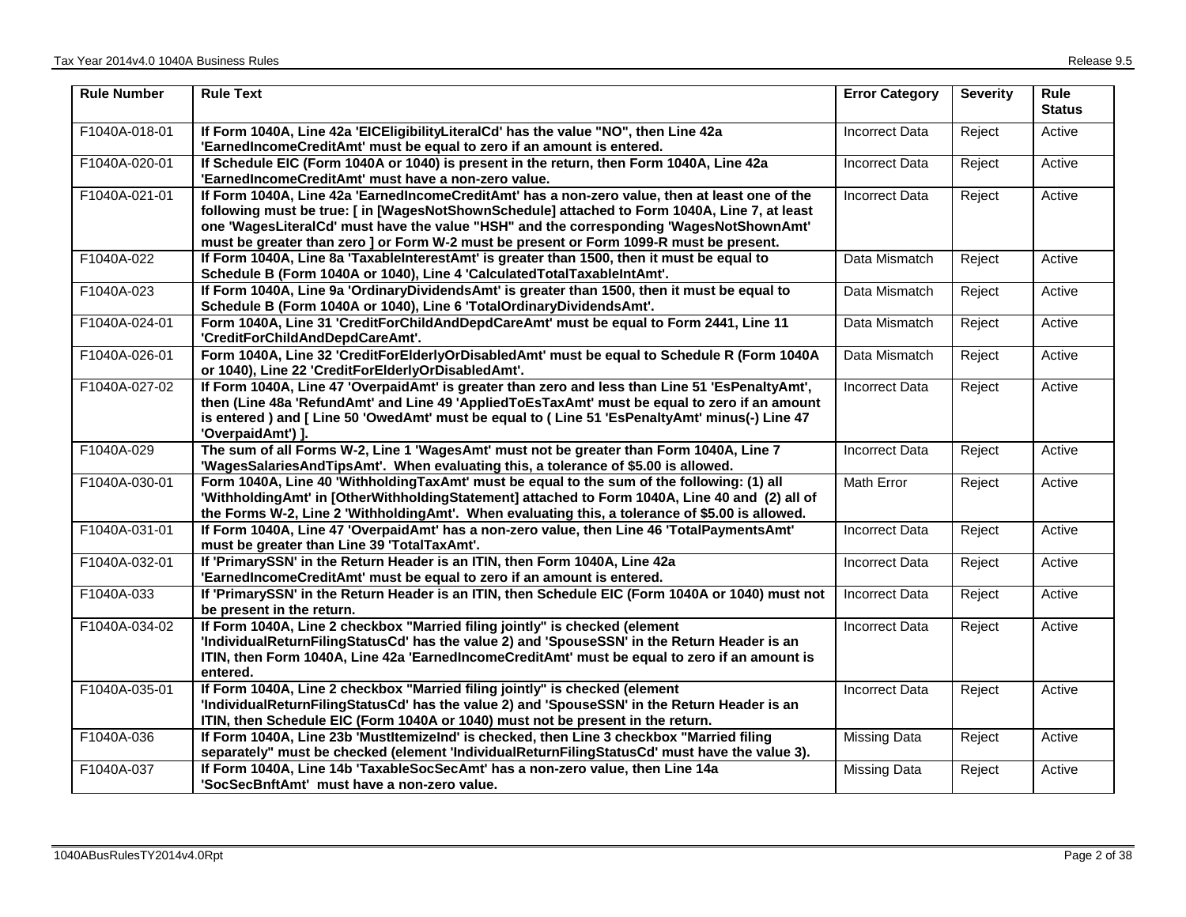| Rule Number | Rule Text | Error Category | Severity | Rule Status |
|---|---|---|---|---|
| F1040A-018-01 | **If Form 1040A, Line 42a 'EICEligibilityLiteralCd' has the value "NO", then Line 42a 'EarnedIncomeCreditAmt' must be equal to zero if an amount is entered.** | Incorrect Data | Reject | Active |
| F1040A-020-01 | **If Schedule EIC (Form 1040A or 1040) is present in the return, then Form 1040A, Line 42a 'EarnedIncomeCreditAmt' must have a non-zero value.** | Incorrect Data | Reject | Active |
| F1040A-021-01 | **If Form 1040A, Line 42a 'EarnedIncomeCreditAmt' has a non-zero value, then at least one of the following must be true: [ in [WagesNotShownSchedule] attached to Form 1040A, Line 7, at least one 'WagesLiteralCd' must have the value "HSH" and the corresponding 'WagesNotShownAmt' must be greater than zero ] or Form W-2 must be present or Form 1099-R must be present.** | Incorrect Data | Reject | Active |
| F1040A-022 | **If Form 1040A, Line 8a 'TaxableInterestAmt' is greater than 1500, then it must be equal to Schedule B (Form 1040A or 1040), Line 4 'CalculatedTotalTaxableIntAmt'.** | Data Mismatch | Reject | Active |
| F1040A-023 | **If Form 1040A, Line 9a 'OrdinaryDividendsAmt' is greater than 1500, then it must be equal to Schedule B (Form 1040A or 1040), Line 6 'TotalOrdinaryDividendsAmt'.** | Data Mismatch | Reject | Active |
| F1040A-024-01 | **Form 1040A, Line 31 'CreditForChildAndDepdCareAmt' must be equal to Form 2441, Line 11 'CreditForChildAndDepdCareAmt'.** | Data Mismatch | Reject | Active |
| F1040A-026-01 | **Form 1040A, Line 32 'CreditForElderlyOrDisabledAmt' must be equal to Schedule R (Form 1040A or 1040), Line 22 'CreditForElderlyOrDisabledAmt'.** | Data Mismatch | Reject | Active |
| F1040A-027-02 | **If Form 1040A, Line 47 'OverpaidAmt' is greater than zero and less than Line 51 'EsPenaltyAmt', then (Line 48a 'RefundAmt' and Line 49 'AppliedToEsTaxAmt' must be equal to zero if an amount is entered ) and [ Line 50 'OwedAmt' must be equal to ( Line 51 'EsPenaltyAmt' minus(-) Line 47 'OverpaidAmt') ].** | Incorrect Data | Reject | Active |
| F1040A-029 | **The sum of all Forms W-2, Line 1 'WagesAmt' must not be greater than Form 1040A, Line 7 'WagesSalariesAndTipsAmt'. When evaluating this, a tolerance of $5.00 is allowed.** | Incorrect Data | Reject | Active |
| F1040A-030-01 | **Form 1040A, Line 40 'WithholdingTaxAmt' must be equal to the sum of the following: (1) all 'WithholdingAmt' in [OtherWithholdingStatement] attached to Form 1040A, Line 40 and (2) all of the Forms W-2, Line 2 'WithholdingAmt'. When evaluating this, a tolerance of $5.00 is allowed.** | Math Error | Reject | Active |
| F1040A-031-01 | **If Form 1040A, Line 47 'OverpaidAmt' has a non-zero value, then Line 46 'TotalPaymentsAmt' must be greater than Line 39 'TotalTaxAmt'.** | Incorrect Data | Reject | Active |
| F1040A-032-01 | **If 'PrimarySSN' in the Return Header is an ITIN, then Form 1040A, Line 42a 'EarnedIncomeCreditAmt' must be equal to zero if an amount is entered.** | Incorrect Data | Reject | Active |
| F1040A-033 | **If 'PrimarySSN' in the Return Header is an ITIN, then Schedule EIC (Form 1040A or 1040) must not be present in the return.** | Incorrect Data | Reject | Active |
| F1040A-034-02 | **If Form 1040A, Line 2 checkbox "Married filing jointly" is checked (element 'IndividualReturnFilingStatusCd' has the value 2) and 'SpouseSSN' in the Return Header is an ITIN, then Form 1040A, Line 42a 'EarnedIncomeCreditAmt' must be equal to zero if an amount is entered.** | Incorrect Data | Reject | Active |
| F1040A-035-01 | **If Form 1040A, Line 2 checkbox "Married filing jointly" is checked (element 'IndividualReturnFilingStatusCd' has the value 2) and 'SpouseSSN' in the Return Header is an ITIN, then Schedule EIC (Form 1040A or 1040) must not be present in the return.** | Incorrect Data | Reject | Active |
| F1040A-036 | **If Form 1040A, Line 23b 'MustItemizeInd' is checked, then Line 3 checkbox "Married filing separately" must be checked (element 'IndividualReturnFilingStatusCd' must have the value 3).** | Missing Data | Reject | Active |
| F1040A-037 | **If Form 1040A, Line 14b 'TaxableSocSecAmt' has a non-zero value, then Line 14a 'SocSecBnftAmt' must have a non-zero value.** | Missing Data | Reject | Active |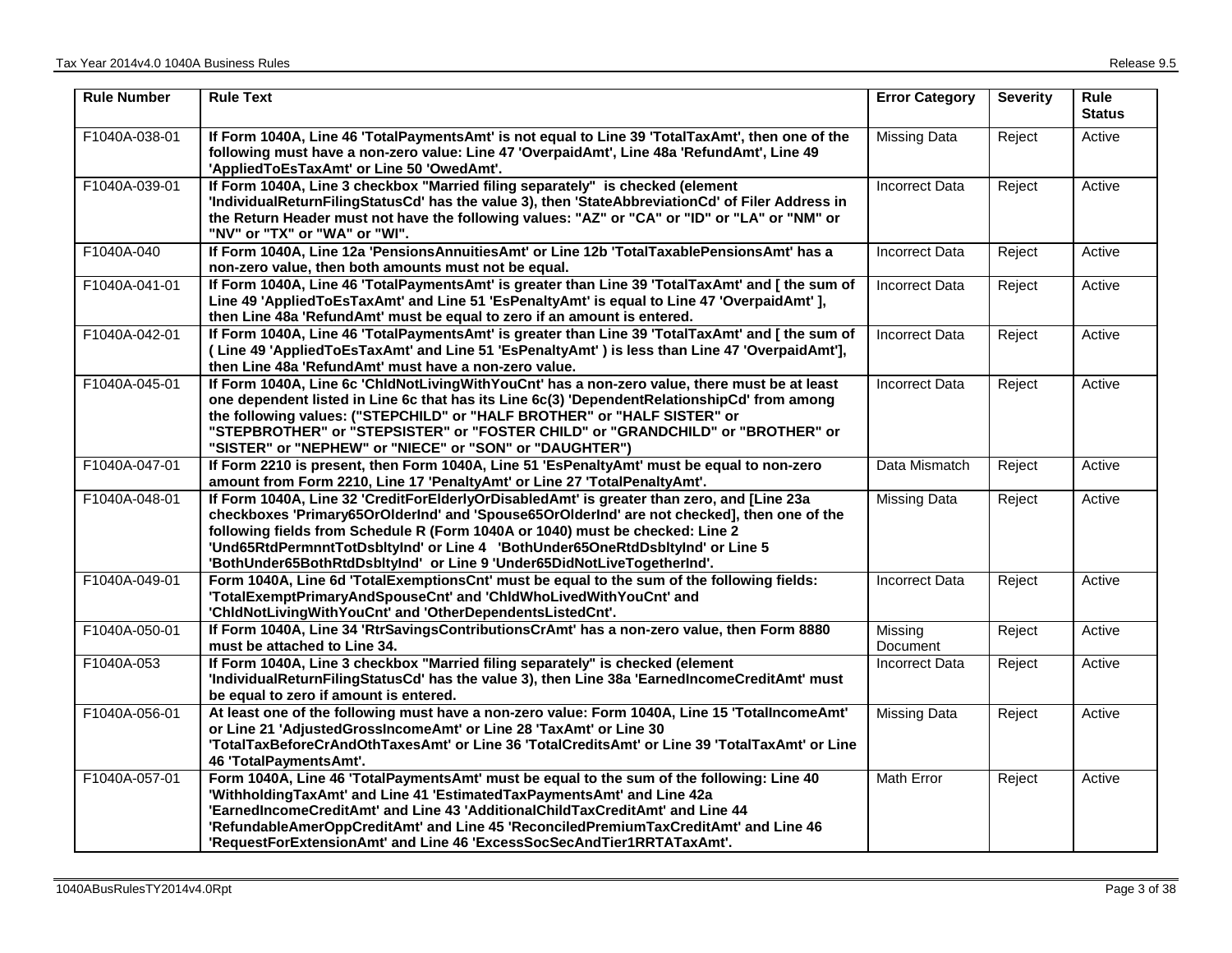| Rule Number | Rule Text | Error Category | Severity | Rule Status |
|---|---|---|---|---|
| F1040A-038-01 | **If Form 1040A, Line 46 'TotalPaymentsAmt' is not equal to Line 39 'TotalTaxAmt', then one of the following must have a non-zero value: Line 47 'OverpaidAmt', Line 48a 'RefundAmt', Line 49 'AppliedToEsTaxAmt' or Line 50 'OwedAmt'.** | Missing Data | Reject | Active |
| F1040A-039-01 | **If Form 1040A, Line 3 checkbox "Married filing separately" is checked (element 'IndividualReturnFilingStatusCd' has the value 3), then 'StateAbbreviationCd' of Filer Address in the Return Header must not have the following values: "AZ" or "CA" or "ID" or "LA" or "NM" or "NV" or "TX" or "WA" or "WI".** | Incorrect Data | Reject | Active |
| F1040A-040 | **If Form 1040A, Line 12a 'PensionsAnnuitiesAmt' or Line 12b 'TotalTaxablePensionsAmt' has a non-zero value, then both amounts must not be equal.** | Incorrect Data | Reject | Active |
| F1040A-041-01 | **If Form 1040A, Line 46 'TotalPaymentsAmt' is greater than Line 39 'TotalTaxAmt' and [ the sum of Line 49 'AppliedToEsTaxAmt' and Line 51 'EsPenaltyAmt' is equal to Line 47 'OverpaidAmt' ], then Line 48a 'RefundAmt' must be equal to zero if an amount is entered.** | Incorrect Data | Reject | Active |
| F1040A-042-01 | **If Form 1040A, Line 46 'TotalPaymentsAmt' is greater than Line 39 'TotalTaxAmt' and [ the sum of ( Line 49 'AppliedToEsTaxAmt' and Line 51 'EsPenaltyAmt' ) is less than Line 47 'OverpaidAmt'], then Line 48a 'RefundAmt' must have a non-zero value.** | Incorrect Data | Reject | Active |
| F1040A-045-01 | **If Form 1040A, Line 6c 'ChldNotLivingWithYouCnt' has a non-zero value, there must be at least one dependent listed in Line 6c that has its Line 6c(3) 'DependentRelationshipCd' from among the following values: ("STEPCHILD" or "HALF BROTHER" or "HALF SISTER" or "STEPBROTHER" or "STEPSISTER" or "FOSTER CHILD" or "GRANDCHILD" or "BROTHER" or "SISTER" or "NEPHEW" or "NIECE" or "SON" or "DAUGHTER")** | Incorrect Data | Reject | Active |
| F1040A-047-01 | **If Form 2210 is present, then Form 1040A, Line 51 'EsPenaltyAmt' must be equal to non-zero amount from Form 2210, Line 17 'PenaltyAmt' or Line 27 'TotalPenaltyAmt'.** | Data Mismatch | Reject | Active |
| F1040A-048-01 | **If Form 1040A, Line 32 'CreditForElderlyOrDisabledAmt' is greater than zero, and [Line 23a checkboxes 'Primary65OrOlderInd' and 'Spouse65OrOlderInd' are not checked], then one of the following fields from Schedule R (Form 1040A or 1040) must be checked: Line 2 'Und65RtdPermnntTotDsbltyInd' or Line 4 'BothUnder65OneRtdDsbltyInd' or Line 5 'BothUnder65BothRtdDsbltyInd' or Line 9 'Under65DidNotLiveTogetherInd'.** | Missing Data | Reject | Active |
| F1040A-049-01 | **Form 1040A, Line 6d 'TotalExemptionsCnt' must be equal to the sum of the following fields: 'TotalExemptPrimaryAndSpouseCnt' and 'ChldWhoLivedWithYouCnt' and 'ChldNotLivingWithYouCnt' and 'OtherDependentsListedCnt'.** | Incorrect Data | Reject | Active |
| F1040A-050-01 | **If Form 1040A, Line 34 'RtrSavingsContributionsCrAmt' has a non-zero value, then Form 8880 must be attached to Line 34.** | Missing Document | Reject | Active |
| F1040A-053 | **If Form 1040A, Line 3 checkbox "Married filing separately" is checked (element 'IndividualReturnFilingStatusCd' has the value 3), then Line 38a 'EarnedIncomeCreditAmt' must be equal to zero if amount is entered.** | Incorrect Data | Reject | Active |
| F1040A-056-01 | **At least one of the following must have a non-zero value: Form 1040A, Line 15 'TotalIncomeAmt' or Line 21 'AdjustedGrossIncomeAmt' or Line 28 'TaxAmt' or Line 30 'TotalTaxBeforeCrAndOthTaxesAmt' or Line 36 'TotalCreditsAmt' or Line 39 'TotalTaxAmt' or Line 46 'TotalPaymentsAmt'.** | Missing Data | Reject | Active |
| F1040A-057-01 | **Form 1040A, Line 46 'TotalPaymentsAmt' must be equal to the sum of the following: Line 40 'WithholdingTaxAmt' and Line 41 'EstimatedTaxPaymentsAmt' and Line 42a 'EarnedIncomeCreditAmt' and Line 43 'AdditionalChildTaxCreditAmt' and Line 44 'RefundableAmerOppCreditAmt' and Line 45 'ReconciledPremiumTaxCreditAmt' and Line 46 'RequestForExtensionAmt' and Line 46 'ExcessSocSecAndTier1RRTATaxAmt'.** | Math Error | Reject | Active |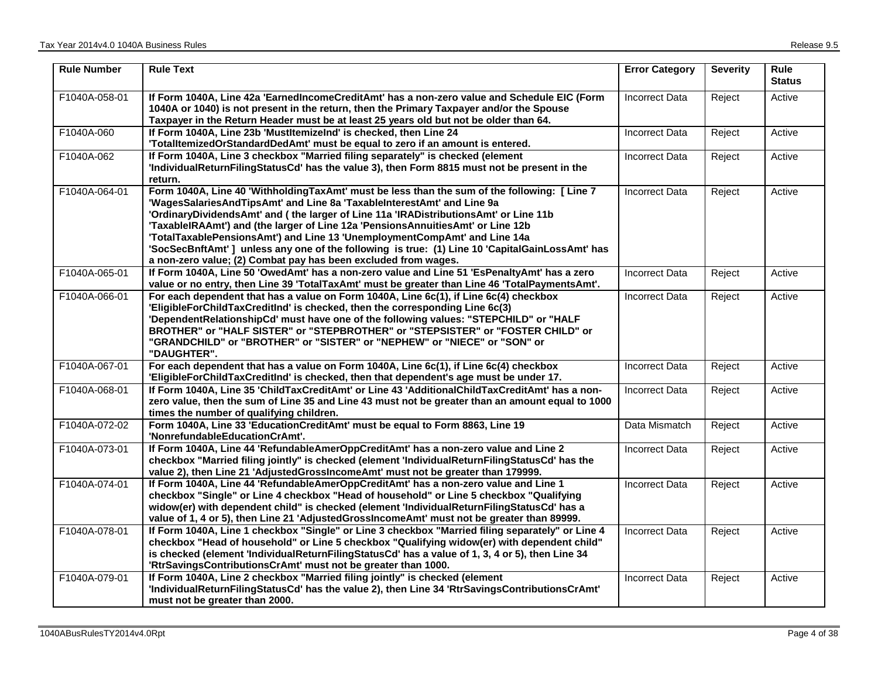| Rule Number | Rule Text | Error Category | Severity | Rule Status |
|---|---|---|---|---|
| F1040A-058-01 | **If Form 1040A, Line 42a 'EarnedIncomeCreditAmt' has a non-zero value and Schedule EIC (Form 1040A or 1040) is not present in the return, then the Primary Taxpayer and/or the Spouse Taxpayer in the Return Header must be at least 25 years old but not be older than 64.** | Incorrect Data | Reject | Active |
| F1040A-060 | **If Form 1040A, Line 23b 'MustItemizeInd' is checked, then Line 24 'TotalItemizedOrStandardDedAmt' must be equal to zero if an amount is entered.** | Incorrect Data | Reject | Active |
| F1040A-062 | **If Form 1040A, Line 3 checkbox "Married filing separately" is checked (element 'IndividualReturnFilingStatusCd' has the value 3), then Form 8815 must not be present in the return.** | Incorrect Data | Reject | Active |
| F1040A-064-01 | **Form 1040A, Line 40 'WithholdingTaxAmt' must be less than the sum of the following: [ Line 7 'WagesSalariesAndTipsAmt' and Line 8a 'TaxableInterestAmt' and Line 9a 'OrdinaryDividendsAmt' and ( the larger of Line 11a 'IRADistributionsAmt' or Line 11b 'TaxableIRAAmt') and (the larger of Line 12a 'PensionsAnnuitiesAmt' or Line 12b 'TotalTaxablePensionsAmt') and Line 13 'UnemploymentCompAmt' and Line 14a 'SocSecBnftAmt' ] unless any one of the following is true: (1) Line 10 'CapitalGainLossAmt' has a non-zero value; (2) Combat pay has been excluded from wages.** | Incorrect Data | Reject | Active |
| F1040A-065-01 | **If Form 1040A, Line 50 'OwedAmt' has a non-zero value and Line 51 'EsPenaltyAmt' has a zero value or no entry, then Line 39 'TotalTaxAmt' must be greater than Line 46 'TotalPaymentsAmt'.** | Incorrect Data | Reject | Active |
| F1040A-066-01 | **For each dependent that has a value on Form 1040A, Line 6c(1), if Line 6c(4) checkbox 'EligibleForChildTaxCreditInd' is checked, then the corresponding Line 6c(3) 'DependentRelationshipCd' must have one of the following values: "STEPCHILD" or "HALF BROTHER" or "HALF SISTER" or "STEPBROTHER" or "STEPSISTER" or "FOSTER CHILD" or "GRANDCHILD" or "BROTHER" or "SISTER" or "NEPHEW" or "NIECE" or "SON" or "DAUGHTER".** | Incorrect Data | Reject | Active |
| F1040A-067-01 | **For each dependent that has a value on Form 1040A, Line 6c(1), if Line 6c(4) checkbox 'EligibleForChildTaxCreditInd' is checked, then that dependent's age must be under 17.** | Incorrect Data | Reject | Active |
| F1040A-068-01 | **If Form 1040A, Line 35 'ChildTaxCreditAmt' or Line 43 'AdditionalChildTaxCreditAmt' has a non-zero value, then the sum of Line 35 and Line 43 must not be greater than an amount equal to 1000 times the number of qualifying children.** | Incorrect Data | Reject | Active |
| F1040A-072-02 | **Form 1040A, Line 33 'EducationCreditAmt' must be equal to Form 8863, Line 19 'NonrefundableEducationCrAmt'.** | Data Mismatch | Reject | Active |
| F1040A-073-01 | **If Form 1040A, Line 44 'RefundableAmerOppCreditAmt' has a non-zero value and Line 2 checkbox "Married filing jointly" is checked (element 'IndividualReturnFilingStatusCd' has the value 2), then Line 21 'AdjustedGrossIncomeAmt' must not be greater than 179999.** | Incorrect Data | Reject | Active |
| F1040A-074-01 | **If Form 1040A, Line 44 'RefundableAmerOppCreditAmt' has a non-zero value and Line 1 checkbox "Single" or Line 4 checkbox "Head of household" or Line 5 checkbox "Qualifying widow(er) with dependent child" is checked (element 'IndividualReturnFilingStatusCd' has a value of 1, 4 or 5), then Line 21 'AdjustedGrossIncomeAmt' must not be greater than 89999.** | Incorrect Data | Reject | Active |
| F1040A-078-01 | **If Form 1040A, Line 1 checkbox "Single" or Line 3 checkbox "Married filing separately" or Line 4 checkbox "Head of household" or Line 5 checkbox "Qualifying widow(er) with dependent child" is checked (element 'IndividualReturnFilingStatusCd' has a value of 1, 3, 4 or 5), then Line 34 'RtrSavingsContributionsCrAmt' must not be greater than 1000.** | Incorrect Data | Reject | Active |
| F1040A-079-01 | **If Form 1040A, Line 2 checkbox "Married filing jointly" is checked (element 'IndividualReturnFilingStatusCd' has the value 2), then Line 34 'RtrSavingsContributionsCrAmt' must not be greater than 2000.** | Incorrect Data | Reject | Active |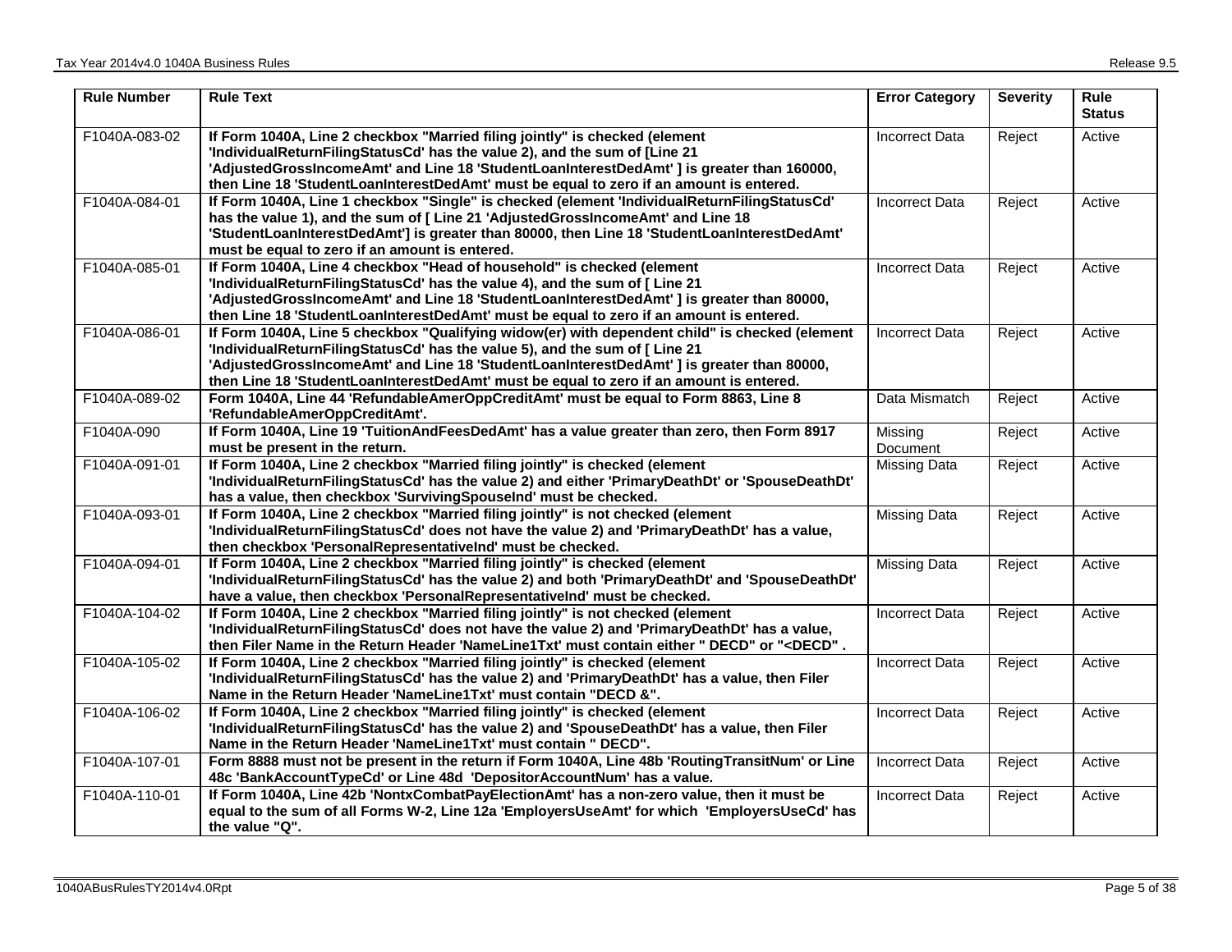| Rule Number | Rule Text | Error Category | Severity | Rule Status |
|---|---|---|---|---|
| F1040A-083-02 | **If Form 1040A, Line 2 checkbox "Married filing jointly" is checked (element 'IndividualReturnFilingStatusCd' has the value 2), and the sum of [Line 21 'AdjustedGrossIncomeAmt' and Line 18 'StudentLoanInterestDedAmt' ] is greater than 160000, then Line 18 'StudentLoanInterestDedAmt' must be equal to zero if an amount is entered.** | Incorrect Data | Reject | Active |
| F1040A-084-01 | **If Form 1040A, Line 1 checkbox "Single" is checked (element 'IndividualReturnFilingStatusCd' has the value 1), and the sum of [ Line 21 'AdjustedGrossIncomeAmt' and Line 18 'StudentLoanInterestDedAmt'] is greater than 80000, then Line 18 'StudentLoanInterestDedAmt' must be equal to zero if an amount is entered.** | Incorrect Data | Reject | Active |
| F1040A-085-01 | **If Form 1040A, Line 4 checkbox "Head of household" is checked (element 'IndividualReturnFilingStatusCd' has the value 4), and the sum of [ Line 21 'AdjustedGrossIncomeAmt' and Line 18 'StudentLoanInterestDedAmt' ] is greater than 80000, then Line 18 'StudentLoanInterestDedAmt' must be equal to zero if an amount is entered.** | Incorrect Data | Reject | Active |
| F1040A-086-01 | **If Form 1040A, Line 5 checkbox "Qualifying widow(er) with dependent child" is checked (element 'IndividualReturnFilingStatusCd' has the value 5), and the sum of [ Line 21 'AdjustedGrossIncomeAmt' and Line 18 'StudentLoanInterestDedAmt' ] is greater than 80000, then Line 18 'StudentLoanInterestDedAmt' must be equal to zero if an amount is entered.** | Incorrect Data | Reject | Active |
| F1040A-089-02 | **Form 1040A, Line 44 'RefundableAmerOppCreditAmt' must be equal to Form 8863, Line 8 'RefundableAmerOppCreditAmt'.** | Data Mismatch | Reject | Active |
| F1040A-090 | **If Form 1040A, Line 19 'TuitionAndFeesDedAmt' has a value greater than zero, then Form 8917 must be present in the return.** | Missing Document | Reject | Active |
| F1040A-091-01 | **If Form 1040A, Line 2 checkbox "Married filing jointly" is checked (element 'IndividualReturnFilingStatusCd' has the value 2) and either 'PrimaryDeathDt' or 'SpouseDeathDt' has a value, then checkbox 'SurvivingSpouseInd' must be checked.** | Missing Data | Reject | Active |
| F1040A-093-01 | **If Form 1040A, Line 2 checkbox "Married filing jointly" is not checked (element 'IndividualReturnFilingStatusCd' does not have the value 2) and 'PrimaryDeathDt' has a value, then checkbox 'PersonalRepresentativeInd' must be checked.** | Missing Data | Reject | Active |
| F1040A-094-01 | **If Form 1040A, Line 2 checkbox "Married filing jointly" is checked (element 'IndividualReturnFilingStatusCd' has the value 2) and both 'PrimaryDeathDt' and 'SpouseDeathDt' have a value, then checkbox 'PersonalRepresentativeInd' must be checked.** | Missing Data | Reject | Active |
| F1040A-104-02 | **If Form 1040A, Line 2 checkbox "Married filing jointly" is not checked (element 'IndividualReturnFilingStatusCd' does not have the value 2) and 'PrimaryDeathDt' has a value, then Filer Name in the Return Header 'NameLine1Txt' must contain either " DECD" or "<DECD" .** | Incorrect Data | Reject | Active |
| F1040A-105-02 | **If Form 1040A, Line 2 checkbox "Married filing jointly" is checked (element 'IndividualReturnFilingStatusCd' has the value 2) and 'PrimaryDeathDt' has a value, then Filer Name in the Return Header 'NameLine1Txt' must contain "DECD &".** | Incorrect Data | Reject | Active |
| F1040A-106-02 | **If Form 1040A, Line 2 checkbox "Married filing jointly" is checked (element 'IndividualReturnFilingStatusCd' has the value 2) and 'SpouseDeathDt' has a value, then Filer Name in the Return Header 'NameLine1Txt' must contain " DECD".** | Incorrect Data | Reject | Active |
| F1040A-107-01 | **Form 8888 must not be present in the return if Form 1040A, Line 48b 'RoutingTransitNum' or Line 48c 'BankAccountTypeCd' or Line 48d 'DepositorAccountNum' has a value.** | Incorrect Data | Reject | Active |
| F1040A-110-01 | **If Form 1040A, Line 42b 'NontxCombatPayElectionAmt' has a non-zero value, then it must be equal to the sum of all Forms W-2, Line 12a 'EmployersUseAmt' for which 'EmployersUseCd' has the value "Q".** | Incorrect Data | Reject | Active |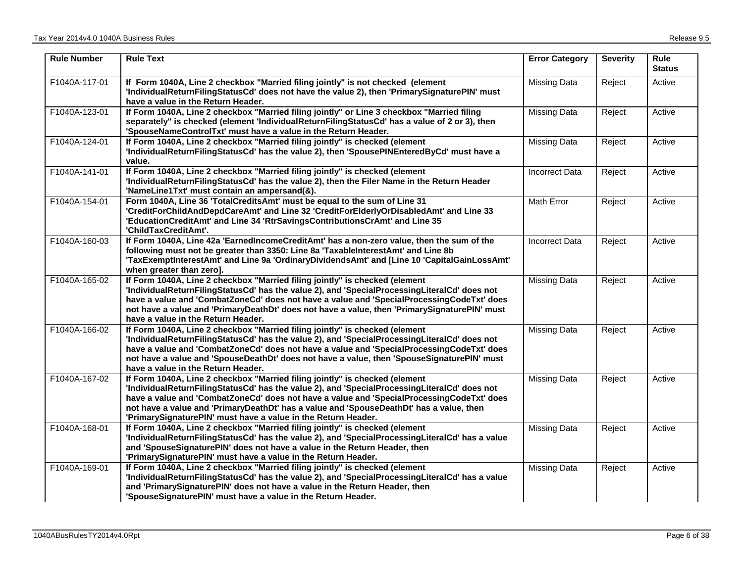| Rule Number | Rule Text | Error Category | Severity | Rule Status |
|---|---|---|---|---|
| F1040A-117-01 | **If Form 1040A, Line 2 checkbox "Married filing jointly" is not checked (element 'IndividualReturnFilingStatusCd' does not have the value 2), then 'PrimarySignaturePIN' must have a value in the Return Header.** | Missing Data | Reject | Active |
| F1040A-123-01 | **If Form 1040A, Line 2 checkbox "Married filing jointly" or Line 3 checkbox "Married filing separately" is checked (element 'IndividualReturnFilingStatusCd' has a value of 2 or 3), then 'SpouseNameControlTxt' must have a value in the Return Header.** | Missing Data | Reject | Active |
| F1040A-124-01 | **If Form 1040A, Line 2 checkbox "Married filing jointly" is checked (element 'IndividualReturnFilingStatusCd' has the value 2), then 'SpousePINEnteredByCd' must have a value.** | Missing Data | Reject | Active |
| F1040A-141-01 | **If Form 1040A, Line 2 checkbox "Married filing jointly" is checked (element 'IndividualReturnFilingStatusCd' has the value 2), then the Filer Name in the Return Header 'NameLine1Txt' must contain an ampersand(&).** | Incorrect Data | Reject | Active |
| F1040A-154-01 | **Form 1040A, Line 36 'TotalCreditsAmt' must be equal to the sum of Line 31 'CreditForChildAndDepdCareAmt' and Line 32 'CreditForElderlyOrDisabledAmt' and Line 33 'EducationCreditAmt' and Line 34 'RtrSavingsContributionsCrAmt' and Line 35 'ChildTaxCreditAmt'.** | Math Error | Reject | Active |
| F1040A-160-03 | **If Form 1040A, Line 42a 'EarnedIncomeCreditAmt' has a non-zero value, then the sum of the following must not be greater than 3350: Line 8a 'TaxableInterestAmt' and Line 8b 'TaxExemptInterestAmt' and Line 9a 'OrdinaryDividendsAmt' and [Line 10 'CapitalGainLossAmt' when greater than zero].** | Incorrect Data | Reject | Active |
| F1040A-165-02 | **If Form 1040A, Line 2 checkbox "Married filing jointly" is checked (element 'IndividualReturnFilingStatusCd' has the value 2), and 'SpecialProcessingLiteralCd' does not have a value and 'CombatZoneCd' does not have a value and 'SpecialProcessingCodeTxt' does not have a value and 'PrimaryDeathDt' does not have a value, then 'PrimarySignaturePIN' must have a value in the Return Header.** | Missing Data | Reject | Active |
| F1040A-166-02 | **If Form 1040A, Line 2 checkbox "Married filing jointly" is checked (element 'IndividualReturnFilingStatusCd' has the value 2), and 'SpecialProcessingLiteralCd' does not have a value and 'CombatZoneCd' does not have a value and 'SpecialProcessingCodeTxt' does not have a value and 'SpouseDeathDt' does not have a value, then 'SpouseSignaturePIN' must have a value in the Return Header.** | Missing Data | Reject | Active |
| F1040A-167-02 | **If Form 1040A, Line 2 checkbox "Married filing jointly" is checked (element 'IndividualReturnFilingStatusCd' has the value 2), and 'SpecialProcessingLiteralCd' does not have a value and 'CombatZoneCd' does not have a value and 'SpecialProcessingCodeTxt' does not have a value and 'PrimaryDeathDt' has a value and 'SpouseDeathDt' has a value, then 'PrimarySignaturePIN' must have a value in the Return Header.** | Missing Data | Reject | Active |
| F1040A-168-01 | **If Form 1040A, Line 2 checkbox "Married filing jointly" is checked (element 'IndividualReturnFilingStatusCd' has the value 2), and 'SpecialProcessingLiteralCd' has a value and 'SpouseSignaturePIN' does not have a value in the Return Header, then 'PrimarySignaturePIN' must have a value in the Return Header.** | Missing Data | Reject | Active |
| F1040A-169-01 | **If Form 1040A, Line 2 checkbox "Married filing jointly" is checked (element 'IndividualReturnFilingStatusCd' has the value 2), and 'SpecialProcessingLiteralCd' has a value and 'PrimarySignaturePIN' does not have a value in the Return Header, then 'SpouseSignaturePIN' must have a value in the Return Header.** | Missing Data | Reject | Active |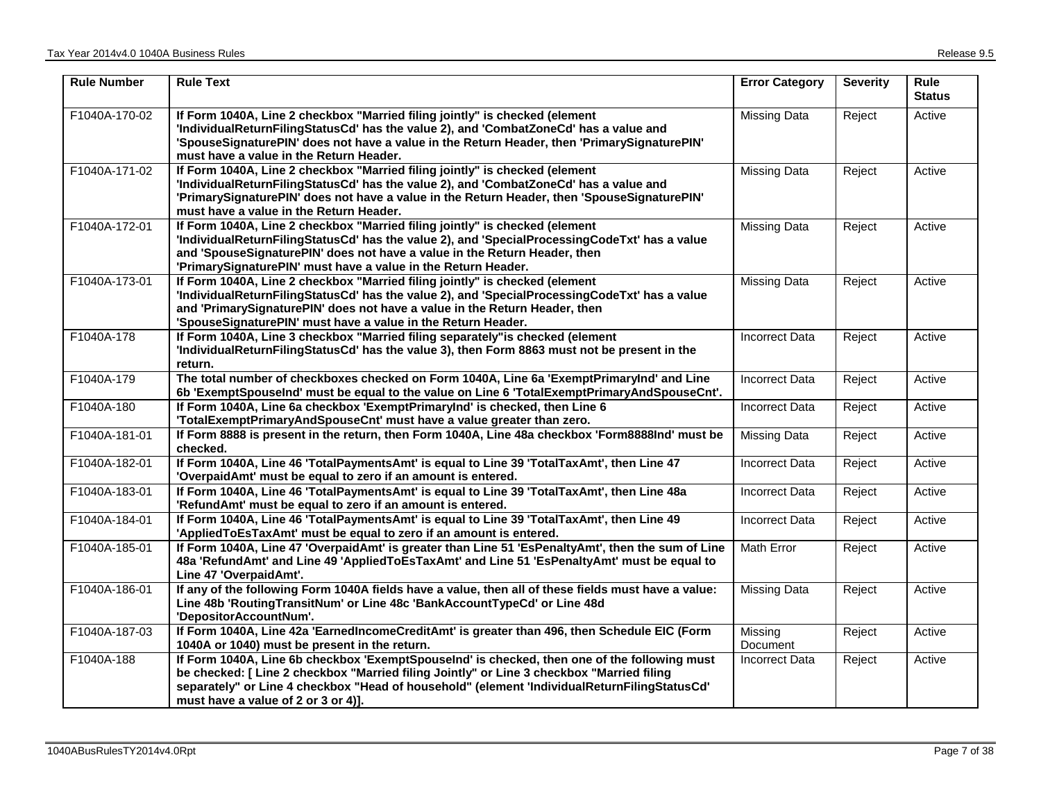| Rule Number | Rule Text | Error Category | Severity | Rule Status |
|---|---|---|---|---|
| F1040A-170-02 | **If Form 1040A, Line 2 checkbox "Married filing jointly" is checked (element 'IndividualReturnFilingStatusCd' has the value 2), and 'CombatZoneCd' has a value and 'SpouseSignaturePIN' does not have a value in the Return Header, then 'PrimarySignaturePIN' must have a value in the Return Header.** | Missing Data | Reject | Active |
| F1040A-171-02 | **If Form 1040A, Line 2 checkbox "Married filing jointly" is checked (element 'IndividualReturnFilingStatusCd' has the value 2), and 'CombatZoneCd' has a value and 'PrimarySignaturePIN' does not have a value in the Return Header, then 'SpouseSignaturePIN' must have a value in the Return Header.** | Missing Data | Reject | Active |
| F1040A-172-01 | **If Form 1040A, Line 2 checkbox "Married filing jointly" is checked (element 'IndividualReturnFilingStatusCd' has the value 2), and 'SpecialProcessingCodeTxt' has a value and 'SpouseSignaturePIN' does not have a value in the Return Header, then 'PrimarySignaturePIN' must have a value in the Return Header.** | Missing Data | Reject | Active |
| F1040A-173-01 | **If Form 1040A, Line 2 checkbox "Married filing jointly" is checked (element 'IndividualReturnFilingStatusCd' has the value 2), and 'SpecialProcessingCodeTxt' has a value and 'PrimarySignaturePIN' does not have a value in the Return Header, then 'SpouseSignaturePIN' must have a value in the Return Header.** | Missing Data | Reject | Active |
| F1040A-178 | **If Form 1040A, Line 3 checkbox "Married filing separately"is checked (element 'IndividualReturnFilingStatusCd' has the value 3), then Form 8863 must not be present in the return.** | Incorrect Data | Reject | Active |
| F1040A-179 | **The total number of checkboxes checked on Form 1040A, Line 6a 'ExemptPrimaryInd' and Line 6b 'ExemptSpouseInd' must be equal to the value on Line 6 'TotalExemptPrimaryAndSpouseCnt'.** | Incorrect Data | Reject | Active |
| F1040A-180 | **If Form 1040A, Line 6a checkbox 'ExemptPrimaryInd' is checked, then Line 6 'TotalExemptPrimaryAndSpouseCnt' must have a value greater than zero.** | Incorrect Data | Reject | Active |
| F1040A-181-01 | **If Form 8888 is present in the return, then Form 1040A, Line 48a checkbox 'Form8888Ind' must be checked.** | Missing Data | Reject | Active |
| F1040A-182-01 | **If Form 1040A, Line 46 'TotalPaymentsAmt' is equal to Line 39 'TotalTaxAmt', then Line 47 'OverpaidAmt' must be equal to zero if an amount is entered.** | Incorrect Data | Reject | Active |
| F1040A-183-01 | **If Form 1040A, Line 46 'TotalPaymentsAmt' is equal to Line 39 'TotalTaxAmt', then Line 48a 'RefundAmt' must be equal to zero if an amount is entered.** | Incorrect Data | Reject | Active |
| F1040A-184-01 | **If Form 1040A, Line 46 'TotalPaymentsAmt' is equal to Line 39 'TotalTaxAmt', then Line 49 'AppliedToEsTaxAmt' must be equal to zero if an amount is entered.** | Incorrect Data | Reject | Active |
| F1040A-185-01 | **If Form 1040A, Line 47 'OverpaidAmt' is greater than Line 51 'EsPenaltyAmt', then the sum of Line 48a 'RefundAmt' and Line 49 'AppliedToEsTaxAmt' and Line 51 'EsPenaltyAmt' must be equal to Line 47 'OverpaidAmt'.** | Math Error | Reject | Active |
| F1040A-186-01 | **If any of the following Form 1040A fields have a value, then all of these fields must have a value: Line 48b 'RoutingTransitNum' or Line 48c 'BankAccountTypeCd' or Line 48d 'DepositorAccountNum'.** | Missing Data | Reject | Active |
| F1040A-187-03 | **If Form 1040A, Line 42a 'EarnedIncomeCreditAmt' is greater than 496, then Schedule EIC (Form 1040A or 1040) must be present in the return.** | Missing Document | Reject | Active |
| F1040A-188 | **If Form 1040A, Line 6b checkbox 'ExemptSpouseInd' is checked, then one of the following must be checked: [ Line 2 checkbox "Married filing Jointly" or Line 3 checkbox "Married filing separately" or Line 4 checkbox "Head of household" (element 'IndividualReturnFilingStatusCd' must have a value of 2 or 3 or 4)].** | Incorrect Data | Reject | Active |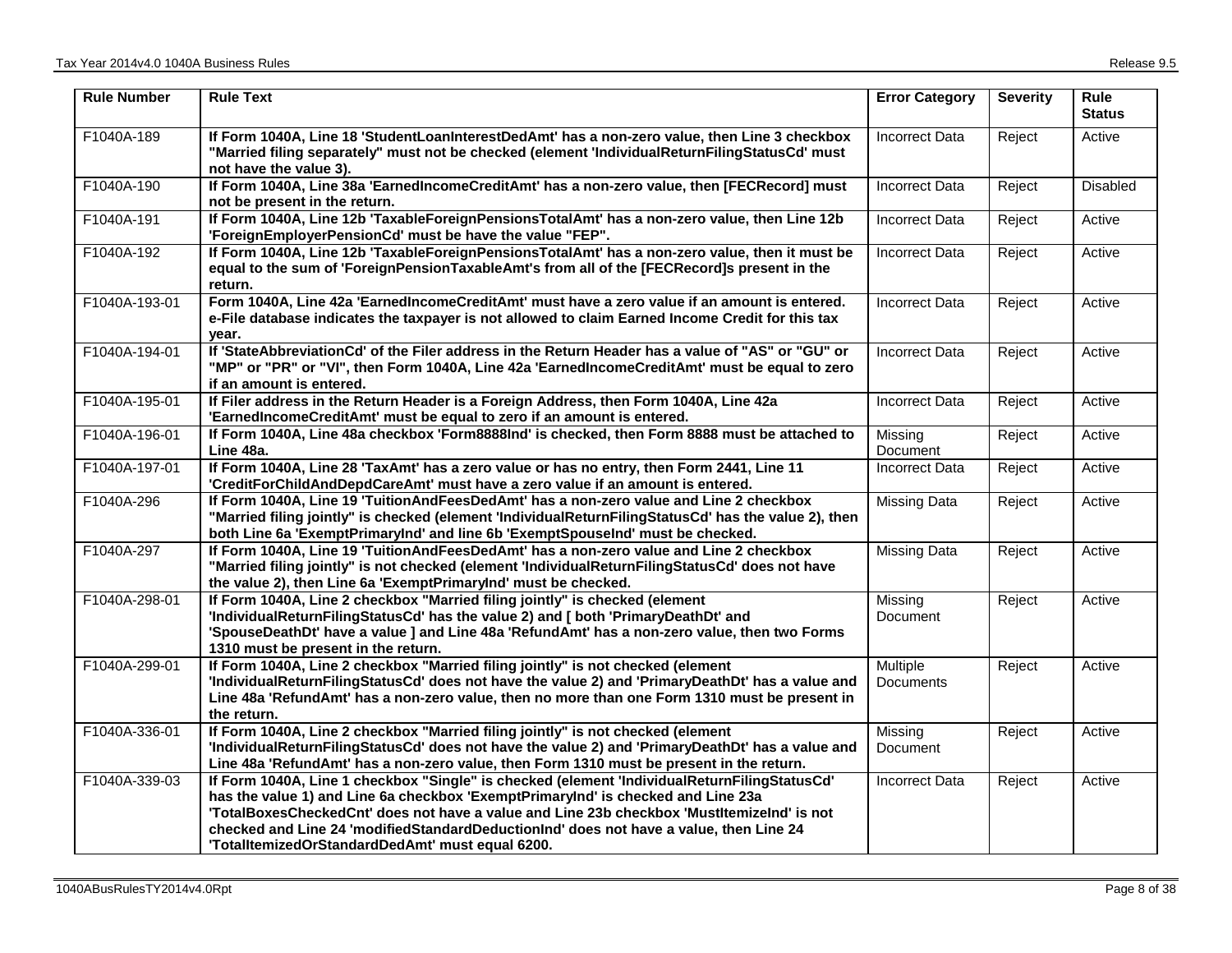| Rule Number | Rule Text | Error Category | Severity | Rule Status |
|---|---|---|---|---|
| F1040A-189 | **If Form 1040A, Line 18 'StudentLoanInterestDedAmt' has a non-zero value, then Line 3 checkbox "Married filing separately" must not be checked (element 'IndividualReturnFilingStatusCd' must not have the value 3).** | Incorrect Data | Reject | Active |
| F1040A-190 | **If Form 1040A, Line 38a 'EarnedIncomeCreditAmt' has a non-zero value, then [FECRecord] must not be present in the return.** | Incorrect Data | Reject | Disabled |
| F1040A-191 | **If Form 1040A, Line 12b 'TaxableForeignPensionsTotalAmt' has a non-zero value, then Line 12b 'ForeignEmployerPensionCd' must be have the value "FEP".** | Incorrect Data | Reject | Active |
| F1040A-192 | **If Form 1040A, Line 12b 'TaxableForeignPensionsTotalAmt' has a non-zero value, then it must be equal to the sum of 'ForeignPensionTaxableAmt's from all of the [FECRecord]s present in the return.** | Incorrect Data | Reject | Active |
| F1040A-193-01 | **Form 1040A, Line 42a 'EarnedIncomeCreditAmt' must have a zero value if an amount is entered. e-File database indicates the taxpayer is not allowed to claim Earned Income Credit for this tax year.** | Incorrect Data | Reject | Active |
| F1040A-194-01 | **If 'StateAbbreviationCd' of the Filer address in the Return Header has a value of "AS" or "GU" or "MP" or "PR" or "VI", then Form 1040A, Line 42a 'EarnedIncomeCreditAmt' must be equal to zero if an amount is entered.** | Incorrect Data | Reject | Active |
| F1040A-195-01 | **If Filer address in the Return Header is a Foreign Address, then Form 1040A, Line 42a 'EarnedIncomeCreditAmt' must be equal to zero if an amount is entered.** | Incorrect Data | Reject | Active |
| F1040A-196-01 | **If Form 1040A, Line 48a checkbox 'Form8888Ind' is checked, then Form 8888 must be attached to Line 48a.** | Missing Document | Reject | Active |
| F1040A-197-01 | **If Form 1040A, Line 28 'TaxAmt' has a zero value or has no entry, then Form 2441, Line 11 'CreditForChildAndDepdCareAmt' must have a zero value if an amount is entered.** | Incorrect Data | Reject | Active |
| F1040A-296 | **If Form 1040A, Line 19 'TuitionAndFeesDedAmt' has a non-zero value and Line 2 checkbox "Married filing jointly" is checked (element 'IndividualReturnFilingStatusCd' has the value 2), then both Line 6a 'ExemptPrimaryInd' and line 6b 'ExemptSpouseInd' must be checked.** | Missing Data | Reject | Active |
| F1040A-297 | **If Form 1040A, Line 19 'TuitionAndFeesDedAmt' has a non-zero value and Line 2 checkbox "Married filing jointly" is not checked (element 'IndividualReturnFilingStatusCd' does not have the value 2), then Line 6a 'ExemptPrimaryInd' must be checked.** | Missing Data | Reject | Active |
| F1040A-298-01 | **If Form 1040A, Line 2 checkbox "Married filing jointly" is checked (element 'IndividualReturnFilingStatusCd' has the value 2) and [ both 'PrimaryDeathDt' and 'SpouseDeathDt' have a value ] and Line 48a 'RefundAmt' has a non-zero value, then two Forms 1310 must be present in the return.** | Missing Document | Reject | Active |
| F1040A-299-01 | **If Form 1040A, Line 2 checkbox "Married filing jointly" is not checked (element 'IndividualReturnFilingStatusCd' does not have the value 2) and 'PrimaryDeathDt' has a value and Line 48a 'RefundAmt' has a non-zero value, then no more than one Form 1310 must be present in the return.** | Multiple Documents | Reject | Active |
| F1040A-336-01 | **If Form 1040A, Line 2 checkbox "Married filing jointly" is not checked (element 'IndividualReturnFilingStatusCd' does not have the value 2) and 'PrimaryDeathDt' has a value and Line 48a 'RefundAmt' has a non-zero value, then Form 1310 must be present in the return.** | Missing Document | Reject | Active |
| F1040A-339-03 | **If Form 1040A, Line 1 checkbox "Single" is checked (element 'IndividualReturnFilingStatusCd' has the value 1) and Line 6a checkbox 'ExemptPrimaryInd' is checked and Line 23a 'TotalBoxesCheckedCnt' does not have a value and Line 23b checkbox 'MustItemizeInd' is not checked and Line 24 'modifiedStandardDeductionInd' does not have a value, then Line 24 'TotalItemizedOrStandardDedAmt' must equal 6200.** | Incorrect Data | Reject | Active |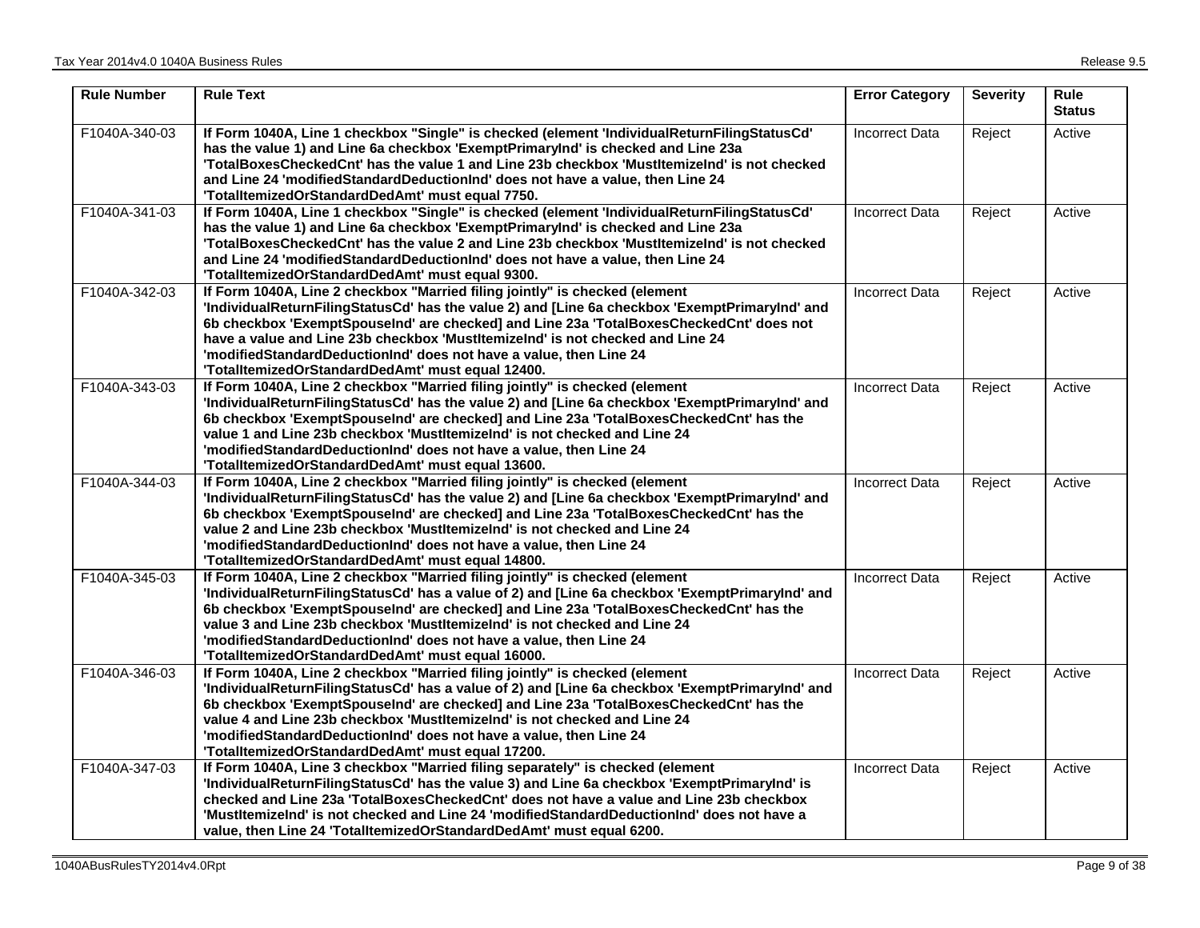| Rule Number | Rule Text | Error Category | Severity | Rule Status |
|---|---|---|---|---|
| F1040A-340-03 | **If Form 1040A, Line 1 checkbox "Single" is checked (element 'IndividualReturnFilingStatusCd' has the value 1) and Line 6a checkbox 'ExemptPrimaryInd' is checked and Line 23a 'TotalBoxesCheckedCnt' has the value 1 and Line 23b checkbox 'MustItemizeInd' is not checked and Line 24 'modifiedStandardDeductionInd' does not have a value, then Line 24 'TotalItemizedOrStandardDedAmt' must equal 7750.** | Incorrect Data | Reject | Active |
| F1040A-341-03 | **If Form 1040A, Line 1 checkbox "Single" is checked (element 'IndividualReturnFilingStatusCd' has the value 1) and Line 6a checkbox 'ExemptPrimaryInd' is checked and Line 23a 'TotalBoxesCheckedCnt' has the value 2 and Line 23b checkbox 'MustItemizeInd' is not checked and Line 24 'modifiedStandardDeductionInd' does not have a value, then Line 24 'TotalItemizedOrStandardDedAmt' must equal 9300.** | Incorrect Data | Reject | Active |
| F1040A-342-03 | **If Form 1040A, Line 2 checkbox "Married filing jointly" is checked (element 'IndividualReturnFilingStatusCd' has the value 2) and [Line 6a checkbox 'ExemptPrimaryInd' and 6b checkbox 'ExemptSpouseInd' are checked] and Line 23a 'TotalBoxesCheckedCnt' does not have a value and Line 23b checkbox 'MustItemizeInd' is not checked and Line 24 'modifiedStandardDeductionInd' does not have a value, then Line 24 'TotalItemizedOrStandardDedAmt' must equal 12400.** | Incorrect Data | Reject | Active |
| F1040A-343-03 | **If Form 1040A, Line 2 checkbox "Married filing jointly" is checked (element 'IndividualReturnFilingStatusCd' has the value 2) and [Line 6a checkbox 'ExemptPrimaryInd' and 6b checkbox 'ExemptSpouseInd' are checked] and Line 23a 'TotalBoxesCheckedCnt' has the value 1 and Line 23b checkbox 'MustItemizeInd' is not checked and Line 24 'modifiedStandardDeductionInd' does not have a value, then Line 24 'TotalItemizedOrStandardDedAmt' must equal 13600.** | Incorrect Data | Reject | Active |
| F1040A-344-03 | **If Form 1040A, Line 2 checkbox "Married filing jointly" is checked (element 'IndividualReturnFilingStatusCd' has the value 2) and [Line 6a checkbox 'ExemptPrimaryInd' and 6b checkbox 'ExemptSpouseInd' are checked] and Line 23a 'TotalBoxesCheckedCnt' has the value 2 and Line 23b checkbox 'MustItemizeInd' is not checked and Line 24 'modifiedStandardDeductionInd' does not have a value, then Line 24 'TotalItemizedOrStandardDedAmt' must equal 14800.** | Incorrect Data | Reject | Active |
| F1040A-345-03 | **If Form 1040A, Line 2 checkbox "Married filing jointly" is checked (element 'IndividualReturnFilingStatusCd' has a value of 2) and [Line 6a checkbox 'ExemptPrimaryInd' and 6b checkbox 'ExemptSpouseInd' are checked] and Line 23a 'TotalBoxesCheckedCnt' has the value 3 and Line 23b checkbox 'MustItemizeInd' is not checked and Line 24 'modifiedStandardDeductionInd' does not have a value, then Line 24 'TotalItemizedOrStandardDedAmt' must equal 16000.** | Incorrect Data | Reject | Active |
| F1040A-346-03 | **If Form 1040A, Line 2 checkbox "Married filing jointly" is checked (element 'IndividualReturnFilingStatusCd' has a value of 2) and [Line 6a checkbox 'ExemptPrimaryInd' and 6b checkbox 'ExemptSpouseInd' are checked] and Line 23a 'TotalBoxesCheckedCnt' has the value 4 and Line 23b checkbox 'MustItemizeInd' is not checked and Line 24 'modifiedStandardDeductionInd' does not have a value, then Line 24 'TotalItemizedOrStandardDedAmt' must equal 17200.** | Incorrect Data | Reject | Active |
| F1040A-347-03 | **If Form 1040A, Line 3 checkbox "Married filing separately" is checked (element 'IndividualReturnFilingStatusCd' has the value 3) and Line 6a checkbox 'ExemptPrimaryInd' is checked and Line 23a 'TotalBoxesCheckedCnt' does not have a value and Line 23b checkbox 'MustItemizeInd' is not checked and Line 24 'modifiedStandardDeductionInd' does not have a value, then Line 24 'TotalItemizedOrStandardDedAmt' must equal 6200.** | Incorrect Data | Reject | Active |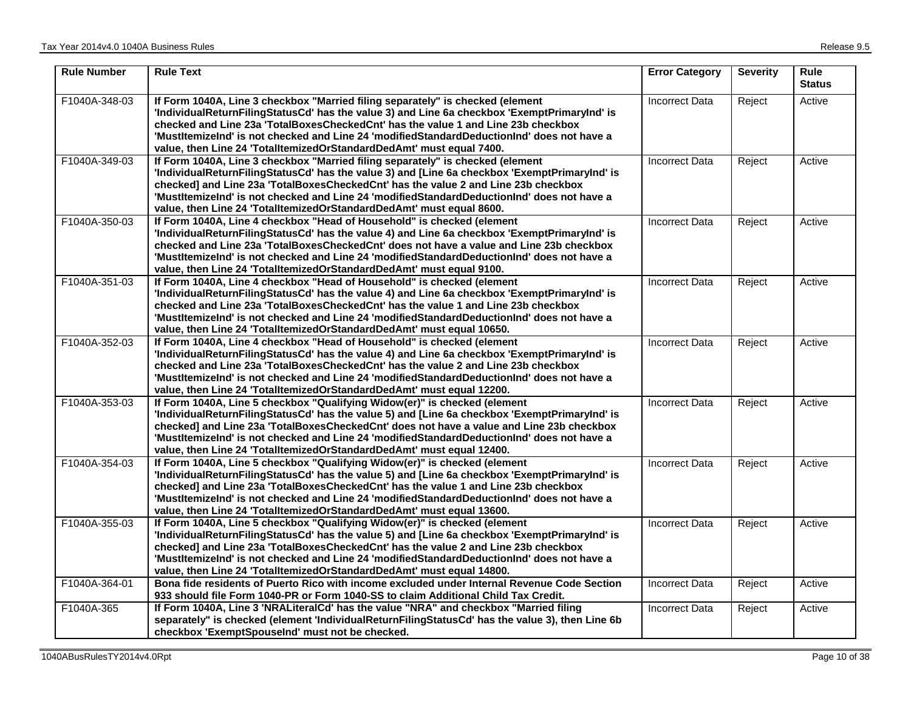| Rule Number | Rule Text | Error Category | Severity | Rule Status |
|---|---|---|---|---|
| F1040A-348-03 | **If Form 1040A, Line 3 checkbox "Married filing separately" is checked (element 'IndividualReturnFilingStatusCd' has the value 3) and Line 6a checkbox 'ExemptPrimaryInd' is checked and Line 23a 'TotalBoxesCheckedCnt' has the value 1 and Line 23b checkbox 'MustItemizeInd' is not checked and Line 24 'modifiedStandardDeductionInd' does not have a value, then Line 24 'TotalItemizedOrStandardDedAmt' must equal 7400.** | Incorrect Data | Reject | Active |
| F1040A-349-03 | **If Form 1040A, Line 3 checkbox "Married filing separately" is checked (element 'IndividualReturnFilingStatusCd' has the value 3) and [Line 6a checkbox 'ExemptPrimaryInd' is checked] and Line 23a 'TotalBoxesCheckedCnt' has the value 2 and Line 23b checkbox 'MustItemizeInd' is not checked and Line 24 'modifiedStandardDeductionInd' does not have a value, then Line 24 'TotalItemizedOrStandardDedAmt' must equal 8600.** | Incorrect Data | Reject | Active |
| F1040A-350-03 | **If Form 1040A, Line 4 checkbox "Head of Household" is checked (element 'IndividualReturnFilingStatusCd' has the value 4) and Line 6a checkbox 'ExemptPrimaryInd' is checked and Line 23a 'TotalBoxesCheckedCnt' does not have a value and Line 23b checkbox 'MustItemizeInd' is not checked and Line 24 'modifiedStandardDeductionInd' does not have a value, then Line 24 'TotalItemizedOrStandardDedAmt' must equal 9100.** | Incorrect Data | Reject | Active |
| F1040A-351-03 | **If Form 1040A, Line 4 checkbox "Head of Household" is checked (element 'IndividualReturnFilingStatusCd' has the value 4) and Line 6a checkbox 'ExemptPrimaryInd' is checked and Line 23a 'TotalBoxesCheckedCnt' has the value 1 and Line 23b checkbox 'MustItemizeInd' is not checked and Line 24 'modifiedStandardDeductionInd' does not have a value, then Line 24 'TotalItemizedOrStandardDedAmt' must equal 10650.** | Incorrect Data | Reject | Active |
| F1040A-352-03 | **If Form 1040A, Line 4 checkbox "Head of Household" is checked (element 'IndividualReturnFilingStatusCd' has the value 4) and Line 6a checkbox 'ExemptPrimaryInd' is checked and Line 23a 'TotalBoxesCheckedCnt' has the value 2 and Line 23b checkbox 'MustItemizeInd' is not checked and Line 24 'modifiedStandardDeductionInd' does not have a value, then Line 24 'TotalItemizedOrStandardDedAmt' must equal 12200.** | Incorrect Data | Reject | Active |
| F1040A-353-03 | **If Form 1040A, Line 5 checkbox "Qualifying Widow(er)" is checked (element 'IndividualReturnFilingStatusCd' has the value 5) and [Line 6a checkbox 'ExemptPrimaryInd' is checked] and Line 23a 'TotalBoxesCheckedCnt' does not have a value and Line 23b checkbox 'MustItemizeInd' is not checked and Line 24 'modifiedStandardDeductionInd' does not have a value, then Line 24 'TotalItemizedOrStandardDedAmt' must equal 12400.** | Incorrect Data | Reject | Active |
| F1040A-354-03 | **If Form 1040A, Line 5 checkbox "Qualifying Widow(er)" is checked (element 'IndividualReturnFilingStatusCd' has the value 5) and [Line 6a checkbox 'ExemptPrimaryInd' is checked] and Line 23a 'TotalBoxesCheckedCnt' has the value 1 and Line 23b checkbox 'MustItemizeInd' is not checked and Line 24 'modifiedStandardDeductionInd' does not have a value, then Line 24 'TotalItemizedOrStandardDedAmt' must equal 13600.** | Incorrect Data | Reject | Active |
| F1040A-355-03 | **If Form 1040A, Line 5 checkbox "Qualifying Widow(er)" is checked (element 'IndividualReturnFilingStatusCd' has the value 5) and [Line 6a checkbox 'ExemptPrimaryInd' is checked] and Line 23a 'TotalBoxesCheckedCnt' has the value 2 and Line 23b checkbox 'MustItemizeInd' is not checked and Line 24 'modifiedStandardDeductionInd' does not have a value, then Line 24 'TotalItemizedOrStandardDedAmt' must equal 14800.** | Incorrect Data | Reject | Active |
| F1040A-364-01 | **Bona fide residents of Puerto Rico with income excluded under Internal Revenue Code Section 933 should file Form 1040-PR or Form 1040-SS to claim Additional Child Tax Credit.** | Incorrect Data | Reject | Active |
| F1040A-365 | **If Form 1040A, Line 3 'NRALiteralCd' has the value "NRA" and checkbox "Married filing separately" is checked (element 'IndividualReturnFilingStatusCd' has the value 3), then Line 6b checkbox 'ExemptSpouseInd' must not be checked.** | Incorrect Data | Reject | Active |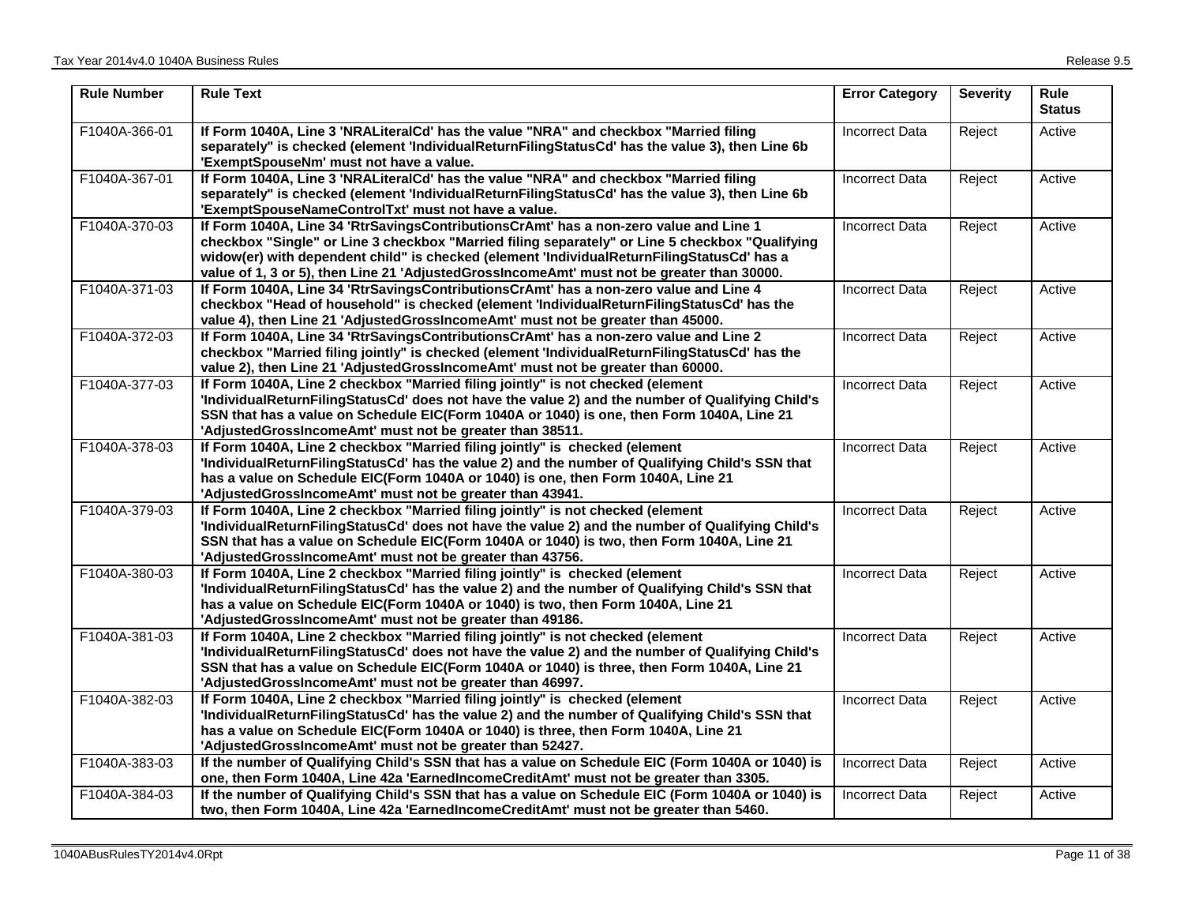| Rule Number | Rule Text | Error Category | Severity | Rule Status |
|---|---|---|---|---|
| F1040A-366-01 | **If Form 1040A, Line 3 'NRALiteralCd' has the value "NRA" and checkbox "Married filing separately" is checked (element 'IndividualReturnFilingStatusCd' has the value 3), then Line 6b 'ExemptSpouseNm' must not have a value.** | Incorrect Data | Reject | Active |
| F1040A-367-01 | **If Form 1040A, Line 3 'NRALiteralCd' has the value "NRA" and checkbox "Married filing separately" is checked (element 'IndividualReturnFilingStatusCd' has the value 3), then Line 6b 'ExemptSpouseNameControlTxt' must not have a value.** | Incorrect Data | Reject | Active |
| F1040A-370-03 | **If Form 1040A, Line 34 'RtrSavingsContributionsCrAmt' has a non-zero value and Line 1 checkbox "Single" or Line 3 checkbox "Married filing separately" or Line 5 checkbox "Qualifying widow(er) with dependent child" is checked (element 'IndividualReturnFilingStatusCd' has a value of 1, 3 or 5), then Line 21 'AdjustedGrossIncomeAmt' must not be greater than 30000.** | Incorrect Data | Reject | Active |
| F1040A-371-03 | **If Form 1040A, Line 34 'RtrSavingsContributionsCrAmt' has a non-zero value and Line 4 checkbox "Head of household" is checked (element 'IndividualReturnFilingStatusCd' has the value 4), then Line 21 'AdjustedGrossIncomeAmt' must not be greater than 45000.** | Incorrect Data | Reject | Active |
| F1040A-372-03 | **If Form 1040A, Line 34 'RtrSavingsContributionsCrAmt' has a non-zero value and Line 2 checkbox "Married filing jointly" is checked (element 'IndividualReturnFilingStatusCd' has the value 2), then Line 21 'AdjustedGrossIncomeAmt' must not be greater than 60000.** | Incorrect Data | Reject | Active |
| F1040A-377-03 | **If Form 1040A, Line 2 checkbox "Married filing jointly" is not checked (element 'IndividualReturnFilingStatusCd' does not have the value 2) and the number of Qualifying Child's SSN that has a value on Schedule EIC(Form 1040A or 1040) is one, then Form 1040A, Line 21 'AdjustedGrossIncomeAmt' must not be greater than 38511.** | Incorrect Data | Reject | Active |
| F1040A-378-03 | **If Form 1040A, Line 2 checkbox "Married filing jointly" is checked (element 'IndividualReturnFilingStatusCd' has the value 2) and the number of Qualifying Child's SSN that has a value on Schedule EIC(Form 1040A or 1040) is one, then Form 1040A, Line 21 'AdjustedGrossIncomeAmt' must not be greater than 43941.** | Incorrect Data | Reject | Active |
| F1040A-379-03 | **If Form 1040A, Line 2 checkbox "Married filing jointly" is not checked (element 'IndividualReturnFilingStatusCd' does not have the value 2) and the number of Qualifying Child's SSN that has a value on Schedule EIC(Form 1040A or 1040) is two, then Form 1040A, Line 21 'AdjustedGrossIncomeAmt' must not be greater than 43756.** | Incorrect Data | Reject | Active |
| F1040A-380-03 | **If Form 1040A, Line 2 checkbox "Married filing jointly" is checked (element 'IndividualReturnFilingStatusCd' has the value 2) and the number of Qualifying Child's SSN that has a value on Schedule EIC(Form 1040A or 1040) is two, then Form 1040A, Line 21 'AdjustedGrossIncomeAmt' must not be greater than 49186.** | Incorrect Data | Reject | Active |
| F1040A-381-03 | **If Form 1040A, Line 2 checkbox "Married filing jointly" is not checked (element 'IndividualReturnFilingStatusCd' does not have the value 2) and the number of Qualifying Child's SSN that has a value on Schedule EIC(Form 1040A or 1040) is three, then Form 1040A, Line 21 'AdjustedGrossIncomeAmt' must not be greater than 46997.** | Incorrect Data | Reject | Active |
| F1040A-382-03 | **If Form 1040A, Line 2 checkbox "Married filing jointly" is checked (element 'IndividualReturnFilingStatusCd' has the value 2) and the number of Qualifying Child's SSN that has a value on Schedule EIC(Form 1040A or 1040) is three, then Form 1040A, Line 21 'AdjustedGrossIncomeAmt' must not be greater than 52427.** | Incorrect Data | Reject | Active |
| F1040A-383-03 | **If the number of Qualifying Child's SSN that has a value on Schedule EIC (Form 1040A or 1040) is one, then Form 1040A, Line 42a 'EarnedIncomeCreditAmt' must not be greater than 3305.** | Incorrect Data | Reject | Active |
| F1040A-384-03 | **If the number of Qualifying Child's SSN that has a value on Schedule EIC (Form 1040A or 1040) is two, then Form 1040A, Line 42a 'EarnedIncomeCreditAmt' must not be greater than 5460.** | Incorrect Data | Reject | Active |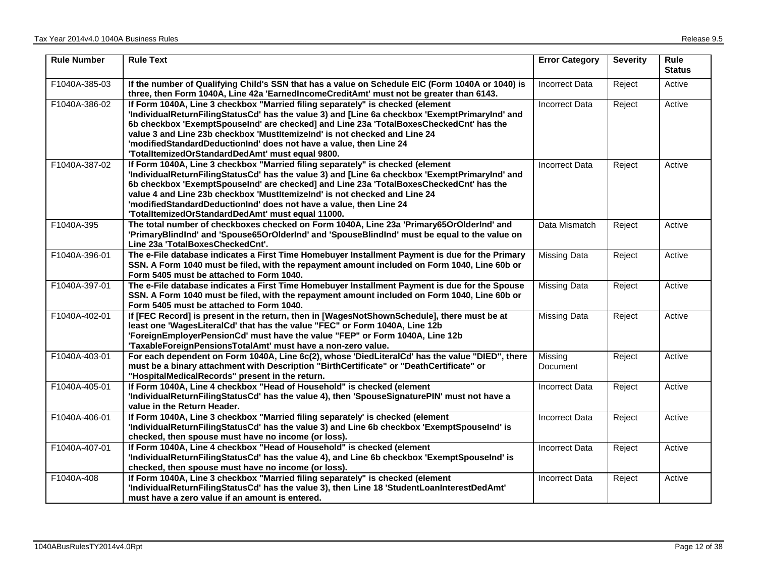| Rule Number | Rule Text | Error Category | Severity | Rule Status |
|---|---|---|---|---|
| F1040A-385-03 | **If the number of Qualifying Child's SSN that has a value on Schedule EIC (Form 1040A or 1040) is three, then Form 1040A, Line 42a 'EarnedIncomeCreditAmt' must not be greater than 6143.** | Incorrect Data | Reject | Active |
| F1040A-386-02 | **If Form 1040A, Line 3 checkbox "Married filing separately" is checked (element 'IndividualReturnFilingStatusCd' has the value 3) and [Line 6a checkbox 'ExemptPrimaryInd' and 6b checkbox 'ExemptSpouseInd' are checked] and Line 23a 'TotalBoxesCheckedCnt' has the value 3 and Line 23b checkbox 'MustItemizeInd' is not checked and Line 24 'modifiedStandardDeductionInd' does not have a value, then Line 24 'TotalItemizedOrStandardDedAmt' must equal 9800.** | Incorrect Data | Reject | Active |
| F1040A-387-02 | **If Form 1040A, Line 3 checkbox "Married filing separately" is checked (element 'IndividualReturnFilingStatusCd' has the value 3) and [Line 6a checkbox 'ExemptPrimaryInd' and 6b checkbox 'ExemptSpouseInd' are checked] and Line 23a 'TotalBoxesCheckedCnt' has the value 4 and Line 23b checkbox 'MustItemizeInd' is not checked and Line 24 'modifiedStandardDeductionInd' does not have a value, then Line 24 'TotalItemizedOrStandardDedAmt' must equal 11000.** | Incorrect Data | Reject | Active |
| F1040A-395 | **The total number of checkboxes checked on Form 1040A, Line 23a 'Primary65OrOlderInd' and 'PrimaryBlindInd' and 'Spouse65OrOlderInd' and 'SpouseBlindInd' must be equal to the value on Line 23a 'TotalBoxesCheckedCnt'.** | Data Mismatch | Reject | Active |
| F1040A-396-01 | **The e-File database indicates a First Time Homebuyer Installment Payment is due for the Primary SSN. A Form 1040 must be filed, with the repayment amount included on Form 1040, Line 60b or Form 5405 must be attached to Form 1040.** | Missing Data | Reject | Active |
| F1040A-397-01 | **The e-File database indicates a First Time Homebuyer Installment Payment is due for the Spouse SSN. A Form 1040 must be filed, with the repayment amount included on Form 1040, Line 60b or Form 5405 must be attached to Form 1040.** | Missing Data | Reject | Active |
| F1040A-402-01 | **If [FEC Record] is present in the return, then in [WagesNotShownSchedule], there must be at least one 'WagesLiteralCd' that has the value "FEC" or Form 1040A, Line 12b 'ForeignEmployerPensionCd' must have the value "FEP" or Form 1040A, Line 12b 'TaxableForeignPensionsTotalAmt' must have a non-zero value.** | Missing Data | Reject | Active |
| F1040A-403-01 | **For each dependent on Form 1040A, Line 6c(2), whose 'DiedLiteralCd' has the value "DIED", there must be a binary attachment with Description "BirthCertificate" or "DeathCertificate" or "HospitalMedicalRecords" present in the return.** | Missing Document | Reject | Active |
| F1040A-405-01 | **If Form 1040A, Line 4 checkbox "Head of Household" is checked (element 'IndividualReturnFilingStatusCd' has the value 4), then 'SpouseSignaturePIN' must not have a value in the Return Header.** | Incorrect Data | Reject | Active |
| F1040A-406-01 | **If Form 1040A, Line 3 checkbox "Married filing separately' is checked (element 'IndividualReturnFilingStatusCd' has the value 3) and Line 6b checkbox 'ExemptSpouseInd' is checked, then spouse must have no income (or loss).** | Incorrect Data | Reject | Active |
| F1040A-407-01 | **If Form 1040A, Line 4 checkbox "Head of Household" is checked (element 'IndividualReturnFilingStatusCd' has the value 4), and Line 6b checkbox 'ExemptSpouseInd' is checked, then spouse must have no income (or loss).** | Incorrect Data | Reject | Active |
| F1040A-408 | **If Form 1040A, Line 3 checkbox "Married filing separately" is checked (element 'IndividualReturnFilingStatusCd' has the value 3), then Line 18 'StudentLoanInterestDedAmt' must have a zero value if an amount is entered.** | Incorrect Data | Reject | Active |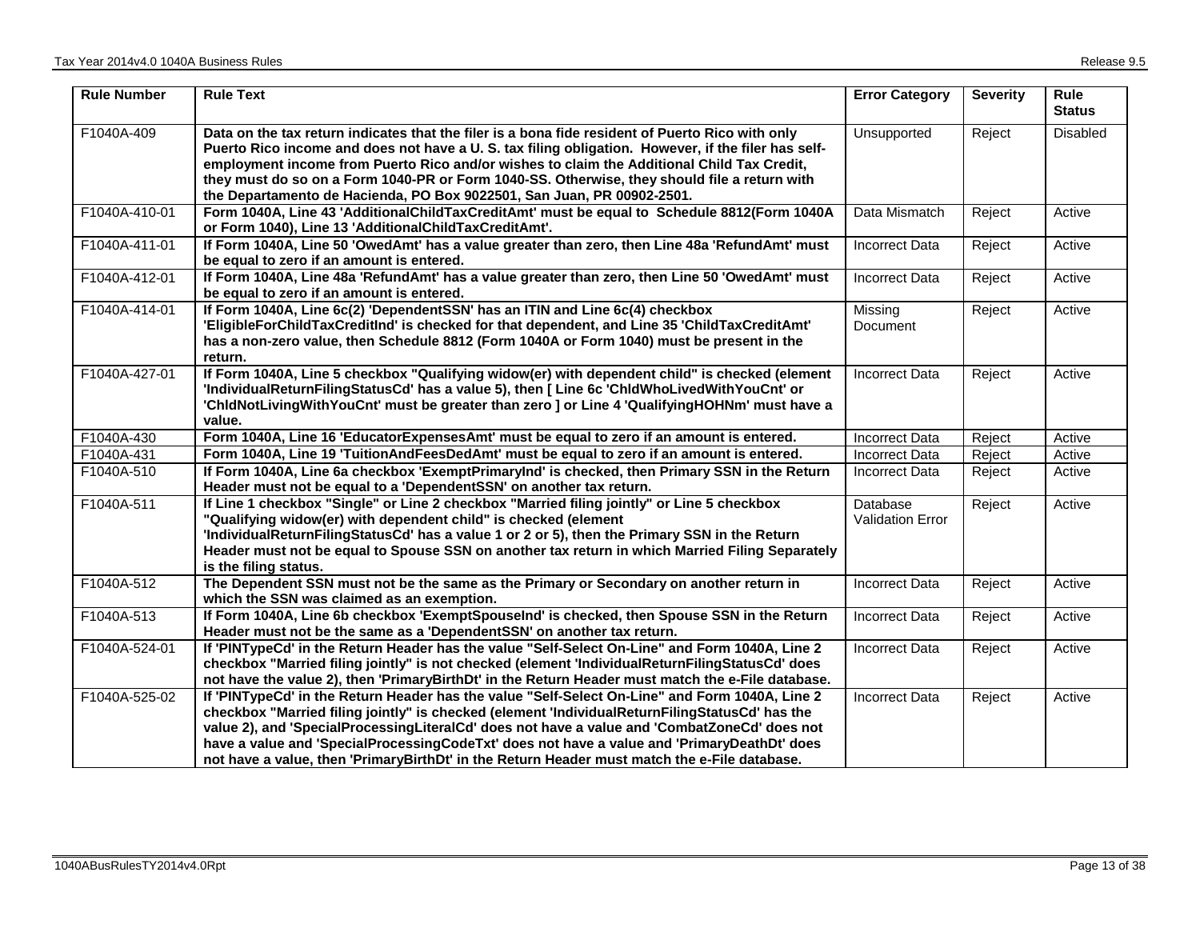| Rule Number | Rule Text | Error Category | Severity | Rule Status |
|---|---|---|---|---|
| F1040A-409 | **Data on the tax return indicates that the filer is a bona fide resident of Puerto Rico with only Puerto Rico income and does not have a U. S. tax filing obligation. However, if the filer has self-employment income from Puerto Rico and/or wishes to claim the Additional Child Tax Credit, they must do so on a Form 1040-PR or Form 1040-SS. Otherwise, they should file a return with the Departamento de Hacienda, PO Box 9022501, San Juan, PR 00902-2501.** | Unsupported | Reject | Disabled |
| F1040A-410-01 | **Form 1040A, Line 43 'AdditionalChildTaxCreditAmt' must be equal to Schedule 8812(Form 1040A or Form 1040), Line 13 'AdditionalChildTaxCreditAmt'.** | Data Mismatch | Reject | Active |
| F1040A-411-01 | **If Form 1040A, Line 50 'OwedAmt' has a value greater than zero, then Line 48a 'RefundAmt' must be equal to zero if an amount is entered.** | Incorrect Data | Reject | Active |
| F1040A-412-01 | **If Form 1040A, Line 48a 'RefundAmt' has a value greater than zero, then Line 50 'OwedAmt' must be equal to zero if an amount is entered.** | Incorrect Data | Reject | Active |
| F1040A-414-01 | **If Form 1040A, Line 6c(2) 'DependentSSN' has an ITIN and Line 6c(4) checkbox 'EligibleForChildTaxCreditInd' is checked for that dependent, and Line 35 'ChildTaxCreditAmt' has a non-zero value, then Schedule 8812 (Form 1040A or Form 1040) must be present in the return.** | Missing Document | Reject | Active |
| F1040A-427-01 | **If Form 1040A, Line 5 checkbox "Qualifying widow(er) with dependent child" is checked (element 'IndividualReturnFilingStatusCd' has a value 5), then [ Line 6c 'ChldWhoLivedWithYouCnt' or 'ChldNotLivingWithYouCnt' must be greater than zero ] or Line 4 'QualifyingHOHNm' must have a value.** | Incorrect Data | Reject | Active |
| F1040A-430 | **Form 1040A, Line 16 'EducatorExpensesAmt' must be equal to zero if an amount is entered.** | Incorrect Data | Reject | Active |
| F1040A-431 | **Form 1040A, Line 19 'TuitionAndFeesDedAmt' must be equal to zero if an amount is entered.** | Incorrect Data | Reject | Active |
| F1040A-510 | **If Form 1040A, Line 6a checkbox 'ExemptPrimaryInd' is checked, then Primary SSN in the Return Header must not be equal to a 'DependentSSN' on another tax return.** | Incorrect Data | Reject | Active |
| F1040A-511 | **If Line 1 checkbox "Single" or Line 2 checkbox "Married filing jointly" or Line 5 checkbox "Qualifying widow(er) with dependent child" is checked (element 'IndividualReturnFilingStatusCd' has a value 1 or 2 or 5), then the Primary SSN in the Return Header must not be equal to Spouse SSN on another tax return in which Married Filing Separately is the filing status.** | Database Validation Error | Reject | Active |
| F1040A-512 | **The Dependent SSN must not be the same as the Primary or Secondary on another return in which the SSN was claimed as an exemption.** | Incorrect Data | Reject | Active |
| F1040A-513 | **If Form 1040A, Line 6b checkbox 'ExemptSpouseInd' is checked, then Spouse SSN in the Return Header must not be the same as a 'DependentSSN' on another tax return.** | Incorrect Data | Reject | Active |
| F1040A-524-01 | **If 'PINTypeCd' in the Return Header has the value "Self-Select On-Line" and Form 1040A, Line 2 checkbox "Married filing jointly" is not checked (element 'IndividualReturnFilingStatusCd' does not have the value 2), then 'PrimaryBirthDt' in the Return Header must match the e-File database.** | Incorrect Data | Reject | Active |
| F1040A-525-02 | **If 'PINTypeCd' in the Return Header has the value "Self-Select On-Line" and Form 1040A, Line 2 checkbox "Married filing jointly" is checked (element 'IndividualReturnFilingStatusCd' has the value 2), and 'SpecialProcessingLiteralCd' does not have a value and 'CombatZoneCd' does not have a value and 'SpecialProcessingCodeTxt' does not have a value and 'PrimaryDeathDt' does not have a value, then 'PrimaryBirthDt' in the Return Header must match the e-File database.** | Incorrect Data | Reject | Active |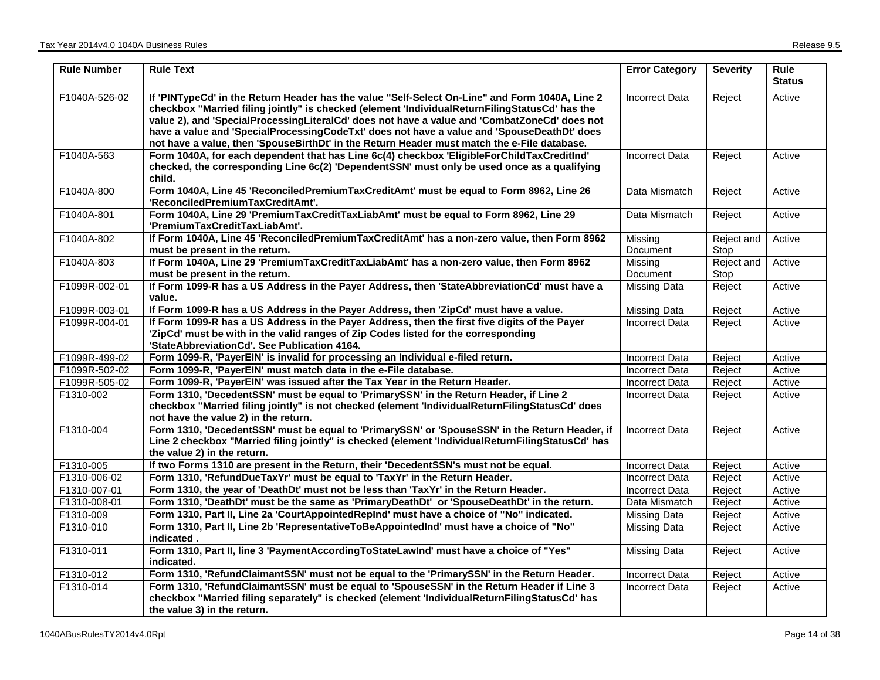| Rule Number | Rule Text | Error Category | Severity | Rule Status |
|---|---|---|---|---|
| F1040A-526-02 | **If 'PINTypeCd' in the Return Header has the value "Self-Select On-Line" and Form 1040A, Line 2 checkbox "Married filing jointly" is checked (element 'IndividualReturnFilingStatusCd' has the value 2), and 'SpecialProcessingLiteralCd' does not have a value and 'CombatZoneCd' does not have a value and 'SpecialProcessingCodeTxt' does not have a value and 'SpouseDeathDt' does not have a value, then 'SpouseBirthDt' in the Return Header must match the e-File database.** | Incorrect Data | Reject | Active |
| F1040A-563 | **Form 1040A, for each dependent that has Line 6c(4) checkbox 'EligibleForChildTaxCreditInd' checked, the corresponding Line 6c(2) 'DependentSSN' must only be used once as a qualifying child.** | Incorrect Data | Reject | Active |
| F1040A-800 | **Form 1040A, Line 45 'ReconciledPremiumTaxCreditAmt' must be equal to Form 8962, Line 26 'ReconciledPremiumTaxCreditAmt'.** | Data Mismatch | Reject | Active |
| F1040A-801 | **Form 1040A, Line 29 'PremiumTaxCreditTaxLiabAmt' must be equal to Form 8962, Line 29 'PremiumTaxCreditTaxLiabAmt'.** | Data Mismatch | Reject | Active |
| F1040A-802 | **If Form 1040A, Line 45 'ReconciledPremiumTaxCreditAmt' has a non-zero value, then Form 8962 must be present in the return.** | Missing Document | Reject and Stop | Active |
| F1040A-803 | **If Form 1040A, Line 29 'PremiumTaxCreditTaxLiabAmt' has a non-zero value, then Form 8962 must be present in the return.** | Missing Document | Reject and Stop | Active |
| F1099R-002-01 | **If Form 1099-R has a US Address in the Payer Address, then 'StateAbbreviationCd' must have a value.** | Missing Data | Reject | Active |
| F1099R-003-01 | **If Form 1099-R has a US Address in the Payer Address, then 'ZipCd' must have a value.** | Missing Data | Reject | Active |
| F1099R-004-01 | **If Form 1099-R has a US Address in the Payer Address, then the first five digits of the Payer 'ZipCd' must be with in the valid ranges of Zip Codes listed for the corresponding 'StateAbbreviationCd'. See Publication 4164.** | Incorrect Data | Reject | Active |
| F1099R-499-02 | **Form 1099-R, 'PayerEIN' is invalid for processing an Individual e-filed return.** | Incorrect Data | Reject | Active |
| F1099R-502-02 | **Form 1099-R, 'PayerEIN' must match data in the e-File database.** | Incorrect Data | Reject | Active |
| F1099R-505-02 | **Form 1099-R, 'PayerEIN' was issued after the Tax Year in the Return Header.** | Incorrect Data | Reject | Active |
| F1310-002 | **Form 1310, 'DecedentSSN' must be equal to 'PrimarySSN' in the Return Header, if Line 2 checkbox "Married filing jointly" is not checked (element 'IndividualReturnFilingStatusCd' does not have the value 2) in the return.** | Incorrect Data | Reject | Active |
| F1310-004 | **Form 1310, 'DecedentSSN' must be equal to 'PrimarySSN' or 'SpouseSSN' in the Return Header, if Line 2 checkbox "Married filing jointly" is checked (element 'IndividualReturnFilingStatusCd' has the value 2) in the return.** | Incorrect Data | Reject | Active |
| F1310-005 | **If two Forms 1310 are present in the Return, their 'DecedentSSN's must not be equal.** | Incorrect Data | Reject | Active |
| F1310-006-02 | **Form 1310, 'RefundDueTaxYr' must be equal to 'TaxYr' in the Return Header.** | Incorrect Data | Reject | Active |
| F1310-007-01 | **Form 1310, the year of 'DeathDt' must not be less than 'TaxYr' in the Return Header.** | Incorrect Data | Reject | Active |
| F1310-008-01 | **Form 1310, 'DeathDt' must be the same as 'PrimaryDeathDt' or 'SpouseDeathDt' in the return.** | Data Mismatch | Reject | Active |
| F1310-009 | **Form 1310, Part II, Line 2a 'CourtAppointedRepInd' must have a choice of "No" indicated.** | Missing Data | Reject | Active |
| F1310-010 | **Form 1310, Part II, Line 2b 'RepresentativeToBeAppointedInd' must have a choice of "No" indicated .** | Missing Data | Reject | Active |
| F1310-011 | **Form 1310, Part II, line 3 'PaymentAccordingToStateLawInd' must have a choice of "Yes" indicated.** | Missing Data | Reject | Active |
| F1310-012 | **Form 1310, 'RefundClaimantSSN' must not be equal to the 'PrimarySSN' in the Return Header.** | Incorrect Data | Reject | Active |
| F1310-014 | **Form 1310, 'RefundClaimantSSN' must be equal to 'SpouseSSN' in the Return Header if Line 3 checkbox "Married filing separately" is checked (element 'IndividualReturnFilingStatusCd' has the value 3) in the return.** | Incorrect Data | Reject | Active |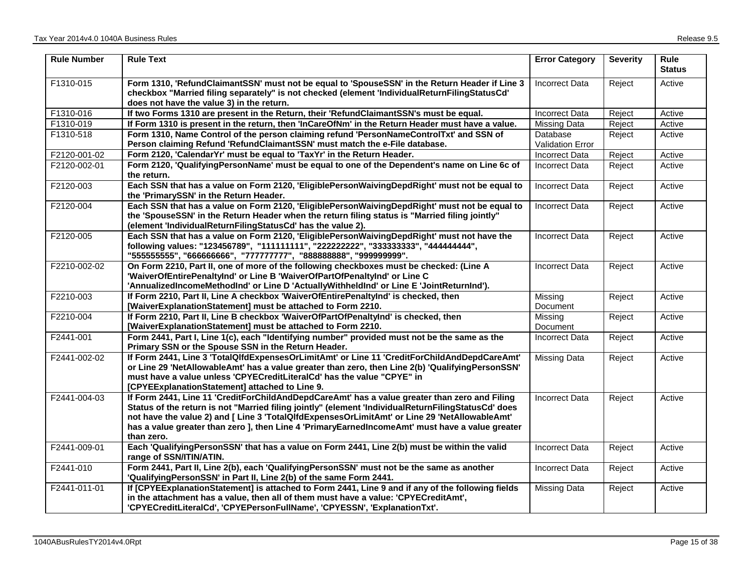| Rule Number | Rule Text | Error Category | Severity | Rule Status |
|---|---|---|---|---|
| F1310-015 | **Form 1310, 'RefundClaimantSSN' must not be equal to 'SpouseSSN' in the Return Header if Line 3 checkbox "Married filing separately" is not checked (element 'IndividualReturnFilingStatusCd' does not have the value 3) in the return.** | Incorrect Data | Reject | Active |
| F1310-016 | **If two Forms 1310 are present in the Return, their 'RefundClaimantSSN's must be equal.** | Incorrect Data | Reject | Active |
| F1310-019 | **If Form 1310 is present in the return, then 'InCareOfNm' in the Return Header must have a value.** | Missing Data | Reject | Active |
| F1310-518 | **Form 1310, Name Control of the person claiming refund 'PersonNameControlTxt' and SSN of Person claiming Refund 'RefundClaimantSSN' must match the e-File database.** | Database Validation Error | Reject | Active |
| F2120-001-02 | **Form 2120, 'CalendarYr' must be equal to 'TaxYr' in the Return Header.** | Incorrect Data | Reject | Active |
| F2120-002-01 | **Form 2120, 'QualifyingPersonName' must be equal to one of the Dependent's name on Line 6c of the return.** | Incorrect Data | Reject | Active |
| F2120-003 | **Each SSN that has a value on Form 2120, 'EligiblePersonWaivingDepdRight' must not be equal to the 'PrimarySSN' in the Return Header.** | Incorrect Data | Reject | Active |
| F2120-004 | **Each SSN that has a value on Form 2120, 'EligiblePersonWaivingDepdRight' must not be equal to the 'SpouseSSN' in the Return Header when the return filing status is "Married filing jointly" (element 'IndividualReturnFilingStatusCd' has the value 2).** | Incorrect Data | Reject | Active |
| F2120-005 | **Each SSN that has a value on Form 2120, 'EligiblePersonWaivingDepdRight' must not have the following values: "123456789", "111111111", "222222222", "333333333", "444444444", "555555555", "666666666", "777777777", "888888888", "999999999".** | Incorrect Data | Reject | Active |
| F2210-002-02 | **On Form 2210, Part II, one of more of the following checkboxes must be checked: (Line A 'WaiverOfEntirePenaltyInd' or Line B 'WaiverOfPartOfPenaltyInd' or Line C 'AnnualizedIncomeMethodInd' or Line D 'ActuallyWithheldInd' or Line E 'JointReturnInd').** | Incorrect Data | Reject | Active |
| F2210-003 | **If Form 2210, Part II, Line A checkbox 'WaiverOfEntirePenaltyInd' is checked, then [WaiverExplanationStatement] must be attached to Form 2210.** | Missing Document | Reject | Active |
| F2210-004 | **If Form 2210, Part II, Line B checkbox 'WaiverOfPartOfPenaltyInd' is checked, then [WaiverExplanationStatement] must be attached to Form 2210.** | Missing Document | Reject | Active |
| F2441-001 | **Form 2441, Part I, Line 1(c), each "Identifying number" provided must not be the same as the Primary SSN or the Spouse SSN in the Return Header.** | Incorrect Data | Reject | Active |
| F2441-002-02 | **If Form 2441, Line 3 'TotalQlfdExpensesOrLimitAmt' or Line 11 'CreditForChildAndDepdCareAmt' or Line 29 'NetAllowableAmt' has a value greater than zero, then Line 2(b) 'QualifyingPersonSSN' must have a value unless 'CPYECreditLiteralCd' has the value "CPYE" in [CPYEExplanationStatement] attached to Line 9.** | Missing Data | Reject | Active |
| F2441-004-03 | **If Form 2441, Line 11 'CreditForChildAndDepdCareAmt' has a value greater than zero and Filing Status of the return is not "Married filing jointly" (element 'IndividualReturnFilingStatusCd' does not have the value 2) and [ Line 3 'TotalQlfdExpensesOrLimitAmt' or Line 29 'NetAllowableAmt' has a value greater than zero ], then Line 4 'PrimaryEarnedIncomeAmt' must have a value greater than zero.** | Incorrect Data | Reject | Active |
| F2441-009-01 | **Each 'QualifyingPersonSSN' that has a value on Form 2441, Line 2(b) must be within the valid range of SSN/ITIN/ATIN.** | Incorrect Data | Reject | Active |
| F2441-010 | **Form 2441, Part II, Line 2(b), each 'QualifyingPersonSSN' must not be the same as another 'QualifyingPersonSSN' in Part II, Line 2(b) of the same Form 2441.** | Incorrect Data | Reject | Active |
| F2441-011-01 | **If [CPYEExplanationStatement] is attached to Form 2441, Line 9 and if any of the following fields in the attachment has a value, then all of them must have a value: 'CPYECreditAmt', 'CPYECreditLiteralCd', 'CPYEPersonFullName', 'CPYESSN', 'ExplanationTxt'.** | Missing Data | Reject | Active |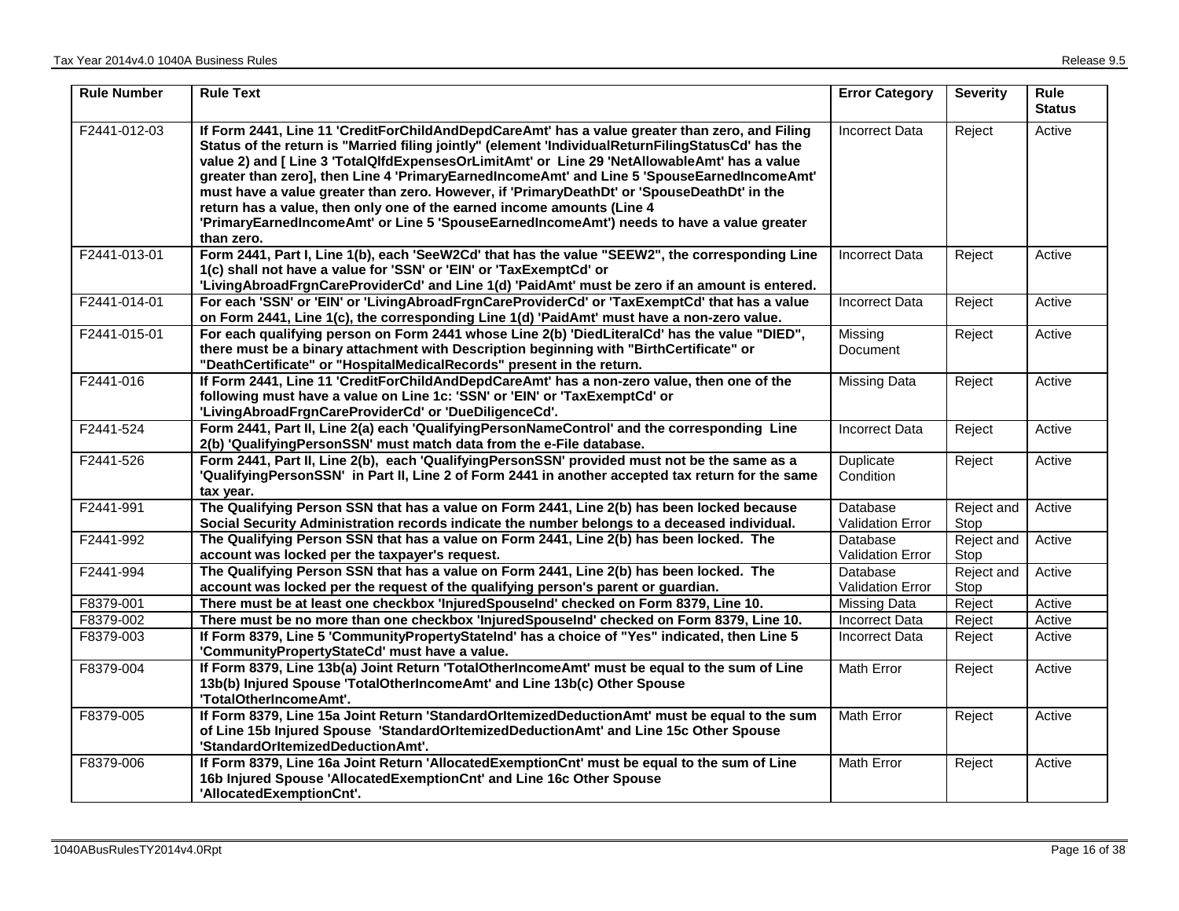| Rule Number | Rule Text | Error Category | Severity | Rule Status |
|---|---|---|---|---|
| F2441-012-03 | **If Form 2441, Line 11 'CreditForChildAndDepdCareAmt' has a value greater than zero, and Filing Status of the return is "Married filing jointly" (element 'IndividualReturnFilingStatusCd' has the value 2) and [ Line 3 'TotalQlfdExpensesOrLimitAmt' or Line 29 'NetAllowableAmt' has a value greater than zero], then Line 4 'PrimaryEarnedIncomeAmt' and Line 5 'SpouseEarnedIncomeAmt' must have a value greater than zero. However, if 'PrimaryDeathDt' or 'SpouseDeathDt' in the return has a value, then only one of the earned income amounts (Line 4 'PrimaryEarnedIncomeAmt' or Line 5 'SpouseEarnedIncomeAmt') needs to have a value greater than zero.** | Incorrect Data | Reject | Active |
| F2441-013-01 | **Form 2441, Part I, Line 1(b), each 'SeeW2Cd' that has the value "SEEW2", the corresponding Line 1(c) shall not have a value for 'SSN' or 'EIN' or 'TaxExemptCd' or 'LivingAbroadFrgnCareProviderCd' and Line 1(d) 'PaidAmt' must be zero if an amount is entered.** | Incorrect Data | Reject | Active |
| F2441-014-01 | **For each 'SSN' or 'EIN' or 'LivingAbroadFrgnCareProviderCd' or 'TaxExemptCd' that has a value on Form 2441, Line 1(c), the corresponding Line 1(d) 'PaidAmt' must have a non-zero value.** | Incorrect Data | Reject | Active |
| F2441-015-01 | **For each qualifying person on Form 2441 whose Line 2(b) 'DiedLiteralCd' has the value "DIED", there must be a binary attachment with Description beginning with "BirthCertificate" or "DeathCertificate" or "HospitalMedicalRecords" present in the return.** | Missing Document | Reject | Active |
| F2441-016 | **If Form 2441, Line 11 'CreditForChildAndDepdCareAmt' has a non-zero value, then one of the following must have a value on Line 1c: 'SSN' or 'EIN' or 'TaxExemptCd' or 'LivingAbroadFrgnCareProviderCd' or 'DueDiligenceCd'.** | Missing Data | Reject | Active |
| F2441-524 | **Form 2441, Part II, Line 2(a) each 'QualifyingPersonNameControl' and the corresponding Line 2(b) 'QualifyingPersonSSN' must match data from the e-File database.** | Incorrect Data | Reject | Active |
| F2441-526 | **Form 2441, Part II, Line 2(b), each 'QualifyingPersonSSN' provided must not be the same as a 'QualifyingPersonSSN' in Part II, Line 2 of Form 2441 in another accepted tax return for the same tax year.** | Duplicate Condition | Reject | Active |
| F2441-991 | **The Qualifying Person SSN that has a value on Form 2441, Line 2(b) has been locked because Social Security Administration records indicate the number belongs to a deceased individual.** | Database Validation Error | Reject and Stop | Active |
| F2441-992 | **The Qualifying Person SSN that has a value on Form 2441, Line 2(b) has been locked. The account was locked per the taxpayer's request.** | Database Validation Error | Reject and Stop | Active |
| F2441-994 | **The Qualifying Person SSN that has a value on Form 2441, Line 2(b) has been locked. The account was locked per the request of the qualifying person's parent or guardian.** | Database Validation Error | Reject and Stop | Active |
| F8379-001 | **There must be at least one checkbox 'InjuredSpouseInd' checked on Form 8379, Line 10.** | Missing Data | Reject | Active |
| F8379-002 | **There must be no more than one checkbox 'InjuredSpouseInd' checked on Form 8379, Line 10.** | Incorrect Data | Reject | Active |
| F8379-003 | **If Form 8379, Line 5 'CommunityPropertyStateInd' has a choice of "Yes" indicated, then Line 5 'CommunityPropertyStateCd' must have a value.** | Incorrect Data | Reject | Active |
| F8379-004 | **If Form 8379, Line 13b(a) Joint Return 'TotalOtherIncomeAmt' must be equal to the sum of Line 13b(b) Injured Spouse 'TotalOtherIncomeAmt' and Line 13b(c) Other Spouse 'TotalOtherIncomeAmt'.** | Math Error | Reject | Active |
| F8379-005 | **If Form 8379, Line 15a Joint Return 'StandardOrItemizedDeductionAmt' must be equal to the sum of Line 15b Injured Spouse 'StandardOrItemizedDeductionAmt' and Line 15c Other Spouse 'StandardOrItemizedDeductionAmt'.** | Math Error | Reject | Active |
| F8379-006 | **If Form 8379, Line 16a Joint Return 'AllocatedExemptionCnt' must be equal to the sum of Line 16b Injured Spouse 'AllocatedExemptionCnt' and Line 16c Other Spouse 'AllocatedExemptionCnt'.** | Math Error | Reject | Active |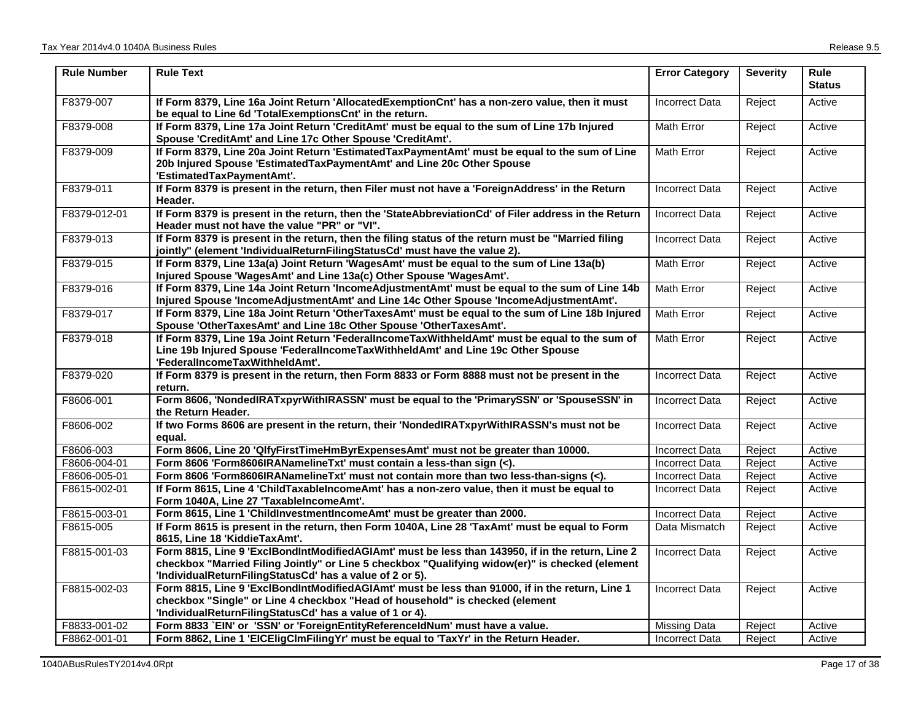| Rule Number | Rule Text | Error Category | Severity | Rule Status |
|---|---|---|---|---|
| F8379-007 | **If Form 8379, Line 16a Joint Return 'AllocatedExemptionCnt' has a non-zero value, then it must be equal to Line 6d 'TotalExemptionsCnt' in the return.** | Incorrect Data | Reject | Active |
| F8379-008 | **If Form 8379, Line 17a Joint Return 'CreditAmt' must be equal to the sum of Line 17b Injured Spouse 'CreditAmt' and Line 17c Other Spouse 'CreditAmt'.** | Math Error | Reject | Active |
| F8379-009 | **If Form 8379, Line 20a Joint Return 'EstimatedTaxPaymentAmt' must be equal to the sum of Line 20b Injured Spouse 'EstimatedTaxPaymentAmt' and Line 20c Other Spouse 'EstimatedTaxPaymentAmt'.** | Math Error | Reject | Active |
| F8379-011 | **If Form 8379 is present in the return, then Filer must not have a 'ForeignAddress' in the Return Header.** | Incorrect Data | Reject | Active |
| F8379-012-01 | **If Form 8379 is present in the return, then the 'StateAbbreviationCd' of Filer address in the Return Header must not have the value "PR" or "VI".** | Incorrect Data | Reject | Active |
| F8379-013 | **If Form 8379 is present in the return, then the filing status of the return must be "Married filing jointly" (element 'IndividualReturnFilingStatusCd' must have the value 2).** | Incorrect Data | Reject | Active |
| F8379-015 | **If Form 8379, Line 13a(a) Joint Return 'WagesAmt' must be equal to the sum of Line 13a(b) Injured Spouse 'WagesAmt' and Line 13a(c) Other Spouse 'WagesAmt'.** | Math Error | Reject | Active |
| F8379-016 | **If Form 8379, Line 14a Joint Return 'IncomeAdjustmentAmt' must be equal to the sum of Line 14b Injured Spouse 'IncomeAdjustmentAmt' and Line 14c Other Spouse 'IncomeAdjustmentAmt'.** | Math Error | Reject | Active |
| F8379-017 | **If Form 8379, Line 18a Joint Return 'OtherTaxesAmt' must be equal to the sum of Line 18b Injured Spouse 'OtherTaxesAmt' and Line 18c Other Spouse 'OtherTaxesAmt'.** | Math Error | Reject | Active |
| F8379-018 | **If Form 8379, Line 19a Joint Return 'FederalIncomeTaxWithheldAmt' must be equal to the sum of Line 19b Injured Spouse 'FederalIncomeTaxWithheldAmt' and Line 19c Other Spouse 'FederalIncomeTaxWithheldAmt'.** | Math Error | Reject | Active |
| F8379-020 | **If Form 8379 is present in the return, then Form 8833 or Form 8888 must not be present in the return.** | Incorrect Data | Reject | Active |
| F8606-001 | **Form 8606, 'NondedIRATxpyrWithIRASSN' must be equal to the 'PrimarySSN' or 'SpouseSSN' in the Return Header.** | Incorrect Data | Reject | Active |
| F8606-002 | **If two Forms 8606 are present in the return, their 'NondedIRATxpyrWithIRASSN's must not be equal.** | Incorrect Data | Reject | Active |
| F8606-003 | **Form 8606, Line 20 'QlfyFirstTimeHmByrExpensesAmt' must not be greater than 10000.** | Incorrect Data | Reject | Active |
| F8606-004-01 | **Form 8606 'Form8606IRANamelineTxt' must contain a less-than sign (<).** | Incorrect Data | Reject | Active |
| F8606-005-01 | **Form 8606 'Form8606IRANamelineTxt' must not contain more than two less-than-signs (<).** | Incorrect Data | Reject | Active |
| F8615-002-01 | **If Form 8615, Line 4 'ChildTaxableIncomeAmt' has a non-zero value, then it must be equal to Form 1040A, Line 27 'TaxableIncomeAmt'.** | Incorrect Data | Reject | Active |
| F8615-003-01 | **Form 8615, Line 1 'ChildInvestmentIncomeAmt' must be greater than 2000.** | Incorrect Data | Reject | Active |
| F8615-005 | **If Form 8615 is present in the return, then Form 1040A, Line 28 'TaxAmt' must be equal to Form 8615, Line 18 'KiddieTaxAmt'.** | Data Mismatch | Reject | Active |
| F8815-001-03 | **Form 8815, Line 9 'ExclBondIntModifiedAGIAmt' must be less than 143950, if in the return, Line 2 checkbox "Married Filing Jointly" or Line 5 checkbox "Qualifying widow(er)" is checked (element 'IndividualReturnFilingStatusCd' has a value of 2 or 5).** | Incorrect Data | Reject | Active |
| F8815-002-03 | **Form 8815, Line 9 'ExclBondIntModifiedAGIAmt' must be less than 91000, if in the return, Line 1 checkbox "Single" or Line 4 checkbox "Head of household" is checked (element 'IndividualReturnFilingStatusCd' has a value of 1 or 4).** | Incorrect Data | Reject | Active |
| F8833-001-02 | **Form 8833 `EIN' or 'SSN' or 'ForeignEntityReferenceIdNum' must have a value.** | Missing Data | Reject | Active |
| F8862-001-01 | **Form 8862, Line 1 'EICEligClmFilingYr' must be equal to 'TaxYr' in the Return Header.** | Incorrect Data | Reject | Active |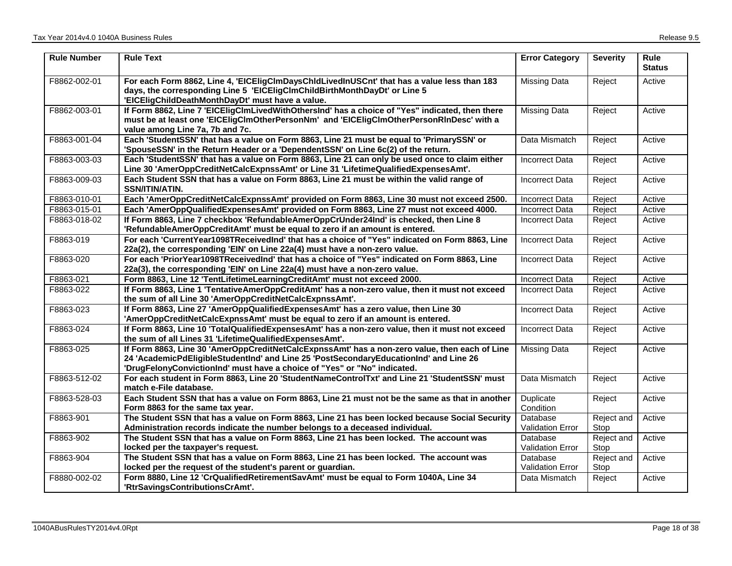| Rule Number | Rule Text | Error Category | Severity | Rule Status |
|---|---|---|---|---|
| F8862-002-01 | **For each Form 8862, Line 4, 'EICEligClmDaysChldLivedInUSCnt' that has a value less than 183 days, the corresponding Line 5 'EICEligClmChildBirthMonthDayDt' or Line 5 'EICEligChildDeathMonthDayDt' must have a value.** | Missing Data | Reject | Active |
| F8862-003-01 | **If Form 8862, Line 7 'EICEligClmLivedWithOthersInd' has a choice of "Yes" indicated, then there must be at least one 'EICEligClmOtherPersonNm' and 'EICEligClmOtherPersonRlnDesc' with a value among Line 7a, 7b and 7c.** | Missing Data | Reject | Active |
| F8863-001-04 | **Each 'StudentSSN' that has a value on Form 8863, Line 21 must be equal to 'PrimarySSN' or 'SpouseSSN' in the Return Header or a 'DependentSSN' on Line 6c(2) of the return.** | Data Mismatch | Reject | Active |
| F8863-003-03 | **Each 'StudentSSN' that has a value on Form 8863, Line 21 can only be used once to claim either Line 30 'AmerOppCreditNetCalcExpnssAmt' or Line 31 'LifetimeQualifiedExpensesAmt'.** | Incorrect Data | Reject | Active |
| F8863-009-03 | **Each Student SSN that has a value on Form 8863, Line 21 must be within the valid range of SSN/ITIN/ATIN.** | Incorrect Data | Reject | Active |
| F8863-010-01 | **Each 'AmerOppCreditNetCalcExpnssAmt' provided on Form 8863, Line 30 must not exceed 2500.** | Incorrect Data | Reject | Active |
| F8863-015-01 | **Each 'AmerOppQualifiedExpensesAmt' provided on Form 8863, Line 27 must not exceed 4000.** | Incorrect Data | Reject | Active |
| F8863-018-02 | **If Form 8863, Line 7 checkbox 'RefundableAmerOppCrUnder24Ind' is checked, then Line 8 'RefundableAmerOppCreditAmt' must be equal to zero if an amount is entered.** | Incorrect Data | Reject | Active |
| F8863-019 | **For each 'CurrentYear1098TReceivedInd' that has a choice of "Yes" indicated on Form 8863, Line 22a(2), the corresponding 'EIN' on Line 22a(4) must have a non-zero value.** | Incorrect Data | Reject | Active |
| F8863-020 | **For each 'PriorYear1098TReceivedInd' that has a choice of "Yes" indicated on Form 8863, Line 22a(3), the corresponding 'EIN' on Line 22a(4) must have a non-zero value.** | Incorrect Data | Reject | Active |
| F8863-021 | **Form 8863, Line 12 'TentLifetimeLearningCreditAmt' must not exceed 2000.** | Incorrect Data | Reject | Active |
| F8863-022 | **If Form 8863, Line 1 'TentativeAmerOppCreditAmt' has a non-zero value, then it must not exceed the sum of all Line 30 'AmerOppCreditNetCalcExpnssAmt'.** | Incorrect Data | Reject | Active |
| F8863-023 | **If Form 8863, Line 27 'AmerOppQualifiedExpensesAmt' has a zero value, then Line 30 'AmerOppCreditNetCalcExpnssAmt' must be equal to zero if an amount is entered.** | Incorrect Data | Reject | Active |
| F8863-024 | **If Form 8863, Line 10 'TotalQualifiedExpensesAmt' has a non-zero value, then it must not exceed the sum of all Lines 31 'LifetimeQualifiedExpensesAmt'.** | Incorrect Data | Reject | Active |
| F8863-025 | **If Form 8863, Line 30 'AmerOppCreditNetCalcExpnssAmt' has a non-zero value, then each of Line 24 'AcademicPdEligibleStudentInd' and Line 25 'PostSecondaryEducationInd' and Line 26 'DrugFelonyConvictionInd' must have a choice of "Yes" or "No" indicated.** | Missing Data | Reject | Active |
| F8863-512-02 | **For each student in Form 8863, Line 20 'StudentNameControlTxt' and Line 21 'StudentSSN' must match e-File database.** | Data Mismatch | Reject | Active |
| F8863-528-03 | **Each Student SSN that has a value on Form 8863, Line 21 must not be the same as that in another Form 8863 for the same tax year.** | Duplicate Condition | Reject | Active |
| F8863-901 | **The Student SSN that has a value on Form 8863, Line 21 has been locked because Social Security Administration records indicate the number belongs to a deceased individual.** | Database Validation Error | Reject and Stop | Active |
| F8863-902 | **The Student SSN that has a value on Form 8863, Line 21 has been locked. The account was locked per the taxpayer's request.** | Database Validation Error | Reject and Stop | Active |
| F8863-904 | **The Student SSN that has a value on Form 8863, Line 21 has been locked. The account was locked per the request of the student's parent or guardian.** | Database Validation Error | Reject and Stop | Active |
| F8880-002-02 | **Form 8880, Line 12 'CrQualifiedRetirementSavAmt' must be equal to Form 1040A, Line 34 'RtrSavingsContributionsCrAmt'.** | Data Mismatch | Reject | Active |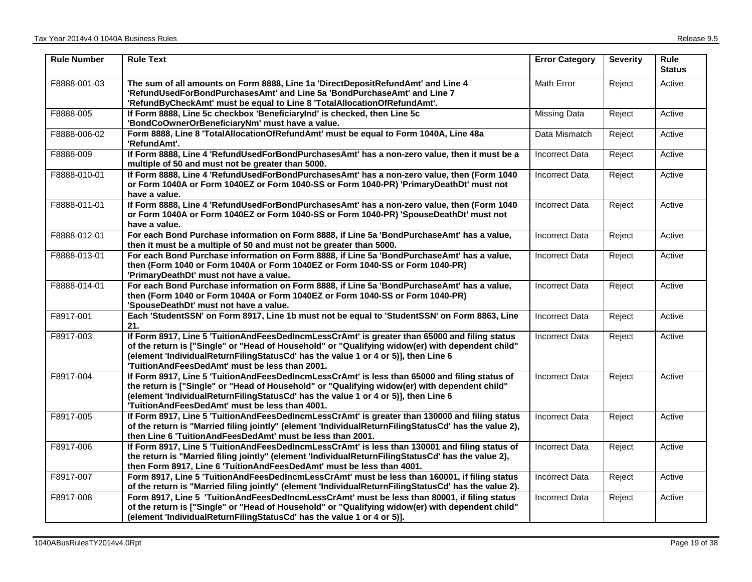| Rule Number | Rule Text | Error Category | Severity | Rule Status |
|---|---|---|---|---|
| F8888-001-03 | **The sum of all amounts on Form 8888, Line 1a 'DirectDepositRefundAmt' and Line 4 'RefundUsedForBondPurchasesAmt' and Line 5a 'BondPurchaseAmt' and Line 7 'RefundByCheckAmt' must be equal to Line 8 'TotalAllocationOfRefundAmt'.** | Math Error | Reject | Active |
| F8888-005 | **If Form 8888, Line 5c checkbox 'BeneficiaryInd' is checked, then Line 5c 'BondCoOwnerOrBeneficiaryNm' must have a value.** | Missing Data | Reject | Active |
| F8888-006-02 | **Form 8888, Line 8 'TotalAllocationOfRefundAmt' must be equal to Form 1040A, Line 48a 'RefundAmt'.** | Data Mismatch | Reject | Active |
| F8888-009 | **If Form 8888, Line 4 'RefundUsedForBondPurchasesAmt' has a non-zero value, then it must be a multiple of 50 and must not be greater than 5000.** | Incorrect Data | Reject | Active |
| F8888-010-01 | **If Form 8888, Line 4 'RefundUsedForBondPurchasesAmt' has a non-zero value, then (Form 1040 or Form 1040A or Form 1040EZ or Form 1040-SS or Form 1040-PR) 'PrimaryDeathDt' must not have a value.** | Incorrect Data | Reject | Active |
| F8888-011-01 | **If Form 8888, Line 4 'RefundUsedForBondPurchasesAmt' has a non-zero value, then (Form 1040 or Form 1040A or Form 1040EZ or Form 1040-SS or Form 1040-PR) 'SpouseDeathDt' must not have a value.** | Incorrect Data | Reject | Active |
| F8888-012-01 | **For each Bond Purchase information on Form 8888, if Line 5a 'BondPurchaseAmt' has a value, then it must be a multiple of 50 and must not be greater than 5000.** | Incorrect Data | Reject | Active |
| F8888-013-01 | **For each Bond Purchase information on Form 8888, if Line 5a 'BondPurchaseAmt' has a value, then (Form 1040 or Form 1040A or Form 1040EZ or Form 1040-SS or Form 1040-PR) 'PrimaryDeathDt' must not have a value.** | Incorrect Data | Reject | Active |
| F8888-014-01 | **For each Bond Purchase information on Form 8888, if Line 5a 'BondPurchaseAmt' has a value, then (Form 1040 or Form 1040A or Form 1040EZ or Form 1040-SS or Form 1040-PR) 'SpouseDeathDt' must not have a value.** | Incorrect Data | Reject | Active |
| F8917-001 | **Each 'StudentSSN' on Form 8917, Line 1b must not be equal to 'StudentSSN' on Form 8863, Line 21.** | Incorrect Data | Reject | Active |
| F8917-003 | **If Form 8917, Line 5 'TuitionAndFeesDedIncmLessCrAmt' is greater than 65000 and filing status of the return is ["Single" or "Head of Household" or "Qualifying widow(er) with dependent child" (element 'IndividualReturnFilingStatusCd' has the value 1 or 4 or 5)], then Line 6 'TuitionAndFeesDedAmt' must be less than 2001.** | Incorrect Data | Reject | Active |
| F8917-004 | **If Form 8917, Line 5 'TuitionAndFeesDedIncmLessCrAmt' is less than 65000 and filing status of the return is ["Single" or "Head of Household" or "Qualifying widow(er) with dependent child" (element 'IndividualReturnFilingStatusCd' has the value 1 or 4 or 5)], then Line 6 'TuitionAndFeesDedAmt' must be less than 4001.** | Incorrect Data | Reject | Active |
| F8917-005 | **If Form 8917, Line 5 'TuitionAndFeesDedIncmLessCrAmt' is greater than 130000 and filing status of the return is "Married filing jointly" (element 'IndividualReturnFilingStatusCd' has the value 2), then Line 6 'TuitionAndFeesDedAmt' must be less than 2001.** | Incorrect Data | Reject | Active |
| F8917-006 | **If Form 8917, Line 5 'TuitionAndFeesDedIncmLessCrAmt' is less than 130001 and filing status of the return is "Married filing jointly" (element 'IndividualReturnFilingStatusCd' has the value 2), then Form 8917, Line 6 'TuitionAndFeesDedAmt' must be less than 4001.** | Incorrect Data | Reject | Active |
| F8917-007 | **Form 8917, Line 5 'TuitionAndFeesDedIncmLessCrAmt' must be less than 160001, if filing status of the return is "Married filing jointly" (element 'IndividualReturnFilingStatusCd' has the value 2).** | Incorrect Data | Reject | Active |
| F8917-008 | **Form 8917, Line 5 'TuitionAndFeesDedIncmLessCrAmt' must be less than 80001, if filing status of the return is ["Single" or "Head of Household" or "Qualifying widow(er) with dependent child" (element 'IndividualReturnFilingStatusCd' has the value 1 or 4 or 5)].** | Incorrect Data | Reject | Active |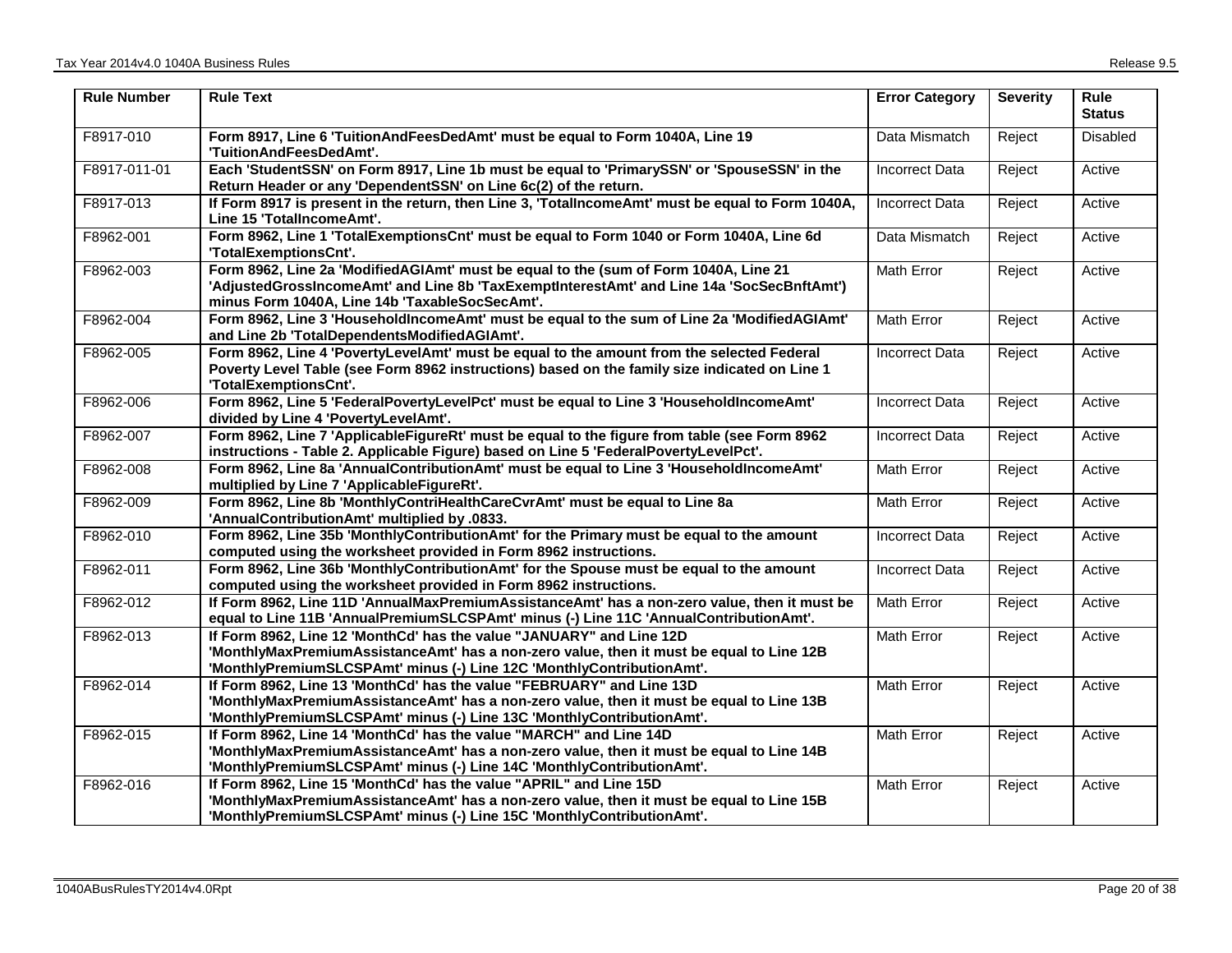| Rule Number | Rule Text | Error Category | Severity | Rule Status |
|---|---|---|---|---|
| F8917-010 | **Form 8917, Line 6 'TuitionAndFeesDedAmt' must be equal to Form 1040A, Line 19 'TuitionAndFeesDedAmt'.** | Data Mismatch | Reject | Disabled |
| F8917-011-01 | **Each 'StudentSSN' on Form 8917, Line 1b must be equal to 'PrimarySSN' or 'SpouseSSN' in the Return Header or any 'DependentSSN' on Line 6c(2) of the return.** | Incorrect Data | Reject | Active |
| F8917-013 | **If Form 8917 is present in the return, then Line 3, 'TotalIncomeAmt' must be equal to Form 1040A, Line 15 'TotalIncomeAmt'.** | Incorrect Data | Reject | Active |
| F8962-001 | **Form 8962, Line 1 'TotalExemptionsCnt' must be equal to Form 1040 or Form 1040A, Line 6d 'TotalExemptionsCnt'.** | Data Mismatch | Reject | Active |
| F8962-003 | **Form 8962, Line 2a 'ModifiedAGIAmt' must be equal to the (sum of Form 1040A, Line 21 'AdjustedGrossIncomeAmt' and Line 8b 'TaxExemptInterestAmt' and Line 14a 'SocSecBnftAmt') minus Form 1040A, Line 14b 'TaxableSocSecAmt'.** | Math Error | Reject | Active |
| F8962-004 | **Form 8962, Line 3 'HouseholdIncomeAmt' must be equal to the sum of Line 2a 'ModifiedAGIAmt' and Line 2b 'TotalDependentsModifiedAGIAmt'.** | Math Error | Reject | Active |
| F8962-005 | **Form 8962, Line 4 'PovertyLevelAmt' must be equal to the amount from the selected Federal Poverty Level Table (see Form 8962 instructions) based on the family size indicated on Line 1 'TotalExemptionsCnt'.** | Incorrect Data | Reject | Active |
| F8962-006 | **Form 8962, Line 5 'FederalPovertyLevelPct' must be equal to Line 3 'HouseholdIncomeAmt' divided by Line 4 'PovertyLevelAmt'.** | Incorrect Data | Reject | Active |
| F8962-007 | **Form 8962, Line 7 'ApplicableFigureRt' must be equal to the figure from table (see Form 8962 instructions - Table 2. Applicable Figure) based on Line 5 'FederalPovertyLevelPct'.** | Incorrect Data | Reject | Active |
| F8962-008 | **Form 8962, Line 8a 'AnnualContributionAmt' must be equal to Line 3 'HouseholdIncomeAmt' multiplied by Line 7 'ApplicableFigureRt'.** | Math Error | Reject | Active |
| F8962-009 | **Form 8962, Line 8b 'MonthlyContriHealthCareCvrAmt' must be equal to Line 8a 'AnnualContributionAmt' multiplied by .0833.** | Math Error | Reject | Active |
| F8962-010 | **Form 8962, Line 35b 'MonthlyContributionAmt' for the Primary must be equal to the amount computed using the worksheet provided in Form 8962 instructions.** | Incorrect Data | Reject | Active |
| F8962-011 | **Form 8962, Line 36b 'MonthlyContributionAmt' for the Spouse must be equal to the amount computed using the worksheet provided in Form 8962 instructions.** | Incorrect Data | Reject | Active |
| F8962-012 | **If Form 8962, Line 11D 'AnnualMaxPremiumAssistanceAmt' has a non-zero value, then it must be equal to Line 11B 'AnnualPremiumSLCSPAmt' minus (-) Line 11C 'AnnualContributionAmt'.** | Math Error | Reject | Active |
| F8962-013 | **If Form 8962, Line 12 'MonthCd' has the value "JANUARY" and Line 12D 'MonthlyMaxPremiumAssistanceAmt' has a non-zero value, then it must be equal to Line 12B 'MonthlyPremiumSLCSPAmt' minus (-) Line 12C 'MonthlyContributionAmt'.** | Math Error | Reject | Active |
| F8962-014 | **If Form 8962, Line 13 'MonthCd' has the value "FEBRUARY" and Line 13D 'MonthlyMaxPremiumAssistanceAmt' has a non-zero value, then it must be equal to Line 13B 'MonthlyPremiumSLCSPAmt' minus (-) Line 13C 'MonthlyContributionAmt'.** | Math Error | Reject | Active |
| F8962-015 | **If Form 8962, Line 14 'MonthCd' has the value "MARCH" and Line 14D 'MonthlyMaxPremiumAssistanceAmt' has a non-zero value, then it must be equal to Line 14B 'MonthlyPremiumSLCSPAmt' minus (-) Line 14C 'MonthlyContributionAmt'.** | Math Error | Reject | Active |
| F8962-016 | **If Form 8962, Line 15 'MonthCd' has the value "APRIL" and Line 15D 'MonthlyMaxPremiumAssistanceAmt' has a non-zero value, then it must be equal to Line 15B 'MonthlyPremiumSLCSPAmt' minus (-) Line 15C 'MonthlyContributionAmt'.** | Math Error | Reject | Active |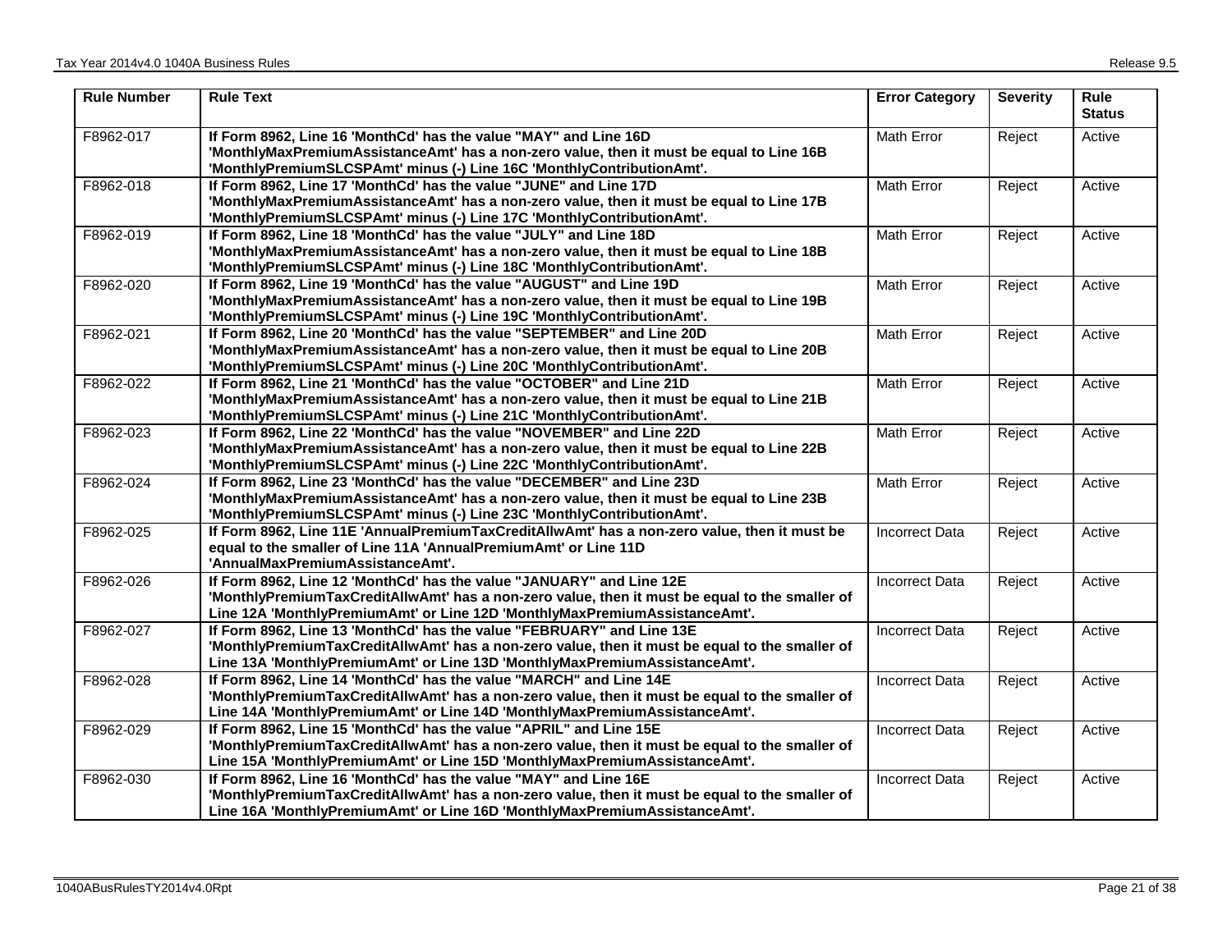| Rule Number | Rule Text | Error Category | Severity | Rule Status |
|---|---|---|---|---|
| F8962-017 | **If Form 8962, Line 16 'MonthCd' has the value "MAY" and Line 16D 'MonthlyMaxPremiumAssistanceAmt' has a non-zero value, then it must be equal to Line 16B 'MonthlyPremiumSLCSPAmt' minus (-) Line 16C 'MonthlyContributionAmt'.** | Math Error | Reject | Active |
| F8962-018 | **If Form 8962, Line 17 'MonthCd' has the value "JUNE" and Line 17D 'MonthlyMaxPremiumAssistanceAmt' has a non-zero value, then it must be equal to Line 17B 'MonthlyPremiumSLCSPAmt' minus (-) Line 17C 'MonthlyContributionAmt'.** | Math Error | Reject | Active |
| F8962-019 | **If Form 8962, Line 18 'MonthCd' has the value "JULY" and Line 18D 'MonthlyMaxPremiumAssistanceAmt' has a non-zero value, then it must be equal to Line 18B 'MonthlyPremiumSLCSPAmt' minus (-) Line 18C 'MonthlyContributionAmt'.** | Math Error | Reject | Active |
| F8962-020 | **If Form 8962, Line 19 'MonthCd' has the value "AUGUST" and Line 19D 'MonthlyMaxPremiumAssistanceAmt' has a non-zero value, then it must be equal to Line 19B 'MonthlyPremiumSLCSPAmt' minus (-) Line 19C 'MonthlyContributionAmt'.** | Math Error | Reject | Active |
| F8962-021 | **If Form 8962, Line 20 'MonthCd' has the value "SEPTEMBER" and Line 20D 'MonthlyMaxPremiumAssistanceAmt' has a non-zero value, then it must be equal to Line 20B 'MonthlyPremiumSLCSPAmt' minus (-) Line 20C 'MonthlyContributionAmt'.** | Math Error | Reject | Active |
| F8962-022 | **If Form 8962, Line 21 'MonthCd' has the value "OCTOBER" and Line 21D 'MonthlyMaxPremiumAssistanceAmt' has a non-zero value, then it must be equal to Line 21B 'MonthlyPremiumSLCSPAmt' minus (-) Line 21C 'MonthlyContributionAmt'.** | Math Error | Reject | Active |
| F8962-023 | **If Form 8962, Line 22 'MonthCd' has the value "NOVEMBER" and Line 22D 'MonthlyMaxPremiumAssistanceAmt' has a non-zero value, then it must be equal to Line 22B 'MonthlyPremiumSLCSPAmt' minus (-) Line 22C 'MonthlyContributionAmt'.** | Math Error | Reject | Active |
| F8962-024 | **If Form 8962, Line 23 'MonthCd' has the value "DECEMBER" and Line 23D 'MonthlyMaxPremiumAssistanceAmt' has a non-zero value, then it must be equal to Line 23B 'MonthlyPremiumSLCSPAmt' minus (-) Line 23C 'MonthlyContributionAmt'.** | Math Error | Reject | Active |
| F8962-025 | **If Form 8962, Line 11E 'AnnualPremiumTaxCreditAllwAmt' has a non-zero value, then it must be equal to the smaller of Line 11A 'AnnualPremiumAmt' or Line 11D 'AnnualMaxPremiumAssistanceAmt'.** | Incorrect Data | Reject | Active |
| F8962-026 | **If Form 8962, Line 12 'MonthCd' has the value "JANUARY" and Line 12E 'MonthlyPremiumTaxCreditAllwAmt' has a non-zero value, then it must be equal to the smaller of Line 12A 'MonthlyPremiumAmt' or Line 12D 'MonthlyMaxPremiumAssistanceAmt'.** | Incorrect Data | Reject | Active |
| F8962-027 | **If Form 8962, Line 13 'MonthCd' has the value "FEBRUARY" and Line 13E 'MonthlyPremiumTaxCreditAllwAmt' has a non-zero value, then it must be equal to the smaller of Line 13A 'MonthlyPremiumAmt' or Line 13D 'MonthlyMaxPremiumAssistanceAmt'.** | Incorrect Data | Reject | Active |
| F8962-028 | **If Form 8962, Line 14 'MonthCd' has the value "MARCH" and Line 14E 'MonthlyPremiumTaxCreditAllwAmt' has a non-zero value, then it must be equal to the smaller of Line 14A 'MonthlyPremiumAmt' or Line 14D 'MonthlyMaxPremiumAssistanceAmt'.** | Incorrect Data | Reject | Active |
| F8962-029 | **If Form 8962, Line 15 'MonthCd' has the value "APRIL" and Line 15E 'MonthlyPremiumTaxCreditAllwAmt' has a non-zero value, then it must be equal to the smaller of Line 15A 'MonthlyPremiumAmt' or Line 15D 'MonthlyMaxPremiumAssistanceAmt'.** | Incorrect Data | Reject | Active |
| F8962-030 | **If Form 8962, Line 16 'MonthCd' has the value "MAY" and Line 16E 'MonthlyPremiumTaxCreditAllwAmt' has a non-zero value, then it must be equal to the smaller of Line 16A 'MonthlyPremiumAmt' or Line 16D 'MonthlyMaxPremiumAssistanceAmt'.** | Incorrect Data | Reject | Active |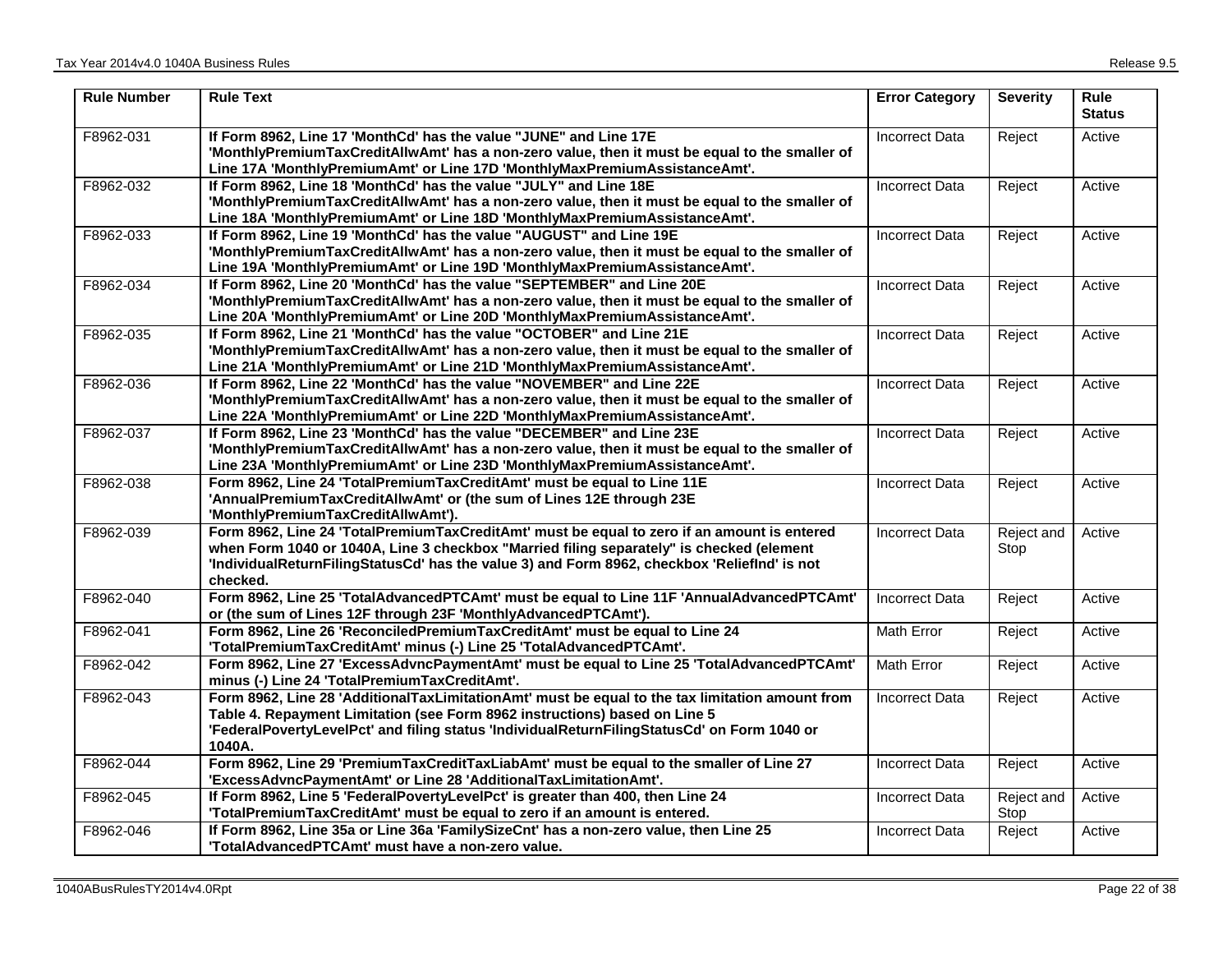| Rule Number | Rule Text | Error Category | Severity | Rule Status |
|---|---|---|---|---|
| F8962-031 | **If Form 8962, Line 17 'MonthCd' has the value "JUNE" and Line 17E 'MonthlyPremiumTaxCreditAllwAmt' has a non-zero value, then it must be equal to the smaller of Line 17A 'MonthlyPremiumAmt' or Line 17D 'MonthlyMaxPremiumAssistanceAmt'.** | Incorrect Data | Reject | Active |
| F8962-032 | **If Form 8962, Line 18 'MonthCd' has the value "JULY" and Line 18E 'MonthlyPremiumTaxCreditAllwAmt' has a non-zero value, then it must be equal to the smaller of Line 18A 'MonthlyPremiumAmt' or Line 18D 'MonthlyMaxPremiumAssistanceAmt'.** | Incorrect Data | Reject | Active |
| F8962-033 | **If Form 8962, Line 19 'MonthCd' has the value "AUGUST" and Line 19E 'MonthlyPremiumTaxCreditAllwAmt' has a non-zero value, then it must be equal to the smaller of Line 19A 'MonthlyPremiumAmt' or Line 19D 'MonthlyMaxPremiumAssistanceAmt'.** | Incorrect Data | Reject | Active |
| F8962-034 | **If Form 8962, Line 20 'MonthCd' has the value "SEPTEMBER" and Line 20E 'MonthlyPremiumTaxCreditAllwAmt' has a non-zero value, then it must be equal to the smaller of Line 20A 'MonthlyPremiumAmt' or Line 20D 'MonthlyMaxPremiumAssistanceAmt'.** | Incorrect Data | Reject | Active |
| F8962-035 | **If Form 8962, Line 21 'MonthCd' has the value "OCTOBER" and Line 21E 'MonthlyPremiumTaxCreditAllwAmt' has a non-zero value, then it must be equal to the smaller of Line 21A 'MonthlyPremiumAmt' or Line 21D 'MonthlyMaxPremiumAssistanceAmt'.** | Incorrect Data | Reject | Active |
| F8962-036 | **If Form 8962, Line 22 'MonthCd' has the value "NOVEMBER" and Line 22E 'MonthlyPremiumTaxCreditAllwAmt' has a non-zero value, then it must be equal to the smaller of Line 22A 'MonthlyPremiumAmt' or Line 22D 'MonthlyMaxPremiumAssistanceAmt'.** | Incorrect Data | Reject | Active |
| F8962-037 | **If Form 8962, Line 23 'MonthCd' has the value "DECEMBER" and Line 23E 'MonthlyPremiumTaxCreditAllwAmt' has a non-zero value, then it must be equal to the smaller of Line 23A 'MonthlyPremiumAmt' or Line 23D 'MonthlyMaxPremiumAssistanceAmt'.** | Incorrect Data | Reject | Active |
| F8962-038 | **Form 8962, Line 24 'TotalPremiumTaxCreditAmt' must be equal to Line 11E 'AnnualPremiumTaxCreditAllwAmt' or (the sum of Lines 12E through 23E 'MonthlyPremiumTaxCreditAllwAmt').** | Incorrect Data | Reject | Active |
| F8962-039 | **Form 8962, Line 24 'TotalPremiumTaxCreditAmt' must be equal to zero if an amount is entered when Form 1040 or 1040A, Line 3 checkbox "Married filing separately" is checked (element 'IndividualReturnFilingStatusCd' has the value 3) and Form 8962, checkbox 'ReliefInd' is not checked.** | Incorrect Data | Reject and Stop | Active |
| F8962-040 | **Form 8962, Line 25 'TotalAdvancedPTCAmt' must be equal to Line 11F 'AnnualAdvancedPTCAmt' or (the sum of Lines 12F through 23F 'MonthlyAdvancedPTCAmt').** | Incorrect Data | Reject | Active |
| F8962-041 | **Form 8962, Line 26 'ReconciledPremiumTaxCreditAmt' must be equal to Line 24 'TotalPremiumTaxCreditAmt' minus (-) Line 25 'TotalAdvancedPTCAmt'.** | Math Error | Reject | Active |
| F8962-042 | **Form 8962, Line 27 'ExcessAdvncPaymentAmt' must be equal to Line 25 'TotalAdvancedPTCAmt' minus (-) Line 24 'TotalPremiumTaxCreditAmt'.** | Math Error | Reject | Active |
| F8962-043 | **Form 8962, Line 28 'AdditionalTaxLimitationAmt' must be equal to the tax limitation amount from Table 4. Repayment Limitation (see Form 8962 instructions) based on Line 5 'FederalPovertyLevelPct' and filing status 'IndividualReturnFilingStatusCd' on Form 1040 or 1040A.** | Incorrect Data | Reject | Active |
| F8962-044 | **Form 8962, Line 29 'PremiumTaxCreditTaxLiabAmt' must be equal to the smaller of Line 27 'ExcessAdvncPaymentAmt' or Line 28 'AdditionalTaxLimitationAmt'.** | Incorrect Data | Reject | Active |
| F8962-045 | **If Form 8962, Line 5 'FederalPovertyLevelPct' is greater than 400, then Line 24 'TotalPremiumTaxCreditAmt' must be equal to zero if an amount is entered.** | Incorrect Data | Reject and Stop | Active |
| F8962-046 | **If Form 8962, Line 35a or Line 36a 'FamilySizeCnt' has a non-zero value, then Line 25 'TotalAdvancedPTCAmt' must have a non-zero value.** | Incorrect Data | Reject | Active |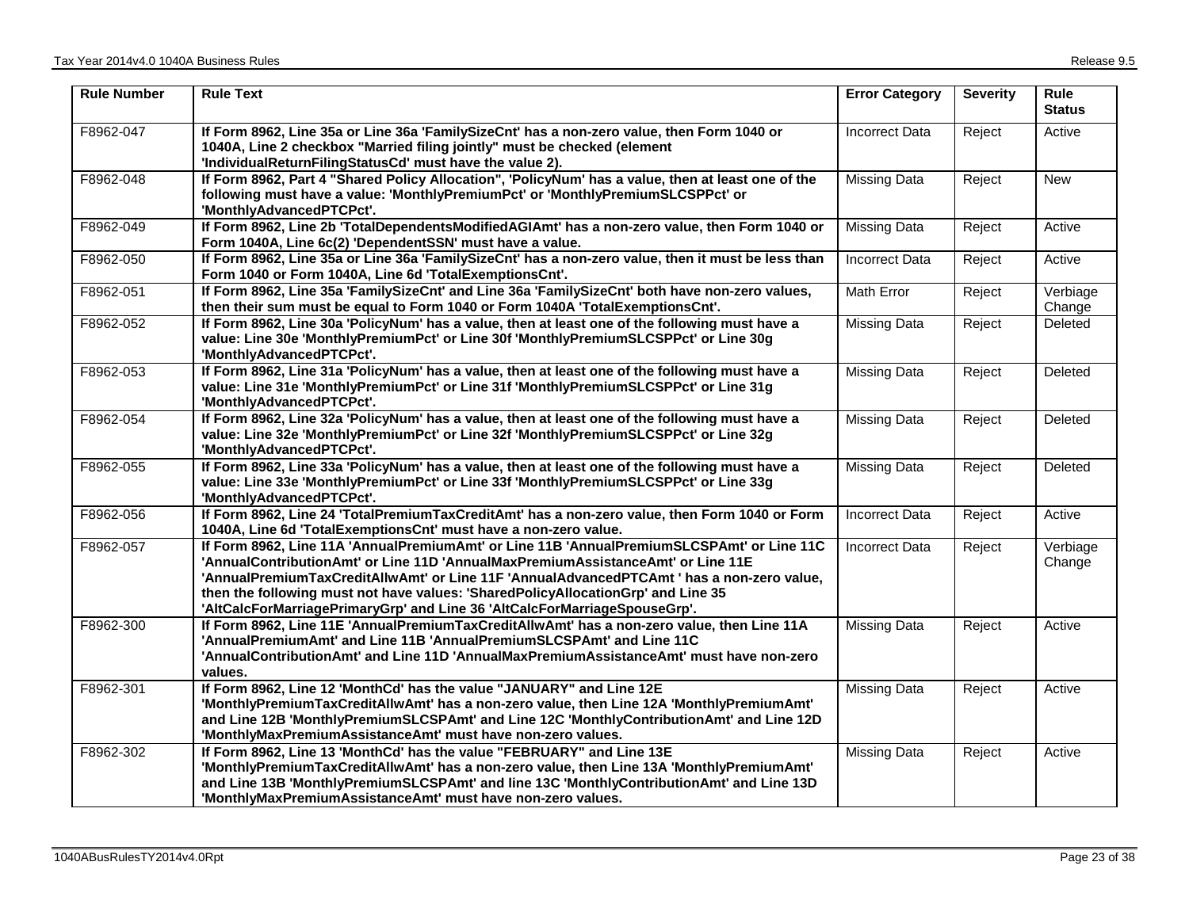| Rule Number | Rule Text | Error Category | Severity | Rule Status |
|---|---|---|---|---|
| F8962-047 | **If Form 8962, Line 35a or Line 36a 'FamilySizeCnt' has a non-zero value, then Form 1040 or 1040A, Line 2 checkbox "Married filing jointly" must be checked (element 'IndividualReturnFilingStatusCd' must have the value 2).** | Incorrect Data | Reject | Active |
| F8962-048 | **If Form 8962, Part 4 "Shared Policy Allocation", 'PolicyNum' has a value, then at least one of the following must have a value: 'MonthlyPremiumPct' or 'MonthlyPremiumSLCSPPct' or 'MonthlyAdvancedPTCPct'.** | Missing Data | Reject | New |
| F8962-049 | **If Form 8962, Line 2b 'TotalDependentsModifiedAGIAmt' has a non-zero value, then Form 1040 or Form 1040A, Line 6c(2) 'DependentSSN' must have a value.** | Missing Data | Reject | Active |
| F8962-050 | **If Form 8962, Line 35a or Line 36a 'FamilySizeCnt' has a non-zero value, then it must be less than Form 1040 or Form 1040A, Line 6d 'TotalExemptionsCnt'.** | Incorrect Data | Reject | Active |
| F8962-051 | **If Form 8962, Line 35a 'FamilySizeCnt' and Line 36a 'FamilySizeCnt' both have non-zero values, then their sum must be equal to Form 1040 or Form 1040A 'TotalExemptionsCnt'.** | Math Error | Reject | Verbiage Change |
| F8962-052 | **If Form 8962, Line 30a 'PolicyNum' has a value, then at least one of the following must have a value: Line 30e 'MonthlyPremiumPct' or Line 30f 'MonthlyPremiumSLCSPPct' or Line 30g 'MonthlyAdvancedPTCPct'.** | Missing Data | Reject | Deleted |
| F8962-053 | **If Form 8962, Line 31a 'PolicyNum' has a value, then at least one of the following must have a value: Line 31e 'MonthlyPremiumPct' or Line 31f 'MonthlyPremiumSLCSPPct' or Line 31g 'MonthlyAdvancedPTCPct'.** | Missing Data | Reject | Deleted |
| F8962-054 | **If Form 8962, Line 32a 'PolicyNum' has a value, then at least one of the following must have a value: Line 32e 'MonthlyPremiumPct' or Line 32f 'MonthlyPremiumSLCSPPct' or Line 32g 'MonthlyAdvancedPTCPct'.** | Missing Data | Reject | Deleted |
| F8962-055 | **If Form 8962, Line 33a 'PolicyNum' has a value, then at least one of the following must have a value: Line 33e 'MonthlyPremiumPct' or Line 33f 'MonthlyPremiumSLCSPPct' or Line 33g 'MonthlyAdvancedPTCPct'.** | Missing Data | Reject | Deleted |
| F8962-056 | **If Form 8962, Line 24 'TotalPremiumTaxCreditAmt' has a non-zero value, then Form 1040 or Form 1040A, Line 6d 'TotalExemptionsCnt' must have a non-zero value.** | Incorrect Data | Reject | Active |
| F8962-057 | **If Form 8962, Line 11A 'AnnualPremiumAmt' or Line 11B 'AnnualPremiumSLCSPAmt' or Line 11C 'AnnualContributionAmt' or Line 11D 'AnnualMaxPremiumAssistanceAmt' or Line 11E 'AnnualPremiumTaxCreditAllwAmt' or Line 11F 'AnnualAdvancedPTCAmt ' has a non-zero value, then the following must not have values: 'SharedPolicyAllocationGrp' and Line 35 'AltCalcForMarriagePrimaryGrp' and Line 36 'AltCalcForMarriageSpouseGrp'.** | Incorrect Data | Reject | Verbiage Change |
| F8962-300 | **If Form 8962, Line 11E 'AnnualPremiumTaxCreditAllwAmt' has a non-zero value, then Line 11A 'AnnualPremiumAmt' and Line 11B 'AnnualPremiumSLCSPAmt' and Line 11C 'AnnualContributionAmt' and Line 11D 'AnnualMaxPremiumAssistanceAmt' must have non-zero values.** | Missing Data | Reject | Active |
| F8962-301 | **If Form 8962, Line 12 'MonthCd' has the value "JANUARY" and Line 12E 'MonthlyPremiumTaxCreditAllwAmt' has a non-zero value, then Line 12A 'MonthlyPremiumAmt' and Line 12B 'MonthlyPremiumSLCSPAmt' and Line 12C 'MonthlyContributionAmt' and Line 12D 'MonthlyMaxPremiumAssistanceAmt' must have non-zero values.** | Missing Data | Reject | Active |
| F8962-302 | **If Form 8962, Line 13 'MonthCd' has the value "FEBRUARY" and Line 13E 'MonthlyPremiumTaxCreditAllwAmt' has a non-zero value, then Line 13A 'MonthlyPremiumAmt' and Line 13B 'MonthlyPremiumSLCSPAmt' and line 13C 'MonthlyContributionAmt' and Line 13D 'MonthlyMaxPremiumAssistanceAmt' must have non-zero values.** | Missing Data | Reject | Active |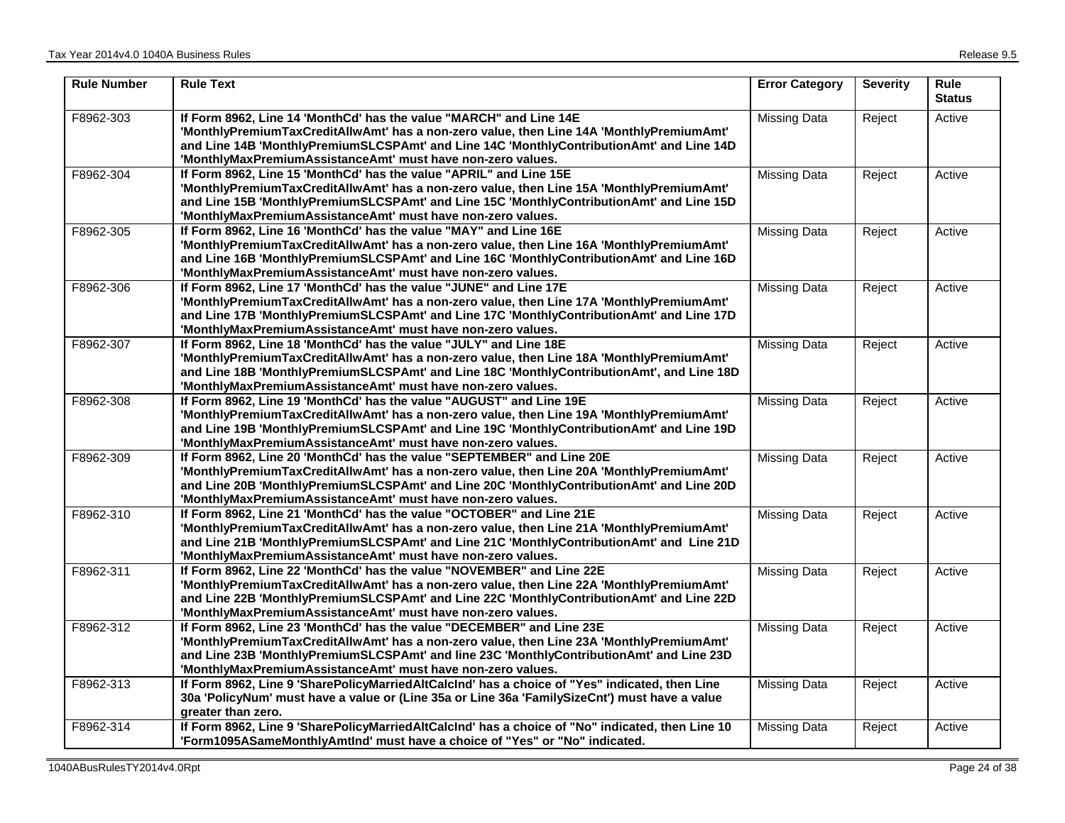| Rule Number | Rule Text | Error Category | Severity | Rule Status |
|---|---|---|---|---|
| F8962-303 | **If Form 8962, Line 14 'MonthCd' has the value "MARCH" and Line 14E 'MonthlyPremiumTaxCreditAllwAmt' has a non-zero value, then Line 14A 'MonthlyPremiumAmt' and Line 14B 'MonthlyPremiumSLCSPAmt' and Line 14C 'MonthlyContributionAmt' and Line 14D 'MonthlyMaxPremiumAssistanceAmt' must have non-zero values.** | Missing Data | Reject | Active |
| F8962-304 | **If Form 8962, Line 15 'MonthCd' has the value "APRIL" and Line 15E 'MonthlyPremiumTaxCreditAllwAmt' has a non-zero value, then Line 15A 'MonthlyPremiumAmt' and Line 15B 'MonthlyPremiumSLCSPAmt' and Line 15C 'MonthlyContributionAmt' and Line 15D 'MonthlyMaxPremiumAssistanceAmt' must have non-zero values.** | Missing Data | Reject | Active |
| F8962-305 | **If Form 8962, Line 16 'MonthCd' has the value "MAY" and Line 16E 'MonthlyPremiumTaxCreditAllwAmt' has a non-zero value, then Line 16A 'MonthlyPremiumAmt' and Line 16B 'MonthlyPremiumSLCSPAmt' and Line 16C 'MonthlyContributionAmt' and Line 16D 'MonthlyMaxPremiumAssistanceAmt' must have non-zero values.** | Missing Data | Reject | Active |
| F8962-306 | **If Form 8962, Line 17 'MonthCd' has the value "JUNE" and Line 17E 'MonthlyPremiumTaxCreditAllwAmt' has a non-zero value, then Line 17A 'MonthlyPremiumAmt' and Line 17B 'MonthlyPremiumSLCSPAmt' and Line 17C 'MonthlyContributionAmt' and Line 17D 'MonthlyMaxPremiumAssistanceAmt' must have non-zero values.** | Missing Data | Reject | Active |
| F8962-307 | **If Form 8962, Line 18 'MonthCd' has the value "JULY" and Line 18E 'MonthlyPremiumTaxCreditAllwAmt' has a non-zero value, then Line 18A 'MonthlyPremiumAmt' and Line 18B 'MonthlyPremiumSLCSPAmt' and Line 18C 'MonthlyContributionAmt', and Line 18D 'MonthlyMaxPremiumAssistanceAmt' must have non-zero values.** | Missing Data | Reject | Active |
| F8962-308 | **If Form 8962, Line 19 'MonthCd' has the value "AUGUST" and Line 19E 'MonthlyPremiumTaxCreditAllwAmt' has a non-zero value, then Line 19A 'MonthlyPremiumAmt' and Line 19B 'MonthlyPremiumSLCSPAmt' and Line 19C 'MonthlyContributionAmt' and Line 19D 'MonthlyMaxPremiumAssistanceAmt' must have non-zero values.** | Missing Data | Reject | Active |
| F8962-309 | **If Form 8962, Line 20 'MonthCd' has the value "SEPTEMBER" and Line 20E 'MonthlyPremiumTaxCreditAllwAmt' has a non-zero value, then Line 20A 'MonthlyPremiumAmt' and Line 20B 'MonthlyPremiumSLCSPAmt' and Line 20C 'MonthlyContributionAmt' and Line 20D 'MonthlyMaxPremiumAssistanceAmt' must have non-zero values.** | Missing Data | Reject | Active |
| F8962-310 | **If Form 8962, Line 21 'MonthCd' has the value "OCTOBER" and Line 21E 'MonthlyPremiumTaxCreditAllwAmt' has a non-zero value, then Line 21A 'MonthlyPremiumAmt' and Line 21B 'MonthlyPremiumSLCSPAmt' and Line 21C 'MonthlyContributionAmt' and Line 21D 'MonthlyMaxPremiumAssistanceAmt' must have non-zero values.** | Missing Data | Reject | Active |
| F8962-311 | **If Form 8962, Line 22 'MonthCd' has the value "NOVEMBER" and Line 22E 'MonthlyPremiumTaxCreditAllwAmt' has a non-zero value, then Line 22A 'MonthlyPremiumAmt' and Line 22B 'MonthlyPremiumSLCSPAmt' and Line 22C 'MonthlyContributionAmt' and Line 22D 'MonthlyMaxPremiumAssistanceAmt' must have non-zero values.** | Missing Data | Reject | Active |
| F8962-312 | **If Form 8962, Line 23 'MonthCd' has the value "DECEMBER" and Line 23E 'MonthlyPremiumTaxCreditAllwAmt' has a non-zero value, then Line 23A 'MonthlyPremiumAmt' and Line 23B 'MonthlyPremiumSLCSPAmt' and line 23C 'MonthlyContributionAmt' and Line 23D 'MonthlyMaxPremiumAssistanceAmt' must have non-zero values.** | Missing Data | Reject | Active |
| F8962-313 | **If Form 8962, Line 9 'SharePolicyMarriedAltCalcInd' has a choice of "Yes" indicated, then Line 30a 'PolicyNum' must have a value or (Line 35a or Line 36a 'FamilySizeCnt') must have a value greater than zero.** | Missing Data | Reject | Active |
| F8962-314 | **If Form 8962, Line 9 'SharePolicyMarriedAltCalcInd' has a choice of "No" indicated, then Line 10 'Form1095ASameMonthlyAmtInd' must have a choice of "Yes" or "No" indicated.** | Missing Data | Reject | Active |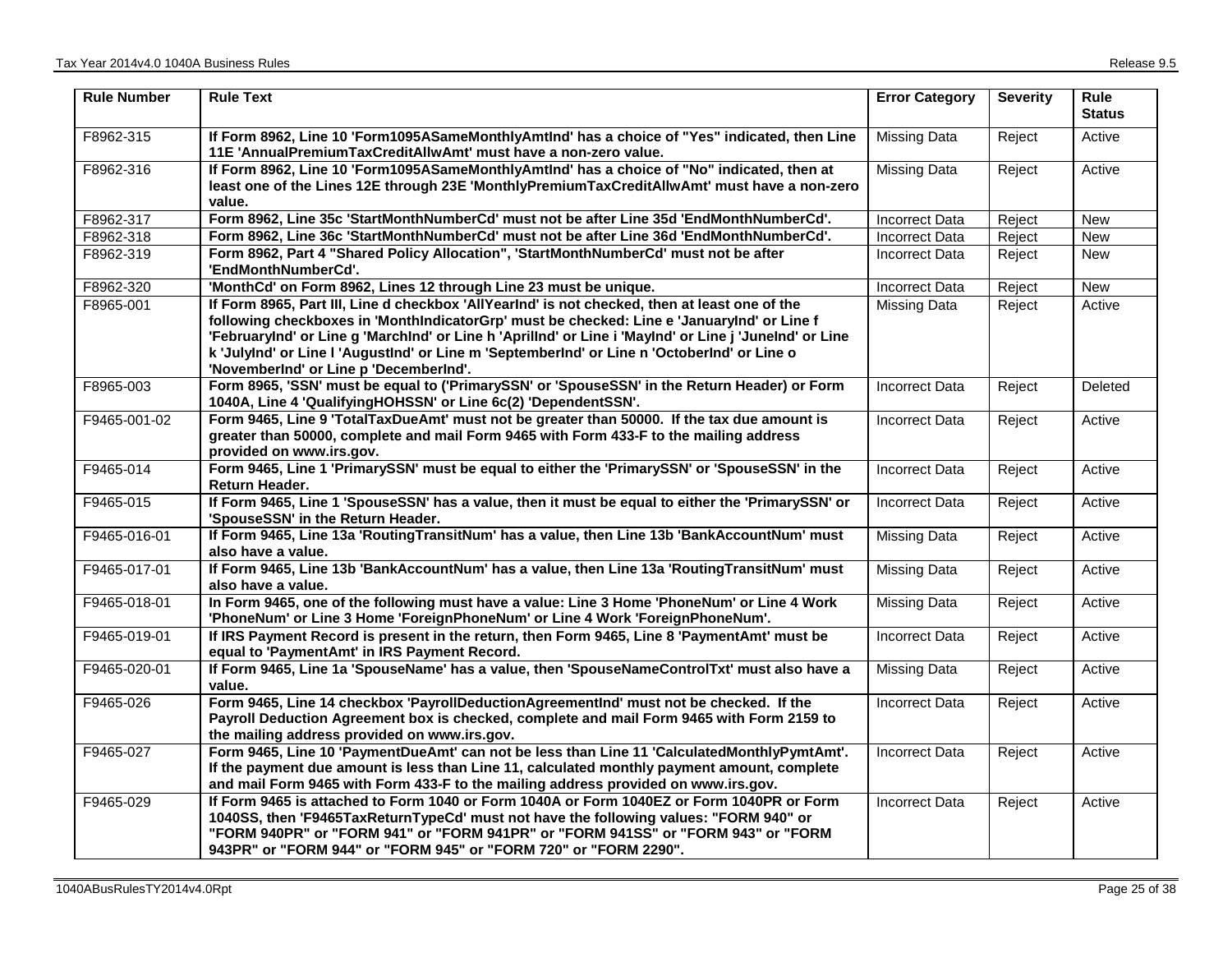| Rule Number | Rule Text | Error Category | Severity | Rule Status |
|---|---|---|---|---|
| F8962-315 | **If Form 8962, Line 10 'Form1095ASameMonthlyAmtInd' has a choice of "Yes" indicated, then Line 11E 'AnnualPremiumTaxCreditAllwAmt' must have a non-zero value.** | Missing Data | Reject | Active |
| F8962-316 | **If Form 8962, Line 10 'Form1095ASameMonthlyAmtInd' has a choice of "No" indicated, then at least one of the Lines 12E through 23E 'MonthlyPremiumTaxCreditAllwAmt' must have a non-zero value.** | Missing Data | Reject | Active |
| F8962-317 | **Form 8962, Line 35c 'StartMonthNumberCd' must not be after Line 35d 'EndMonthNumberCd'.** | Incorrect Data | Reject | New |
| F8962-318 | **Form 8962, Line 36c 'StartMonthNumberCd' must not be after Line 36d 'EndMonthNumberCd'.** | Incorrect Data | Reject | New |
| F8962-319 | **Form 8962, Part 4 "Shared Policy Allocation", 'StartMonthNumberCd' must not be after 'EndMonthNumberCd'.** | Incorrect Data | Reject | New |
| F8962-320 | **'MonthCd' on Form 8962, Lines 12 through Line 23 must be unique.** | Incorrect Data | Reject | New |
| F8965-001 | **If Form 8965, Part III, Line d checkbox 'AllYearInd' is not checked, then at least one of the following checkboxes in 'MonthIndicatorGrp' must be checked: Line e 'JanuaryInd' or Line f 'FebruaryInd' or Line g 'MarchInd' or Line h 'AprilInd' or Line i 'MayInd' or Line j 'JuneInd' or Line k 'JulyInd' or Line l 'AugustInd' or Line m 'SeptemberInd' or Line n 'OctoberInd' or Line o 'NovemberInd' or Line p 'DecemberInd'.** | Missing Data | Reject | Active |
| F8965-003 | **Form 8965, 'SSN' must be equal to ('PrimarySSN' or 'SpouseSSN' in the Return Header) or Form 1040A, Line 4 'QualifyingHOHSSN' or Line 6c(2) 'DependentSSN'.** | Incorrect Data | Reject | Deleted |
| F9465-001-02 | **Form 9465, Line 9 'TotalTaxDueAmt' must not be greater than 50000. If the tax due amount is greater than 50000, complete and mail Form 9465 with Form 433-F to the mailing address provided on www.irs.gov.** | Incorrect Data | Reject | Active |
| F9465-014 | **Form 9465, Line 1 'PrimarySSN' must be equal to either the 'PrimarySSN' or 'SpouseSSN' in the Return Header.** | Incorrect Data | Reject | Active |
| F9465-015 | **If Form 9465, Line 1 'SpouseSSN' has a value, then it must be equal to either the 'PrimarySSN' or 'SpouseSSN' in the Return Header.** | Incorrect Data | Reject | Active |
| F9465-016-01 | **If Form 9465, Line 13a 'RoutingTransitNum' has a value, then Line 13b 'BankAccountNum' must also have a value.** | Missing Data | Reject | Active |
| F9465-017-01 | **If Form 9465, Line 13b 'BankAccountNum' has a value, then Line 13a 'RoutingTransitNum' must also have a value.** | Missing Data | Reject | Active |
| F9465-018-01 | **In Form 9465, one of the following must have a value: Line 3 Home 'PhoneNum' or Line 4 Work 'PhoneNum' or Line 3 Home 'ForeignPhoneNum' or Line 4 Work 'ForeignPhoneNum'.** | Missing Data | Reject | Active |
| F9465-019-01 | **If IRS Payment Record is present in the return, then Form 9465, Line 8 'PaymentAmt' must be equal to 'PaymentAmt' in IRS Payment Record.** | Incorrect Data | Reject | Active |
| F9465-020-01 | **If Form 9465, Line 1a 'SpouseName' has a value, then 'SpouseNameControlTxt' must also have a value.** | Missing Data | Reject | Active |
| F9465-026 | **Form 9465, Line 14 checkbox 'PayrollDeductionAgreementInd' must not be checked. If the Payroll Deduction Agreement box is checked, complete and mail Form 9465 with Form 2159 to the mailing address provided on www.irs.gov.** | Incorrect Data | Reject | Active |
| F9465-027 | **Form 9465, Line 10 'PaymentDueAmt' can not be less than Line 11 'CalculatedMonthlyPymtAmt'. If the payment due amount is less than Line 11, calculated monthly payment amount, complete and mail Form 9465 with Form 433-F to the mailing address provided on www.irs.gov.** | Incorrect Data | Reject | Active |
| F9465-029 | **If Form 9465 is attached to Form 1040 or Form 1040A or Form 1040EZ or Form 1040PR or Form 1040SS, then 'F9465TaxReturnTypeCd' must not have the following values: "FORM 940" or "FORM 940PR" or "FORM 941" or "FORM 941PR" or "FORM 941SS" or "FORM 943" or "FORM 943PR" or "FORM 944" or "FORM 945" or "FORM 720" or "FORM 2290".** | Incorrect Data | Reject | Active |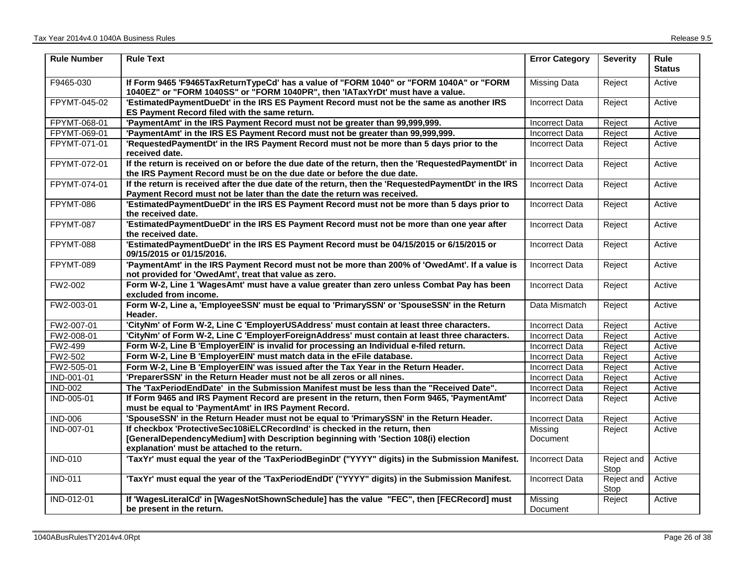| Rule Number | Rule Text | Error Category | Severity | Rule Status |
|---|---|---|---|---|
| F9465-030 | **If Form 9465 'F9465TaxReturnTypeCd' has a value of "FORM 1040" or "FORM 1040A" or "FORM 1040EZ" or "FORM 1040SS" or "FORM 1040PR", then 'IATaxYrDt' must have a value.** | Missing Data | Reject | Active |
| FPYMT-045-02 | **'EstimatedPaymentDueDt' in the IRS ES Payment Record must not be the same as another IRS ES Payment Record filed with the same return.** | Incorrect Data | Reject | Active |
| FPYMT-068-01 | **'PaymentAmt' in the IRS Payment Record must not be greater than 99,999,999.** | Incorrect Data | Reject | Active |
| FPYMT-069-01 | **'PaymentAmt' in the IRS ES Payment Record must not be greater than 99,999,999.** | Incorrect Data | Reject | Active |
| FPYMT-071-01 | **'RequestedPaymentDt' in the IRS Payment Record must not be more than 5 days prior to the received date.** | Incorrect Data | Reject | Active |
| FPYMT-072-01 | **If the return is received on or before the due date of the return, then the 'RequestedPaymentDt' in the IRS Payment Record must be on the due date or before the due date.** | Incorrect Data | Reject | Active |
| FPYMT-074-01 | **If the return is received after the due date of the return, then the 'RequestedPaymentDt' in the IRS Payment Record must not be later than the date the return was received.** | Incorrect Data | Reject | Active |
| FPYMT-086 | **'EstimatedPaymentDueDt' in the IRS ES Payment Record must not be more than 5 days prior to the received date.** | Incorrect Data | Reject | Active |
| FPYMT-087 | **'EstimatedPaymentDueDt' in the IRS ES Payment Record must not be more than one year after the received date.** | Incorrect Data | Reject | Active |
| FPYMT-088 | **'EstimatedPaymentDueDt' in the IRS ES Payment Record must be 04/15/2015 or 6/15/2015 or 09/15/2015 or 01/15/2016.** | Incorrect Data | Reject | Active |
| FPYMT-089 | **'PaymentAmt' in the IRS Payment Record must not be more than 200% of 'OwedAmt'. If a value is not provided for 'OwedAmt', treat that value as zero.** | Incorrect Data | Reject | Active |
| FW2-002 | **Form W-2, Line 1 'WagesAmt' must have a value greater than zero unless Combat Pay has been excluded from income.** | Incorrect Data | Reject | Active |
| FW2-003-01 | **Form W-2, Line a, 'EmployeeSSN' must be equal to 'PrimarySSN' or 'SpouseSSN' in the Return Header.** | Data Mismatch | Reject | Active |
| FW2-007-01 | **'CityNm' of Form W-2, Line C 'EmployerUSAddress' must contain at least three characters.** | Incorrect Data | Reject | Active |
| FW2-008-01 | **'CityNm' of Form W-2, Line C 'EmployerForeignAddress' must contain at least three characters.** | Incorrect Data | Reject | Active |
| FW2-499 | **Form W-2, Line B 'EmployerEIN' is invalid for processing an Individual e-filed return.** | Incorrect Data | Reject | Active |
| FW2-502 | **Form W-2, Line B 'EmployerEIN' must match data in the eFile database.** | Incorrect Data | Reject | Active |
| FW2-505-01 | **Form W-2, Line B 'EmployerEIN' was issued after the Tax Year in the Return Header.** | Incorrect Data | Reject | Active |
| IND-001-01 | **'PreparerSSN' in the Return Header must not be all zeros or all nines.** | Incorrect Data | Reject | Active |
| IND-002 | **The 'TaxPeriodEndDate' in the Submission Manifest must be less than the "Received Date".** | Incorrect Data | Reject | Active |
| IND-005-01 | **If Form 9465 and IRS Payment Record are present in the return, then Form 9465, 'PaymentAmt' must be equal to 'PaymentAmt' in IRS Payment Record.** | Incorrect Data | Reject | Active |
| IND-006 | **'SpouseSSN' in the Return Header must not be equal to 'PrimarySSN' in the Return Header.** | Incorrect Data | Reject | Active |
| IND-007-01 | **If checkbox 'ProtectiveSec108iELCRecordInd' is checked in the return, then [GeneralDependencyMedium] with Description beginning with 'Section 108(i) election explanation' must be attached to the return.** | Missing Document | Reject | Active |
| IND-010 | **'TaxYr' must equal the year of the 'TaxPeriodBeginDt' ("YYYY" digits) in the Submission Manifest.** | Incorrect Data | Reject and Stop | Active |
| IND-011 | **'TaxYr' must equal the year of the 'TaxPeriodEndDt' ("YYYY" digits) in the Submission Manifest.** | Incorrect Data | Reject and Stop | Active |
| IND-012-01 | **If 'WagesLiteralCd' in [WagesNotShownSchedule] has the value "FEC", then [FECRecord] must be present in the return.** | Missing Document | Reject | Active |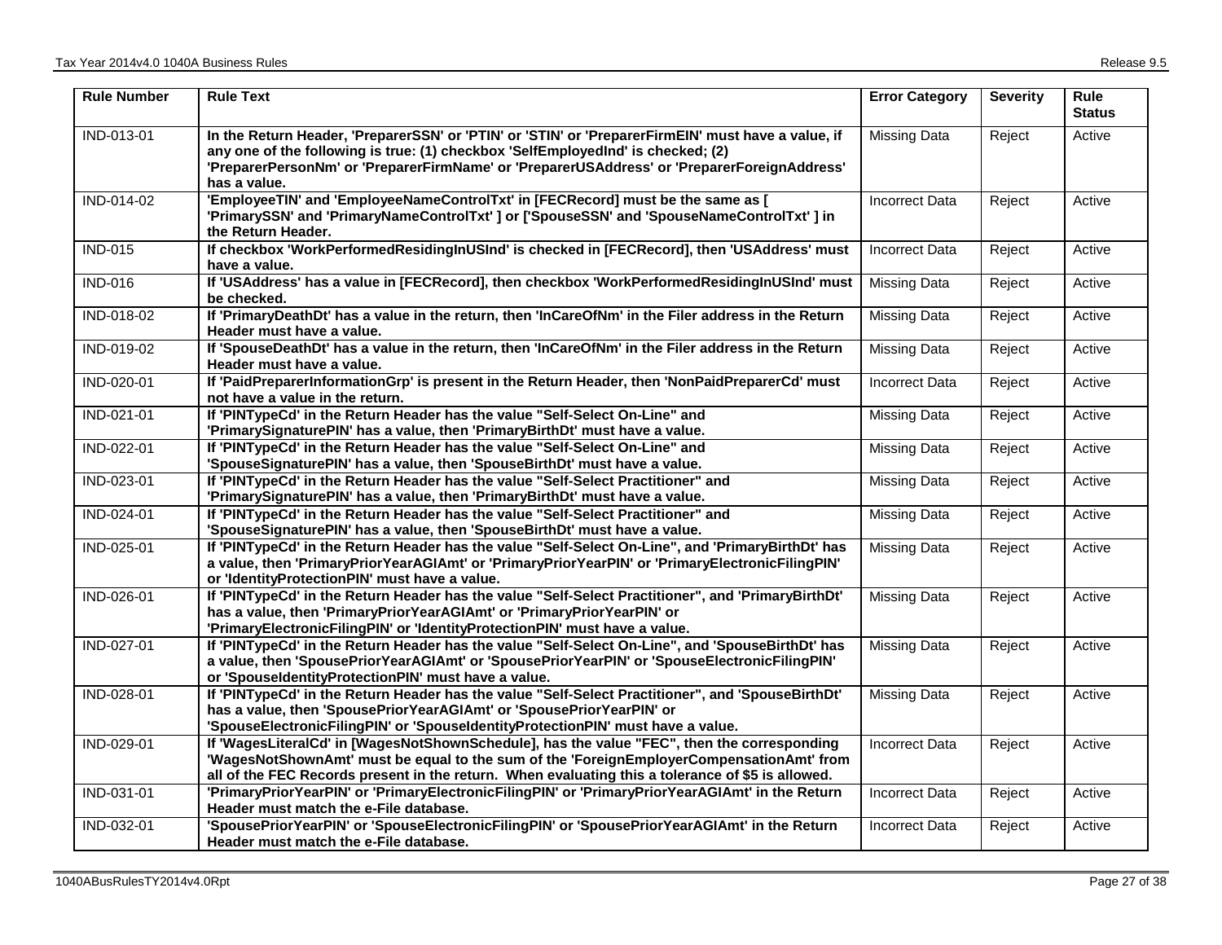| Rule Number | Rule Text | Error Category | Severity | Rule Status |
|---|---|---|---|---|
| IND-013-01 | **In the Return Header, 'PreparerSSN' or 'PTIN' or 'STIN' or 'PreparerFirmEIN' must have a value, if any one of the following is true: (1) checkbox 'SelfEmployedInd' is checked; (2) 'PreparerPersonNm' or 'PreparerFirmName' or 'PreparerUSAddress' or 'PreparerForeignAddress' has a value.** | Missing Data | Reject | Active |
| IND-014-02 | **'EmployeeTIN' and 'EmployeeNameControlTxt' in [FECRecord] must be the same as [ 'PrimarySSN' and 'PrimaryNameControlTxt' ] or ['SpouseSSN' and 'SpouseNameControlTxt' ] in the Return Header.** | Incorrect Data | Reject | Active |
| IND-015 | **If checkbox 'WorkPerformedResidingInUSInd' is checked in [FECRecord], then 'USAddress' must have a value.** | Incorrect Data | Reject | Active |
| IND-016 | **If 'USAddress' has a value in [FECRecord], then checkbox 'WorkPerformedResidingInUSInd' must be checked.** | Missing Data | Reject | Active |
| IND-018-02 | **If 'PrimaryDeathDt' has a value in the return, then 'InCareOfNm' in the Filer address in the Return Header must have a value.** | Missing Data | Reject | Active |
| IND-019-02 | **If 'SpouseDeathDt' has a value in the return, then 'InCareOfNm' in the Filer address in the Return Header must have a value.** | Missing Data | Reject | Active |
| IND-020-01 | **If 'PaidPreparerInformationGrp' is present in the Return Header, then 'NonPaidPreparerCd' must not have a value in the return.** | Incorrect Data | Reject | Active |
| IND-021-01 | **If 'PINTypeCd' in the Return Header has the value "Self-Select On-Line" and 'PrimarySignaturePIN' has a value, then 'PrimaryBirthDt' must have a value.** | Missing Data | Reject | Active |
| IND-022-01 | **If 'PINTypeCd' in the Return Header has the value "Self-Select On-Line" and 'SpouseSignaturePIN' has a value, then 'SpouseBirthDt' must have a value.** | Missing Data | Reject | Active |
| IND-023-01 | **If 'PINTypeCd' in the Return Header has the value "Self-Select Practitioner" and 'PrimarySignaturePIN' has a value, then 'PrimaryBirthDt' must have a value.** | Missing Data | Reject | Active |
| IND-024-01 | **If 'PINTypeCd' in the Return Header has the value "Self-Select Practitioner" and 'SpouseSignaturePIN' has a value, then 'SpouseBirthDt' must have a value.** | Missing Data | Reject | Active |
| IND-025-01 | **If 'PINTypeCd' in the Return Header has the value "Self-Select On-Line", and 'PrimaryBirthDt' has a value, then 'PrimaryPriorYearAGIAmt' or 'PrimaryPriorYearPIN' or 'PrimaryElectronicFilingPIN' or 'IdentityProtectionPIN' must have a value.** | Missing Data | Reject | Active |
| IND-026-01 | **If 'PINTypeCd' in the Return Header has the value "Self-Select Practitioner", and 'PrimaryBirthDt' has a value, then 'PrimaryPriorYearAGIAmt' or 'PrimaryPriorYearPIN' or 'PrimaryElectronicFilingPIN' or 'IdentityProtectionPIN' must have a value.** | Missing Data | Reject | Active |
| IND-027-01 | **If 'PINTypeCd' in the Return Header has the value "Self-Select On-Line", and 'SpouseBirthDt' has a value, then 'SpousePriorYearAGIAmt' or 'SpousePriorYearPIN' or 'SpouseElectronicFilingPIN' or 'SpouseIdentityProtectionPIN' must have a value.** | Missing Data | Reject | Active |
| IND-028-01 | **If 'PINTypeCd' in the Return Header has the value "Self-Select Practitioner", and 'SpouseBirthDt' has a value, then 'SpousePriorYearAGIAmt' or 'SpousePriorYearPIN' or 'SpouseElectronicFilingPIN' or 'SpouseIdentityProtectionPIN' must have a value.** | Missing Data | Reject | Active |
| IND-029-01 | **If 'WagesLiteralCd' in [WagesNotShownSchedule], has the value "FEC", then the corresponding 'WagesNotShownAmt' must be equal to the sum of the 'ForeignEmployerCompensationAmt' from all of the FEC Records present in the return. When evaluating this a tolerance of $5 is allowed.** | Incorrect Data | Reject | Active |
| IND-031-01 | **'PrimaryPriorYearPIN' or 'PrimaryElectronicFilingPIN' or 'PrimaryPriorYearAGIAmt' in the Return Header must match the e-File database.** | Incorrect Data | Reject | Active |
| IND-032-01 | **'SpousePriorYearPIN' or 'SpouseElectronicFilingPIN' or 'SpousePriorYearAGIAmt' in the Return Header must match the e-File database.** | Incorrect Data | Reject | Active |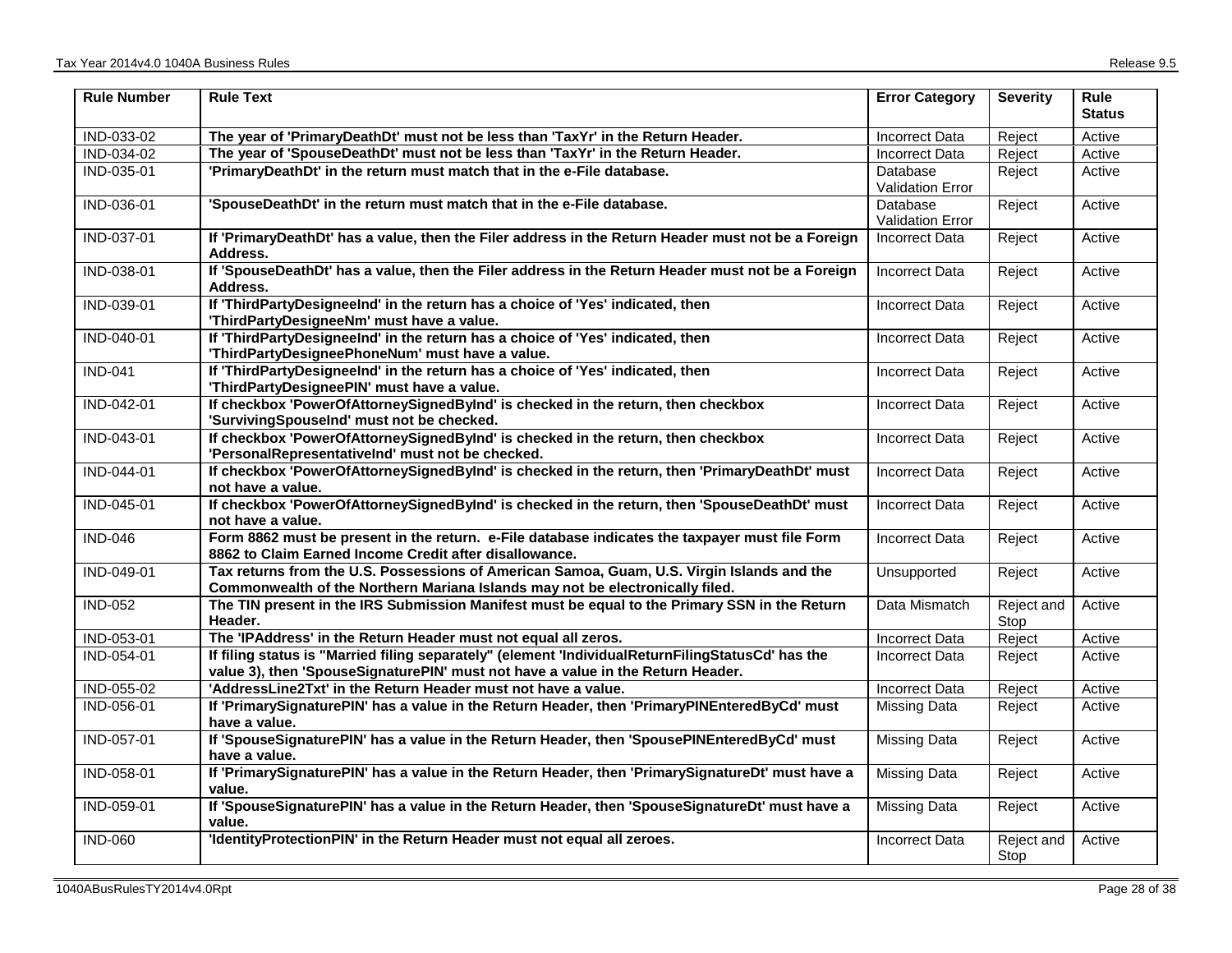| Rule Number | Rule Text | Error Category | Severity | Rule Status |
|---|---|---|---|---|
| IND-033-02 | **The year of 'PrimaryDeathDt' must not be less than 'TaxYr' in the Return Header.** | Incorrect Data | Reject | Active |
| IND-034-02 | **The year of 'SpouseDeathDt' must not be less than 'TaxYr' in the Return Header.** | Incorrect Data | Reject | Active |
| IND-035-01 | **'PrimaryDeathDt' in the return must match that in the e-File database.** | Database Validation Error | Reject | Active |
| IND-036-01 | **'SpouseDeathDt' in the return must match that in the e-File database.** | Database Validation Error | Reject | Active |
| IND-037-01 | **If 'PrimaryDeathDt' has a value, then the Filer address in the Return Header must not be a Foreign Address.** | Incorrect Data | Reject | Active |
| IND-038-01 | **If 'SpouseDeathDt' has a value, then the Filer address in the Return Header must not be a Foreign Address.** | Incorrect Data | Reject | Active |
| IND-039-01 | **If 'ThirdPartyDesigneeInd' in the return has a choice of 'Yes' indicated, then 'ThirdPartyDesigneeNm' must have a value.** | Incorrect Data | Reject | Active |
| IND-040-01 | **If 'ThirdPartyDesigneeInd' in the return has a choice of 'Yes' indicated, then 'ThirdPartyDesigneePhoneNum' must have a value.** | Incorrect Data | Reject | Active |
| IND-041 | **If 'ThirdPartyDesigneeInd' in the return has a choice of 'Yes' indicated, then 'ThirdPartyDesigneePIN' must have a value.** | Incorrect Data | Reject | Active |
| IND-042-01 | **If checkbox 'PowerOfAttorneySignedByInd' is checked in the return, then checkbox 'SurvivingSpouseInd' must not be checked.** | Incorrect Data | Reject | Active |
| IND-043-01 | **If checkbox 'PowerOfAttorneySignedByInd' is checked in the return, then checkbox 'PersonalRepresentativeInd' must not be checked.** | Incorrect Data | Reject | Active |
| IND-044-01 | **If checkbox 'PowerOfAttorneySignedByInd' is checked in the return, then 'PrimaryDeathDt' must not have a value.** | Incorrect Data | Reject | Active |
| IND-045-01 | **If checkbox 'PowerOfAttorneySignedByInd' is checked in the return, then 'SpouseDeathDt' must not have a value.** | Incorrect Data | Reject | Active |
| IND-046 | **Form 8862 must be present in the return. e-File database indicates the taxpayer must file Form 8862 to Claim Earned Income Credit after disallowance.** | Incorrect Data | Reject | Active |
| IND-049-01 | **Tax returns from the U.S. Possessions of American Samoa, Guam, U.S. Virgin Islands and the Commonwealth of the Northern Mariana Islands may not be electronically filed.** | Unsupported | Reject | Active |
| IND-052 | **The TIN present in the IRS Submission Manifest must be equal to the Primary SSN in the Return Header.** | Data Mismatch | Reject and Stop | Active |
| IND-053-01 | **The 'IPAddress' in the Return Header must not equal all zeros.** | Incorrect Data | Reject | Active |
| IND-054-01 | **If filing status is "Married filing separately" (element 'IndividualReturnFilingStatusCd' has the value 3), then 'SpouseSignaturePIN' must not have a value in the Return Header.** | Incorrect Data | Reject | Active |
| IND-055-02 | **'AddressLine2Txt' in the Return Header must not have a value.** | Incorrect Data | Reject | Active |
| IND-056-01 | **If 'PrimarySignaturePIN' has a value in the Return Header, then 'PrimaryPINEnteredByCd' must have a value.** | Missing Data | Reject | Active |
| IND-057-01 | **If 'SpouseSignaturePIN' has a value in the Return Header, then 'SpousePINEnteredByCd' must have a value.** | Missing Data | Reject | Active |
| IND-058-01 | **If 'PrimarySignaturePIN' has a value in the Return Header, then 'PrimarySignatureDt' must have a value.** | Missing Data | Reject | Active |
| IND-059-01 | **If 'SpouseSignaturePIN' has a value in the Return Header, then 'SpouseSignatureDt' must have a value.** | Missing Data | Reject | Active |
| IND-060 | **'IdentityProtectionPIN' in the Return Header must not equal all zeroes.** | Incorrect Data | Reject and Stop | Active |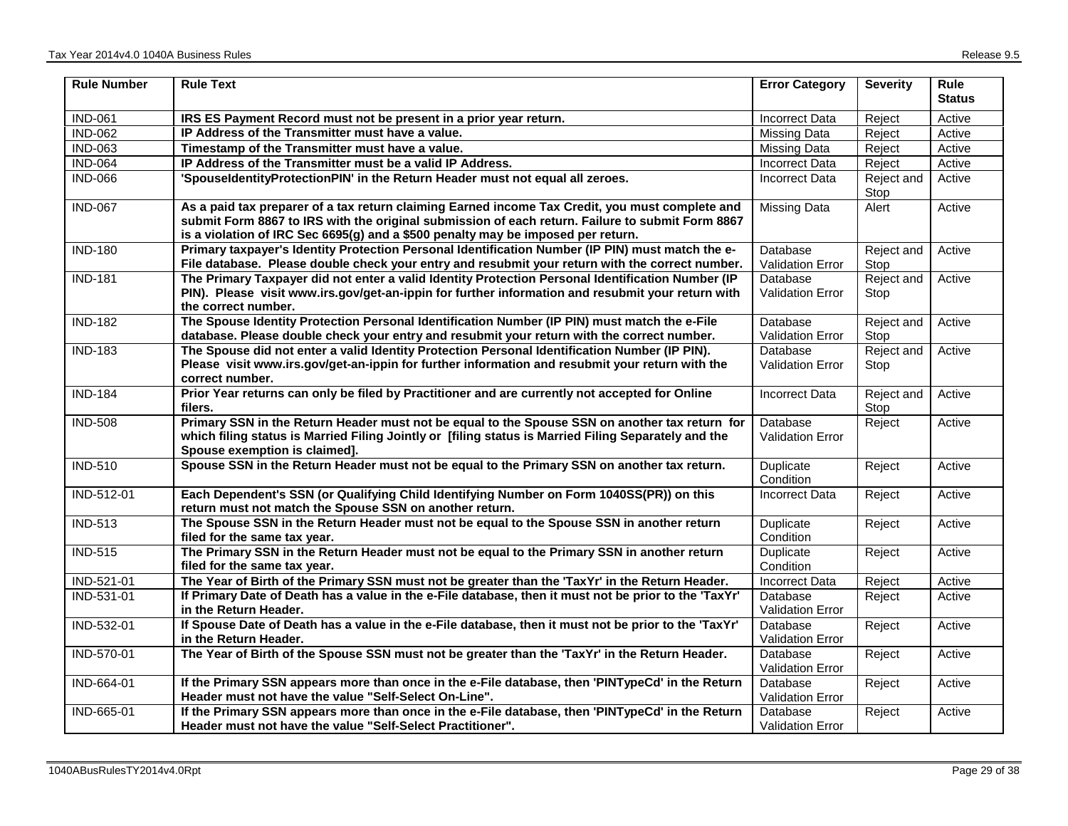| Rule Number | Rule Text | Error Category | Severity | Rule Status |
|---|---|---|---|---|
| IND-061 | **IRS ES Payment Record must not be present in a prior year return.** | Incorrect Data | Reject | Active |
| IND-062 | **IP Address of the Transmitter must have a value.** | Missing Data | Reject | Active |
| IND-063 | **Timestamp of the Transmitter must have a value.** | Missing Data | Reject | Active |
| IND-064 | **IP Address of the Transmitter must be a valid IP Address.** | Incorrect Data | Reject | Active |
| IND-066 | **'SpouseIdentityProtectionPIN' in the Return Header must not equal all zeroes.** | Incorrect Data | Reject and Stop | Active |
| IND-067 | **As a paid tax preparer of a tax return claiming Earned income Tax Credit, you must complete and submit Form 8867 to IRS with the original submission of each return. Failure to submit Form 8867 is a violation of IRC Sec 6695(g) and a $500 penalty may be imposed per return.** | Missing Data | Alert | Active |
| IND-180 | **Primary taxpayer's Identity Protection Personal Identification Number (IP PIN) must match the e-File database. Please double check your entry and resubmit your return with the correct number.** | Database Validation Error | Reject and Stop | Active |
| IND-181 | **The Primary Taxpayer did not enter a valid Identity Protection Personal Identification Number (IP PIN). Please visit www.irs.gov/get-an-ippin for further information and resubmit your return with the correct number.** | Database Validation Error | Reject and Stop | Active |
| IND-182 | **The Spouse Identity Protection Personal Identification Number (IP PIN) must match the e-File database. Please double check your entry and resubmit your return with the correct number.** | Database Validation Error | Reject and Stop | Active |
| IND-183 | **The Spouse did not enter a valid Identity Protection Personal Identification Number (IP PIN). Please visit www.irs.gov/get-an-ippin for further information and resubmit your return with the correct number.** | Database Validation Error | Reject and Stop | Active |
| IND-184 | **Prior Year returns can only be filed by Practitioner and are currently not accepted for Online filers.** | Incorrect Data | Reject and Stop | Active |
| IND-508 | **Primary SSN in the Return Header must not be equal to the Spouse SSN on another tax return for which filing status is Married Filing Jointly or [filing status is Married Filing Separately and the Spouse exemption is claimed].** | Database Validation Error | Reject | Active |
| IND-510 | **Spouse SSN in the Return Header must not be equal to the Primary SSN on another tax return.** | Duplicate Condition | Reject | Active |
| IND-512-01 | **Each Dependent's SSN (or Qualifying Child Identifying Number on Form 1040SS(PR)) on this return must not match the Spouse SSN on another return.** | Incorrect Data | Reject | Active |
| IND-513 | **The Spouse SSN in the Return Header must not be equal to the Spouse SSN in another return filed for the same tax year.** | Duplicate Condition | Reject | Active |
| IND-515 | **The Primary SSN in the Return Header must not be equal to the Primary SSN in another return filed for the same tax year.** | Duplicate Condition | Reject | Active |
| IND-521-01 | **The Year of Birth of the Primary SSN must not be greater than the 'TaxYr' in the Return Header.** | Incorrect Data | Reject | Active |
| IND-531-01 | **If Primary Date of Death has a value in the e-File database, then it must not be prior to the 'TaxYr' in the Return Header.** | Database Validation Error | Reject | Active |
| IND-532-01 | **If Spouse Date of Death has a value in the e-File database, then it must not be prior to the 'TaxYr' in the Return Header.** | Database Validation Error | Reject | Active |
| IND-570-01 | **The Year of Birth of the Spouse SSN must not be greater than the 'TaxYr' in the Return Header.** | Database Validation Error | Reject | Active |
| IND-664-01 | **If the Primary SSN appears more than once in the e-File database, then 'PINTypeCd' in the Return Header must not have the value "Self-Select On-Line".** | Database Validation Error | Reject | Active |
| IND-665-01 | **If the Primary SSN appears more than once in the e-File database, then 'PINTypeCd' in the Return Header must not have the value "Self-Select Practitioner".** | Database Validation Error | Reject | Active |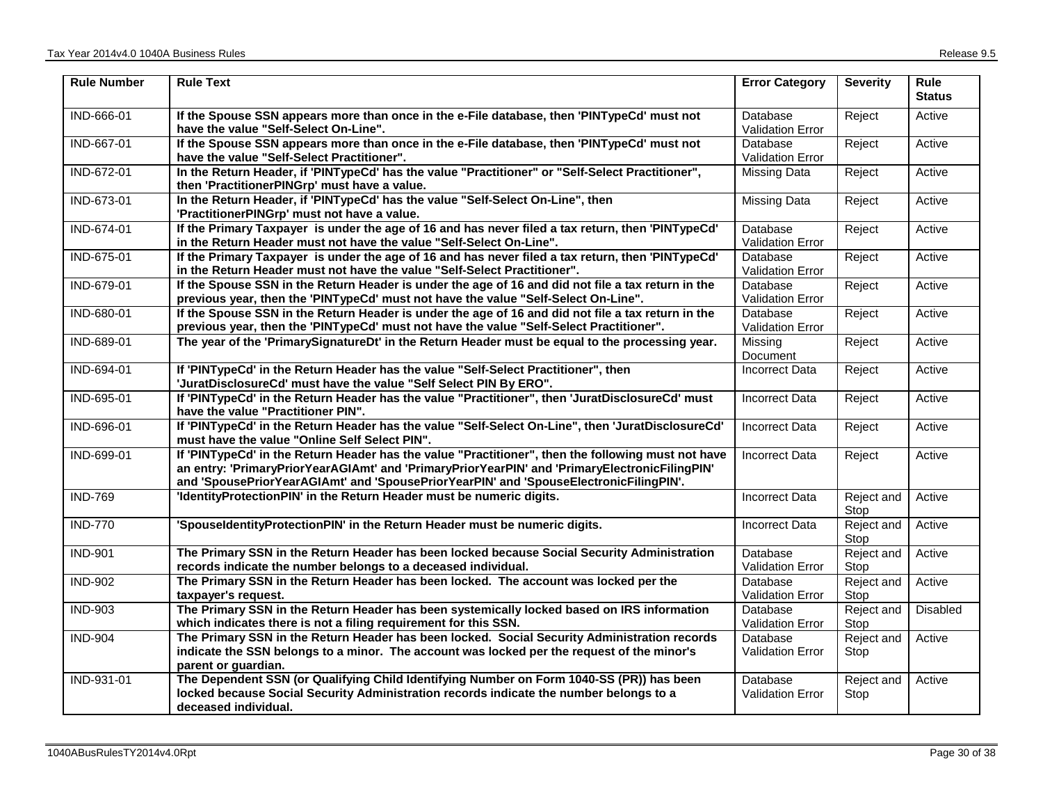| Rule Number | Rule Text | Error Category | Severity | Rule Status |
|---|---|---|---|---|
| IND-666-01 | **If the Spouse SSN appears more than once in the e-File database, then 'PINTypeCd' must not have the value "Self-Select On-Line".** | Database Validation Error | Reject | Active |
| IND-667-01 | **If the Spouse SSN appears more than once in the e-File database, then 'PINTypeCd' must not have the value "Self-Select Practitioner".** | Database Validation Error | Reject | Active |
| IND-672-01 | **In the Return Header, if 'PINTypeCd' has the value "Practitioner" or "Self-Select Practitioner", then 'PractitionerPINGrp' must have a value.** | Missing Data | Reject | Active |
| IND-673-01 | **In the Return Header, if 'PINTypeCd' has the value "Self-Select On-Line", then 'PractitionerPINGrp' must not have a value.** | Missing Data | Reject | Active |
| IND-674-01 | **If the Primary Taxpayer is under the age of 16 and has never filed a tax return, then 'PINTypeCd' in the Return Header must not have the value "Self-Select On-Line".** | Database Validation Error | Reject | Active |
| IND-675-01 | **If the Primary Taxpayer is under the age of 16 and has never filed a tax return, then 'PINTypeCd' in the Return Header must not have the value "Self-Select Practitioner".** | Database Validation Error | Reject | Active |
| IND-679-01 | **If the Spouse SSN in the Return Header is under the age of 16 and did not file a tax return in the previous year, then the 'PINTypeCd' must not have the value "Self-Select On-Line".** | Database Validation Error | Reject | Active |
| IND-680-01 | **If the Spouse SSN in the Return Header is under the age of 16 and did not file a tax return in the previous year, then the 'PINTypeCd' must not have the value "Self-Select Practitioner".** | Database Validation Error | Reject | Active |
| IND-689-01 | **The year of the 'PrimarySignatureDt' in the Return Header must be equal to the processing year.** | Missing Document | Reject | Active |
| IND-694-01 | **If 'PINTypeCd' in the Return Header has the value "Self-Select Practitioner", then 'JuratDisclosureCd' must have the value "Self Select PIN By ERO".** | Incorrect Data | Reject | Active |
| IND-695-01 | **If 'PINTypeCd' in the Return Header has the value "Practitioner", then 'JuratDisclosureCd' must have the value "Practitioner PIN".** | Incorrect Data | Reject | Active |
| IND-696-01 | **If 'PINTypeCd' in the Return Header has the value "Self-Select On-Line", then 'JuratDisclosureCd' must have the value "Online Self Select PIN".** | Incorrect Data | Reject | Active |
| IND-699-01 | **If 'PINTypeCd' in the Return Header has the value "Practitioner", then the following must not have an entry: 'PrimaryPriorYearAGIAmt' and 'PrimaryPriorYearPIN' and 'PrimaryElectronicFilingPIN' and 'SpousePriorYearAGIAmt' and 'SpousePriorYearPIN' and 'SpouseElectronicFilingPIN'.** | Incorrect Data | Reject | Active |
| IND-769 | **'IdentityProtectionPIN' in the Return Header must be numeric digits.** | Incorrect Data | Reject and Stop | Active |
| IND-770 | **'SpouseIdentityProtectionPIN' in the Return Header must be numeric digits.** | Incorrect Data | Reject and Stop | Active |
| IND-901 | **The Primary SSN in the Return Header has been locked because Social Security Administration records indicate the number belongs to a deceased individual.** | Database Validation Error | Reject and Stop | Active |
| IND-902 | **The Primary SSN in the Return Header has been locked. The account was locked per the taxpayer's request.** | Database Validation Error | Reject and Stop | Active |
| IND-903 | **The Primary SSN in the Return Header has been systemically locked based on IRS information which indicates there is not a filing requirement for this SSN.** | Database Validation Error | Reject and Stop | Disabled |
| IND-904 | **The Primary SSN in the Return Header has been locked. Social Security Administration records indicate the SSN belongs to a minor. The account was locked per the request of the minor's parent or guardian.** | Database Validation Error | Reject and Stop | Active |
| IND-931-01 | **The Dependent SSN (or Qualifying Child Identifying Number on Form 1040-SS (PR)) has been locked because Social Security Administration records indicate the number belongs to a deceased individual.** | Database Validation Error | Reject and Stop | Active |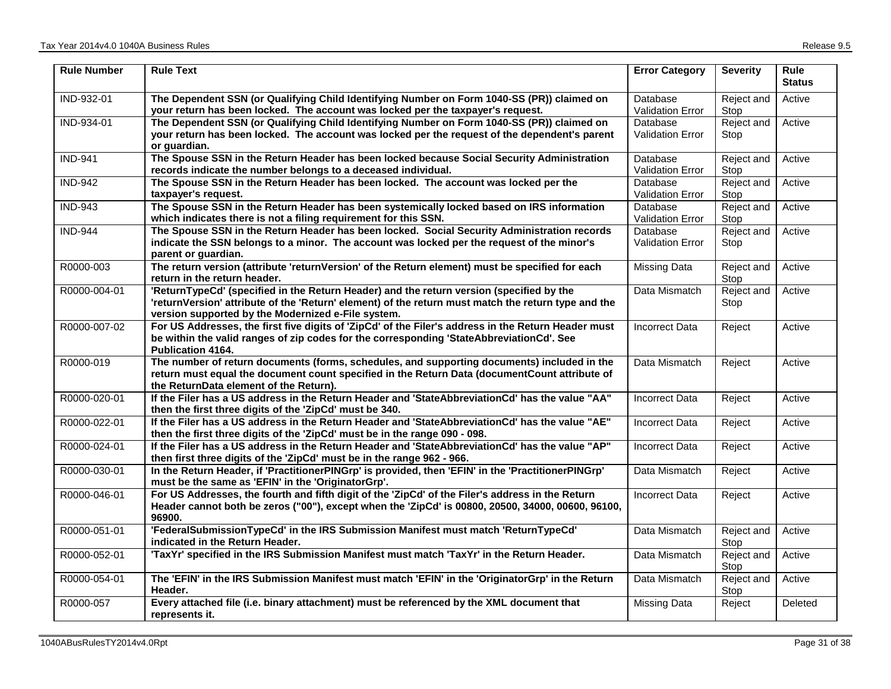| Rule Number | Rule Text | Error Category | Severity | Rule Status |
|---|---|---|---|---|
| IND-932-01 | **The Dependent SSN (or Qualifying Child Identifying Number on Form 1040-SS (PR)) claimed on your return has been locked. The account was locked per the taxpayer's request.** | Database Validation Error | Reject and Stop | Active |
| IND-934-01 | **The Dependent SSN (or Qualifying Child Identifying Number on Form 1040-SS (PR)) claimed on your return has been locked. The account was locked per the request of the dependent's parent or guardian.** | Database Validation Error | Reject and Stop | Active |
| IND-941 | **The Spouse SSN in the Return Header has been locked because Social Security Administration records indicate the number belongs to a deceased individual.** | Database Validation Error | Reject and Stop | Active |
| IND-942 | **The Spouse SSN in the Return Header has been locked. The account was locked per the taxpayer's request.** | Database Validation Error | Reject and Stop | Active |
| IND-943 | **The Spouse SSN in the Return Header has been systemically locked based on IRS information which indicates there is not a filing requirement for this SSN.** | Database Validation Error | Reject and Stop | Active |
| IND-944 | **The Spouse SSN in the Return Header has been locked. Social Security Administration records indicate the SSN belongs to a minor. The account was locked per the request of the minor's parent or guardian.** | Database Validation Error | Reject and Stop | Active |
| R0000-003 | **The return version (attribute 'returnVersion' of the Return element) must be specified for each return in the return header.** | Missing Data | Reject and Stop | Active |
| R0000-004-01 | **'ReturnTypeCd' (specified in the Return Header) and the return version (specified by the 'returnVersion' attribute of the 'Return' element) of the return must match the return type and the version supported by the Modernized e-File system.** | Data Mismatch | Reject and Stop | Active |
| R0000-007-02 | **For US Addresses, the first five digits of 'ZipCd' of the Filer's address in the Return Header must be within the valid ranges of zip codes for the corresponding 'StateAbbreviationCd'. See Publication 4164.** | Incorrect Data | Reject | Active |
| R0000-019 | **The number of return documents (forms, schedules, and supporting documents) included in the return must equal the document count specified in the Return Data (documentCount attribute of the ReturnData element of the Return).** | Data Mismatch | Reject | Active |
| R0000-020-01 | **If the Filer has a US address in the Return Header and 'StateAbbreviationCd' has the value "AA" then the first three digits of the 'ZipCd' must be 340.** | Incorrect Data | Reject | Active |
| R0000-022-01 | **If the Filer has a US address in the Return Header and 'StateAbbreviationCd' has the value "AE" then the first three digits of the 'ZipCd' must be in the range 090 - 098.** | Incorrect Data | Reject | Active |
| R0000-024-01 | **If the Filer has a US address in the Return Header and 'StateAbbreviationCd' has the value "AP" then first three digits of the 'ZipCd' must be in the range 962 - 966.** | Incorrect Data | Reject | Active |
| R0000-030-01 | **In the Return Header, if 'PractitionerPINGrp' is provided, then 'EFIN' in the 'PractitionerPINGrp' must be the same as 'EFIN' in the 'OriginatorGrp'.** | Data Mismatch | Reject | Active |
| R0000-046-01 | **For US Addresses, the fourth and fifth digit of the 'ZipCd' of the Filer's address in the Return Header cannot both be zeros ("00"), except when the 'ZipCd' is 00800, 20500, 34000, 00600, 96100, 96900.** | Incorrect Data | Reject | Active |
| R0000-051-01 | **'FederalSubmissionTypeCd' in the IRS Submission Manifest must match 'ReturnTypeCd' indicated in the Return Header.** | Data Mismatch | Reject and Stop | Active |
| R0000-052-01 | **'TaxYr' specified in the IRS Submission Manifest must match 'TaxYr' in the Return Header.** | Data Mismatch | Reject and Stop | Active |
| R0000-054-01 | **The 'EFIN' in the IRS Submission Manifest must match 'EFIN' in the 'OriginatorGrp' in the Return Header.** | Data Mismatch | Reject and Stop | Active |
| R0000-057 | **Every attached file (i.e. binary attachment) must be referenced by the XML document that represents it.** | Missing Data | Reject | Deleted |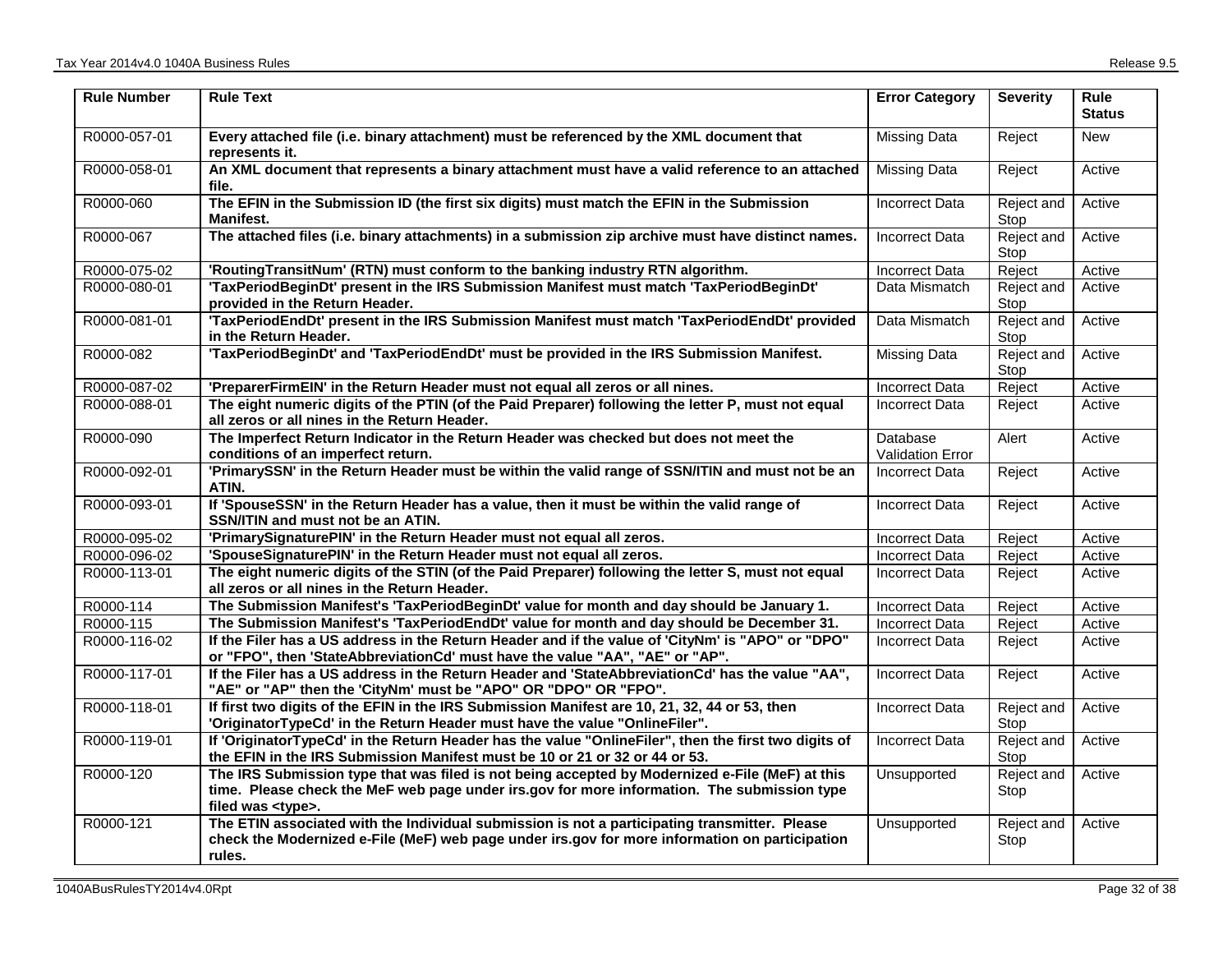| Rule Number | Rule Text | Error Category | Severity | Rule Status |
|---|---|---|---|---|
| R0000-057-01 | **Every attached file (i.e. binary attachment) must be referenced by the XML document that represents it.** | Missing Data | Reject | New |
| R0000-058-01 | **An XML document that represents a binary attachment must have a valid reference to an attached file.** | Missing Data | Reject | Active |
| R0000-060 | **The EFIN in the Submission ID (the first six digits) must match the EFIN in the Submission Manifest.** | Incorrect Data | Reject and Stop | Active |
| R0000-067 | **The attached files (i.e. binary attachments) in a submission zip archive must have distinct names.** | Incorrect Data | Reject and Stop | Active |
| R0000-075-02 | **'RoutingTransitNum' (RTN) must conform to the banking industry RTN algorithm.** | Incorrect Data | Reject | Active |
| R0000-080-01 | **'TaxPeriodBeginDt' present in the IRS Submission Manifest must match 'TaxPeriodBeginDt' provided in the Return Header.** | Data Mismatch | Reject and Stop | Active |
| R0000-081-01 | **'TaxPeriodEndDt' present in the IRS Submission Manifest must match 'TaxPeriodEndDt' provided in the Return Header.** | Data Mismatch | Reject and Stop | Active |
| R0000-082 | **'TaxPeriodBeginDt' and 'TaxPeriodEndDt' must be provided in the IRS Submission Manifest.** | Missing Data | Reject and Stop | Active |
| R0000-087-02 | **'PreparerFirmEIN' in the Return Header must not equal all zeros or all nines.** | Incorrect Data | Reject | Active |
| R0000-088-01 | **The eight numeric digits of the PTIN (of the Paid Preparer) following the letter P, must not equal all zeros or all nines in the Return Header.** | Incorrect Data | Reject | Active |
| R0000-090 | **The Imperfect Return Indicator in the Return Header was checked but does not meet the conditions of an imperfect return.** | Database Validation Error | Alert | Active |
| R0000-092-01 | **'PrimarySSN' in the Return Header must be within the valid range of SSN/ITIN and must not be an ATIN.** | Incorrect Data | Reject | Active |
| R0000-093-01 | **If 'SpouseSSN' in the Return Header has a value, then it must be within the valid range of SSN/ITIN and must not be an ATIN.** | Incorrect Data | Reject | Active |
| R0000-095-02 | **'PrimarySignaturePIN' in the Return Header must not equal all zeros.** | Incorrect Data | Reject | Active |
| R0000-096-02 | **'SpouseSignaturePIN' in the Return Header must not equal all zeros.** | Incorrect Data | Reject | Active |
| R0000-113-01 | **The eight numeric digits of the STIN (of the Paid Preparer) following the letter S, must not equal all zeros or all nines in the Return Header.** | Incorrect Data | Reject | Active |
| R0000-114 | **The Submission Manifest's 'TaxPeriodBeginDt' value for month and day should be January 1.** | Incorrect Data | Reject | Active |
| R0000-115 | **The Submission Manifest's 'TaxPeriodEndDt' value for month and day should be December 31.** | Incorrect Data | Reject | Active |
| R0000-116-02 | **If the Filer has a US address in the Return Header and if the value of 'CityNm' is "APO" or "DPO" or "FPO", then 'StateAbbreviationCd' must have the value "AA", "AE" or "AP".** | Incorrect Data | Reject | Active |
| R0000-117-01 | **If the Filer has a US address in the Return Header and 'StateAbbreviationCd' has the value "AA", "AE" or "AP" then the 'CityNm' must be "APO" OR "DPO" OR "FPO".** | Incorrect Data | Reject | Active |
| R0000-118-01 | **If first two digits of the EFIN in the IRS Submission Manifest are 10, 21, 32, 44 or 53, then 'OriginatorTypeCd' in the Return Header must have the value "OnlineFiler".** | Incorrect Data | Reject and Stop | Active |
| R0000-119-01 | **If 'OriginatorTypeCd' in the Return Header has the value "OnlineFiler", then the first two digits of the EFIN in the IRS Submission Manifest must be 10 or 21 or 32 or 44 or 53.** | Incorrect Data | Reject and Stop | Active |
| R0000-120 | **The IRS Submission type that was filed is not being accepted by Modernized e-File (MeF) at this time. Please check the MeF web page under irs.gov for more information. The submission type filed was <type>.** | Unsupported | Reject and Stop | Active |
| R0000-121 | **The ETIN associated with the Individual submission is not a participating transmitter. Please check the Modernized e-File (MeF) web page under irs.gov for more information on participation rules.** | Unsupported | Reject and Stop | Active |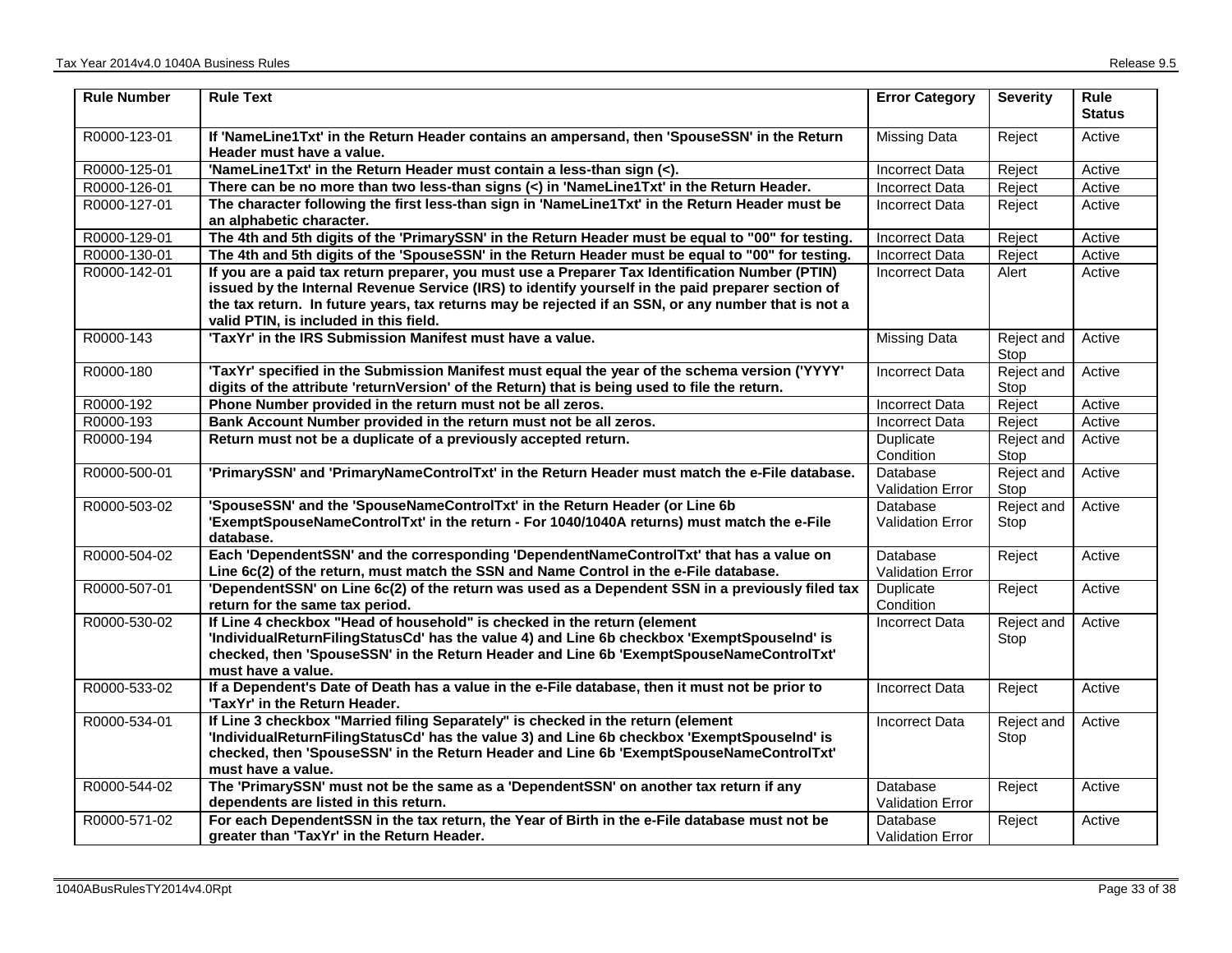| Rule Number | Rule Text | Error Category | Severity | Rule Status |
|---|---|---|---|---|
| R0000-123-01 | **If 'NameLine1Txt' in the Return Header contains an ampersand, then 'SpouseSSN' in the Return Header must have a value.** | Missing Data | Reject | Active |
| R0000-125-01 | **'NameLine1Txt' in the Return Header must contain a less-than sign (<).** | Incorrect Data | Reject | Active |
| R0000-126-01 | **There can be no more than two less-than signs (<) in 'NameLine1Txt' in the Return Header.** | Incorrect Data | Reject | Active |
| R0000-127-01 | **The character following the first less-than sign in 'NameLine1Txt' in the Return Header must be an alphabetic character.** | Incorrect Data | Reject | Active |
| R0000-129-01 | **The 4th and 5th digits of the 'PrimarySSN' in the Return Header must be equal to "00" for testing.** | Incorrect Data | Reject | Active |
| R0000-130-01 | **The 4th and 5th digits of the 'SpouseSSN' in the Return Header must be equal to "00" for testing.** | Incorrect Data | Reject | Active |
| R0000-142-01 | **If you are a paid tax return preparer, you must use a Preparer Tax Identification Number (PTIN) issued by the Internal Revenue Service (IRS) to identify yourself in the paid preparer section of the tax return. In future years, tax returns may be rejected if an SSN, or any number that is not a valid PTIN, is included in this field.** | Incorrect Data | Alert | Active |
| R0000-143 | **'TaxYr' in the IRS Submission Manifest must have a value.** | Missing Data | Reject and Stop | Active |
| R0000-180 | **'TaxYr' specified in the Submission Manifest must equal the year of the schema version ('YYYY' digits of the attribute 'returnVersion' of the Return) that is being used to file the return.** | Incorrect Data | Reject and Stop | Active |
| R0000-192 | **Phone Number provided in the return must not be all zeros.** | Incorrect Data | Reject | Active |
| R0000-193 | **Bank Account Number provided in the return must not be all zeros.** | Incorrect Data | Reject | Active |
| R0000-194 | **Return must not be a duplicate of a previously accepted return.** | Duplicate Condition | Reject and Stop | Active |
| R0000-500-01 | **'PrimarySSN' and 'PrimaryNameControlTxt' in the Return Header must match the e-File database.** | Database Validation Error | Reject and Stop | Active |
| R0000-503-02 | **'SpouseSSN' and the 'SpouseNameControlTxt' in the Return Header (or Line 6b 'ExemptSpouseNameControlTxt' in the return - For 1040/1040A returns) must match the e-File database.** | Database Validation Error | Reject and Stop | Active |
| R0000-504-02 | **Each 'DependentSSN' and the corresponding 'DependentNameControlTxt' that has a value on Line 6c(2) of the return, must match the SSN and Name Control in the e-File database.** | Database Validation Error | Reject | Active |
| R0000-507-01 | **'DependentSSN' on Line 6c(2) of the return was used as a Dependent SSN in a previously filed tax return for the same tax period.** | Duplicate Condition | Reject | Active |
| R0000-530-02 | **If Line 4 checkbox "Head of household" is checked in the return (element 'IndividualReturnFilingStatusCd' has the value 4) and Line 6b checkbox 'ExemptSpouseInd' is checked, then 'SpouseSSN' in the Return Header and Line 6b 'ExemptSpouseNameControlTxt' must have a value.** | Incorrect Data | Reject and Stop | Active |
| R0000-533-02 | **If a Dependent's Date of Death has a value in the e-File database, then it must not be prior to 'TaxYr' in the Return Header.** | Incorrect Data | Reject | Active |
| R0000-534-01 | **If Line 3 checkbox "Married filing Separately" is checked in the return (element 'IndividualReturnFilingStatusCd' has the value 3) and Line 6b checkbox 'ExemptSpouseInd' is checked, then 'SpouseSSN' in the Return Header and Line 6b 'ExemptSpouseNameControlTxt' must have a value.** | Incorrect Data | Reject and Stop | Active |
| R0000-544-02 | **The 'PrimarySSN' must not be the same as a 'DependentSSN' on another tax return if any dependents are listed in this return.** | Database Validation Error | Reject | Active |
| R0000-571-02 | **For each DependentSSN in the tax return, the Year of Birth in the e-File database must not be greater than 'TaxYr' in the Return Header.** | Database Validation Error | Reject | Active |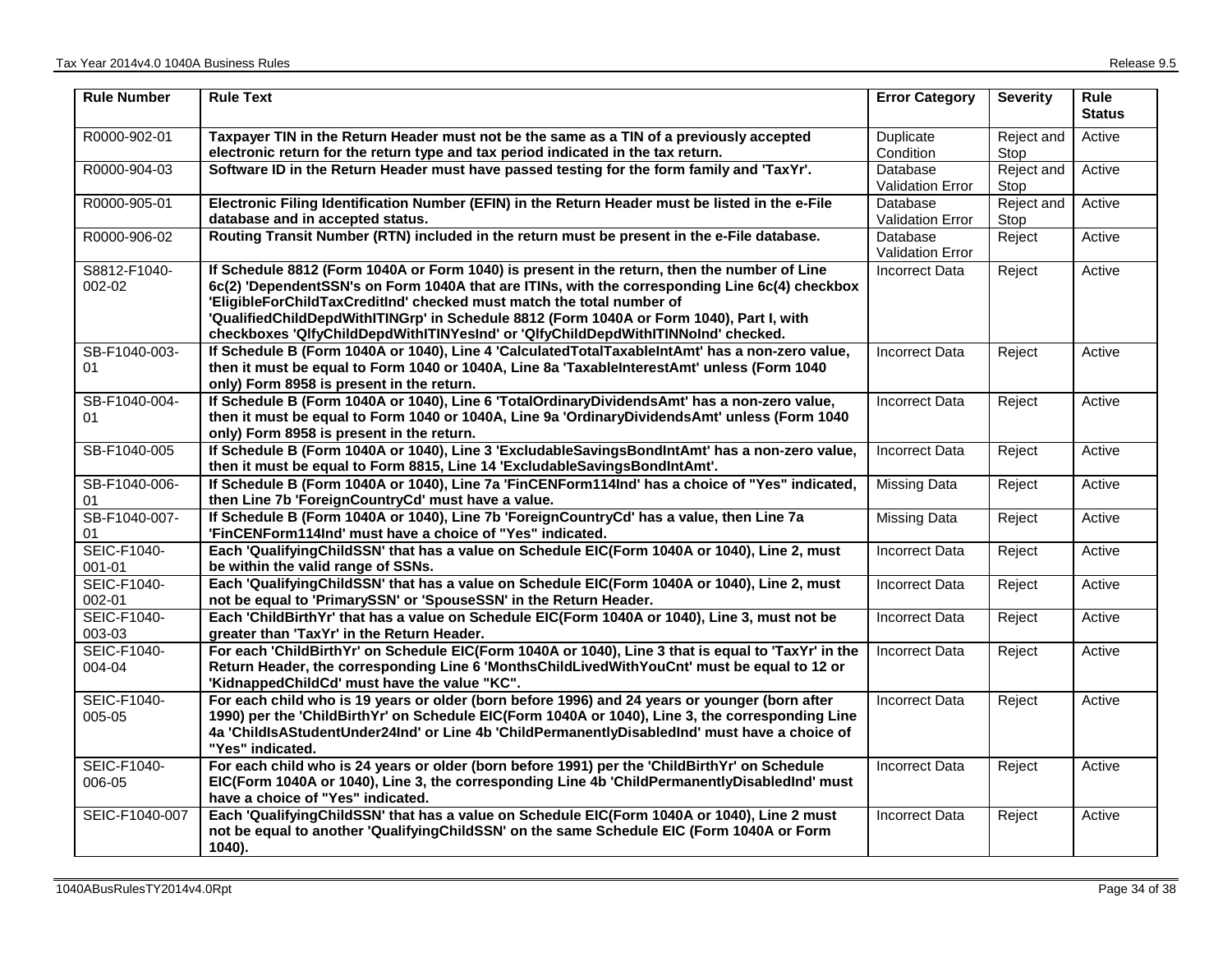| Rule Number | Rule Text | Error Category | Severity | Rule Status |
| --- | --- | --- | --- | --- |
| R0000-902-01 | **Taxpayer TIN in the Return Header must not be the same as a TIN of a previously accepted electronic return for the return type and tax period indicated in the tax return.** | Duplicate Condition | Reject and Stop | Active |
| R0000-904-03 | **Software ID in the Return Header must have passed testing for the form family and 'TaxYr'.** | Database Validation Error | Reject and Stop | Active |
| R0000-905-01 | **Electronic Filing Identification Number (EFIN) in the Return Header must be listed in the e-File database and in accepted status.** | Database Validation Error | Reject and Stop | Active |
| R0000-906-02 | **Routing Transit Number (RTN) included in the return must be present in the e-File database.** | Database Validation Error | Reject | Active |
| S8812-F1040-002-02 | **If Schedule 8812 (Form 1040A or Form 1040) is present in the return, then the number of Line 6c(2) 'DependentSSN's on Form 1040A that are ITINs, with the corresponding Line 6c(4) checkbox 'EligibleForChildTaxCreditInd' checked must match the total number of 'QualifiedChildDepdWithITINGrp' in Schedule 8812 (Form 1040A or Form 1040), Part I, with checkboxes 'QlfyChildDepdWithITINYesInd' or 'QlfyChildDepdWithITINNoInd' checked.** | Incorrect Data | Reject | Active |
| SB-F1040-003-01 | **If Schedule B (Form 1040A or 1040), Line 4 'CalculatedTotalTaxableIntAmt' has a non-zero value, then it must be equal to Form 1040 or 1040A, Line 8a 'TaxableInterestAmt' unless (Form 1040 only) Form 8958 is present in the return.** | Incorrect Data | Reject | Active |
| SB-F1040-004-01 | **If Schedule B (Form 1040A or 1040), Line 6 'TotalOrdinaryDividendsAmt' has a non-zero value, then it must be equal to Form 1040 or 1040A, Line 9a 'OrdinaryDividendsAmt' unless (Form 1040 only) Form 8958 is present in the return.** | Incorrect Data | Reject | Active |
| SB-F1040-005 | **If Schedule B (Form 1040A or 1040), Line 3 'ExcludableSavingsBondIntAmt' has a non-zero value, then it must be equal to Form 8815, Line 14 'ExcludableSavingsBondIntAmt'.** | Incorrect Data | Reject | Active |
| SB-F1040-006-01 | **If Schedule B (Form 1040A or 1040), Line 7a 'FinCENForm114Ind' has a choice of "Yes" indicated, then Line 7b 'ForeignCountryCd' must have a value.** | Missing Data | Reject | Active |
| SB-F1040-007-01 | **If Schedule B (Form 1040A or 1040), Line 7b 'ForeignCountryCd' has a value, then Line 7a 'FinCENForm114Ind' must have a choice of "Yes" indicated.** | Missing Data | Reject | Active |
| SEIC-F1040-001-01 | **Each 'QualifyingChildSSN' that has a value on Schedule EIC(Form 1040A or 1040), Line 2, must be within the valid range of SSNs.** | Incorrect Data | Reject | Active |
| SEIC-F1040-002-01 | **Each 'QualifyingChildSSN' that has a value on Schedule EIC(Form 1040A or 1040), Line 2, must not be equal to 'PrimarySSN' or 'SpouseSSN' in the Return Header.** | Incorrect Data | Reject | Active |
| SEIC-F1040-003-03 | **Each 'ChildBirthYr' that has a value on Schedule EIC(Form 1040A or 1040), Line 3, must not be greater than 'TaxYr' in the Return Header.** | Incorrect Data | Reject | Active |
| SEIC-F1040-004-04 | **For each 'ChildBirthYr' on Schedule EIC(Form 1040A or 1040), Line 3 that is equal to 'TaxYr' in the Return Header, the corresponding Line 6 'MonthsChildLivedWithYouCnt' must be equal to 12 or 'KidnappedChildCd' must have the value "KC".** | Incorrect Data | Reject | Active |
| SEIC-F1040-005-05 | **For each child who is 19 years or older (born before 1996) and 24 years or younger (born after 1990) per the 'ChildBirthYr' on Schedule EIC(Form 1040A or 1040), Line 3, the corresponding Line 4a 'ChildIsAStudentUnder24Ind' or Line 4b 'ChildPermanentlyDisabledInd' must have a choice of "Yes" indicated.** | Incorrect Data | Reject | Active |
| SEIC-F1040-006-05 | **For each child who is 24 years or older (born before 1991) per the 'ChildBirthYr' on Schedule EIC(Form 1040A or 1040), Line 3, the corresponding Line 4b 'ChildPermanentlyDisabledInd' must have a choice of "Yes" indicated.** | Incorrect Data | Reject | Active |
| SEIC-F1040-007 | **Each 'QualifyingChildSSN' that has a value on Schedule EIC(Form 1040A or 1040), Line 2 must not be equal to another 'QualifyingChildSSN' on the same Schedule EIC (Form 1040A or Form 1040).** | Incorrect Data | Reject | Active |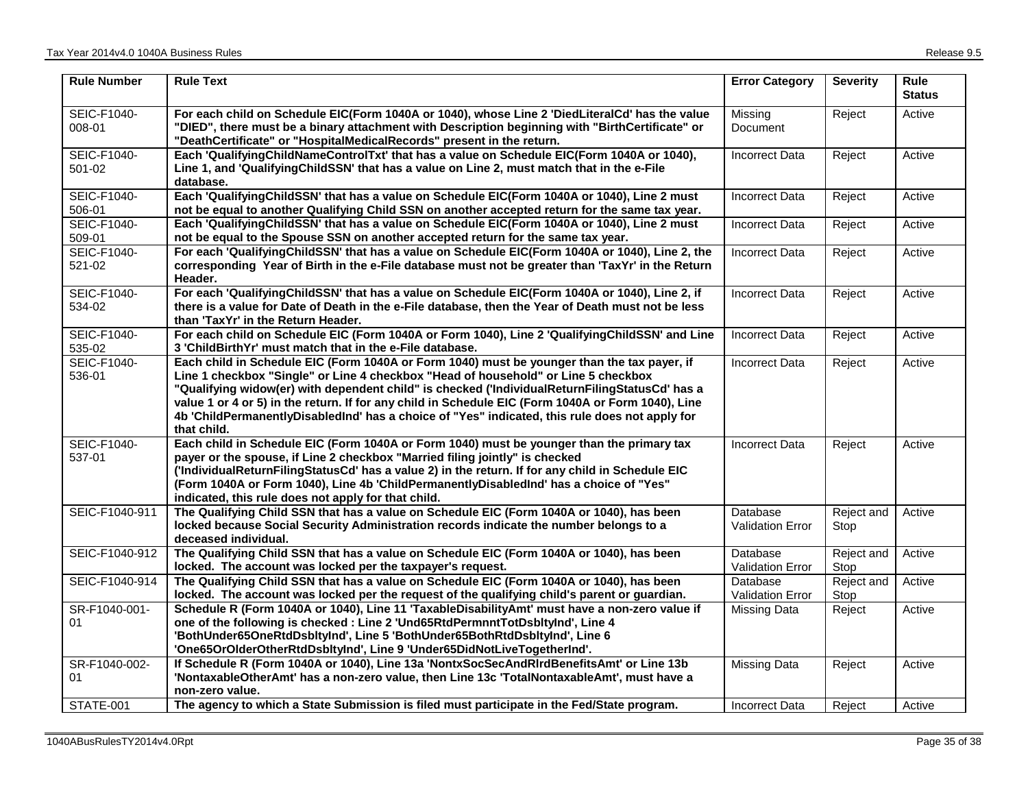| Rule Number | Rule Text | Error Category | Severity | Rule Status |
|---|---|---|---|---|
| SEIC-F1040-008-01 | **For each child on Schedule EIC(Form 1040A or 1040), whose Line 2 'DiedLiteralCd' has the value "DIED", there must be a binary attachment with Description beginning with "BirthCertificate" or "DeathCertificate" or "HospitalMedicalRecords" present in the return.** | Missing Document | Reject | Active |
| SEIC-F1040-501-02 | **Each 'QualifyingChildNameControlTxt' that has a value on Schedule EIC(Form 1040A or 1040), Line 1, and 'QualifyingChildSSN' that has a value on Line 2, must match that in the e-File database.** | Incorrect Data | Reject | Active |
| SEIC-F1040-506-01 | **Each 'QualifyingChildSSN' that has a value on Schedule EIC(Form 1040A or 1040), Line 2 must not be equal to another Qualifying Child SSN on another accepted return for the same tax year.** | Incorrect Data | Reject | Active |
| SEIC-F1040-509-01 | **Each 'QualifyingChildSSN' that has a value on Schedule EIC(Form 1040A or 1040), Line 2 must not be equal to the Spouse SSN on another accepted return for the same tax year.** | Incorrect Data | Reject | Active |
| SEIC-F1040-521-02 | **For each 'QualifyingChildSSN' that has a value on Schedule EIC(Form 1040A or 1040), Line 2, the corresponding Year of Birth in the e-File database must not be greater than 'TaxYr' in the Return Header.** | Incorrect Data | Reject | Active |
| SEIC-F1040-534-02 | **For each 'QualifyingChildSSN' that has a value on Schedule EIC(Form 1040A or 1040), Line 2, if there is a value for Date of Death in the e-File database, then the Year of Death must not be less than 'TaxYr' in the Return Header.** | Incorrect Data | Reject | Active |
| SEIC-F1040-535-02 | **For each child on Schedule EIC (Form 1040A or Form 1040), Line 2 'QualifyingChildSSN' and Line 3 'ChildBirthYr' must match that in the e-File database.** | Incorrect Data | Reject | Active |
| SEIC-F1040-536-01 | **Each child in Schedule EIC (Form 1040A or Form 1040) must be younger than the tax payer, if Line 1 checkbox "Single" or Line 4 checkbox "Head of household" or Line 5 checkbox "Qualifying widow(er) with dependent child" is checked ('IndividualReturnFilingStatusCd' has a value 1 or 4 or 5) in the return. If for any child in Schedule EIC (Form 1040A or Form 1040), Line 4b 'ChildPermanentlyDisabledInd' has a choice of "Yes" indicated, this rule does not apply for that child.** | Incorrect Data | Reject | Active |
| SEIC-F1040-537-01 | **Each child in Schedule EIC (Form 1040A or Form 1040) must be younger than the primary tax payer or the spouse, if Line 2 checkbox "Married filing jointly" is checked ('IndividualReturnFilingStatusCd' has a value 2) in the return. If for any child in Schedule EIC (Form 1040A or Form 1040), Line 4b 'ChildPermanentlyDisabledInd' has a choice of "Yes" indicated, this rule does not apply for that child.** | Incorrect Data | Reject | Active |
| SEIC-F1040-911 | **The Qualifying Child SSN that has a value on Schedule EIC (Form 1040A or 1040), has been locked because Social Security Administration records indicate the number belongs to a deceased individual.** | Database Validation Error | Reject and Stop | Active |
| SEIC-F1040-912 | **The Qualifying Child SSN that has a value on Schedule EIC (Form 1040A or 1040), has been locked. The account was locked per the taxpayer's request.** | Database Validation Error | Reject and Stop | Active |
| SEIC-F1040-914 | **The Qualifying Child SSN that has a value on Schedule EIC (Form 1040A or 1040), has been locked. The account was locked per the request of the qualifying child's parent or guardian.** | Database Validation Error | Reject and Stop | Active |
| SR-F1040-001-01 | **Schedule R (Form 1040A or 1040), Line 11 'TaxableDisabilityAmt' must have a non-zero value if one of the following is checked : Line 2 'Und65RtdPermnntTotDsbltyInd', Line 4 'BothUnder65OneRtdDsbltyInd', Line 5 'BothUnder65BothRtdDsbltyInd', Line 6 'One65OrOlderOtherRtdDsbltyInd', Line 9 'Under65DidNotLiveTogetherInd'.** | Missing Data | Reject | Active |
| SR-F1040-002-01 | **If Schedule R (Form 1040A or 1040), Line 13a 'NontxSocSecAndRlrdBenefitsAmt' or Line 13b 'NontaxableOtherAmt' has a non-zero value, then Line 13c 'TotalNontaxableAmt', must have a non-zero value.** | Missing Data | Reject | Active |
| STATE-001 | **The agency to which a State Submission is filed must participate in the Fed/State program.** | Incorrect Data | Reject | Active |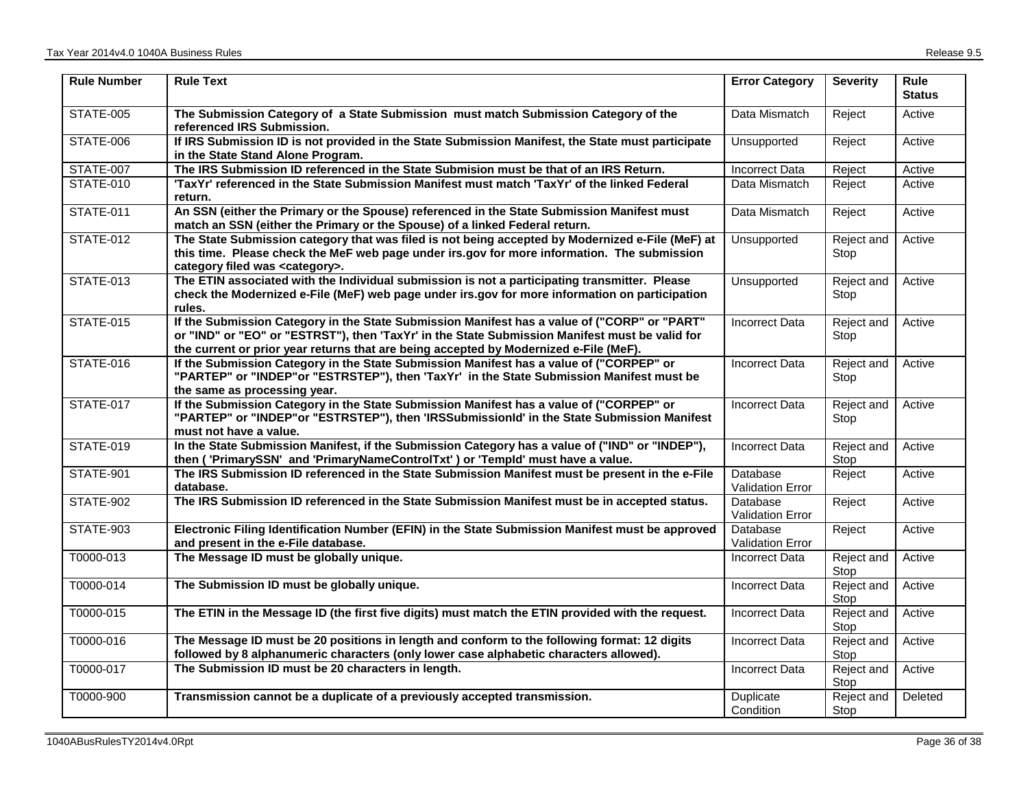| Rule Number | Rule Text | Error Category | Severity | Rule Status |
|---|---|---|---|---|
| STATE-005 | **The Submission Category of a State Submission must match Submission Category of the referenced IRS Submission.** | Data Mismatch | Reject | Active |
| STATE-006 | **If IRS Submission ID is not provided in the State Submission Manifest, the State must participate in the State Stand Alone Program.** | Unsupported | Reject | Active |
| STATE-007 | **The IRS Submission ID referenced in the State Submision must be that of an IRS Return.** | Incorrect Data | Reject | Active |
| STATE-010 | **'TaxYr' referenced in the State Submission Manifest must match 'TaxYr' of the linked Federal return.** | Data Mismatch | Reject | Active |
| STATE-011 | **An SSN (either the Primary or the Spouse) referenced in the State Submission Manifest must match an SSN (either the Primary or the Spouse) of a linked Federal return.** | Data Mismatch | Reject | Active |
| STATE-012 | **The State Submission category that was filed is not being accepted by Modernized e-File (MeF) at this time. Please check the MeF web page under irs.gov for more information. The submission category filed was <category>.** | Unsupported | Reject and Stop | Active |
| STATE-013 | **The ETIN associated with the Individual submission is not a participating transmitter. Please check the Modernized e-File (MeF) web page under irs.gov for more information on participation rules.** | Unsupported | Reject and Stop | Active |
| STATE-015 | **If the Submission Category in the State Submission Manifest has a value of ("CORP" or "PART" or "IND" or "EO" or "ESTRST"), then 'TaxYr' in the State Submission Manifest must be valid for the current or prior year returns that are being accepted by Modernized e-File (MeF).** | Incorrect Data | Reject and Stop | Active |
| STATE-016 | **If the Submission Category in the State Submission Manifest has a value of ("CORPEP" or "PARTEP" or "INDEP"or "ESTRSTEP"), then 'TaxYr' in the State Submission Manifest must be the same as processing year.** | Incorrect Data | Reject and Stop | Active |
| STATE-017 | **If the Submission Category in the State Submission Manifest has a value of ("CORPEP" or "PARTEP" or "INDEP"or "ESTRSTEP"), then 'IRSSubmissionId' in the State Submission Manifest must not have a value.** | Incorrect Data | Reject and Stop | Active |
| STATE-019 | **In the State Submission Manifest, if the Submission Category has a value of ("IND" or "INDEP"), then ( 'PrimarySSN' and 'PrimaryNameControlTxt' ) or 'TempId' must have a value.** | Incorrect Data | Reject and Stop | Active |
| STATE-901 | **The IRS Submission ID referenced in the State Submission Manifest must be present in the e-File database.** | Database Validation Error | Reject | Active |
| STATE-902 | **The IRS Submission ID referenced in the State Submission Manifest must be in accepted status.** | Database Validation Error | Reject | Active |
| STATE-903 | **Electronic Filing Identification Number (EFIN) in the State Submission Manifest must be approved and present in the e-File database.** | Database Validation Error | Reject | Active |
| T0000-013 | **The Message ID must be globally unique.** | Incorrect Data | Reject and Stop | Active |
| T0000-014 | **The Submission ID must be globally unique.** | Incorrect Data | Reject and Stop | Active |
| T0000-015 | **The ETIN in the Message ID (the first five digits) must match the ETIN provided with the request.** | Incorrect Data | Reject and Stop | Active |
| T0000-016 | **The Message ID must be 20 positions in length and conform to the following format: 12 digits followed by 8 alphanumeric characters (only lower case alphabetic characters allowed).** | Incorrect Data | Reject and Stop | Active |
| T0000-017 | **The Submission ID must be 20 characters in length.** | Incorrect Data | Reject and Stop | Active |
| T0000-900 | **Transmission cannot be a duplicate of a previously accepted transmission.** | Duplicate Condition | Reject and Stop | Deleted |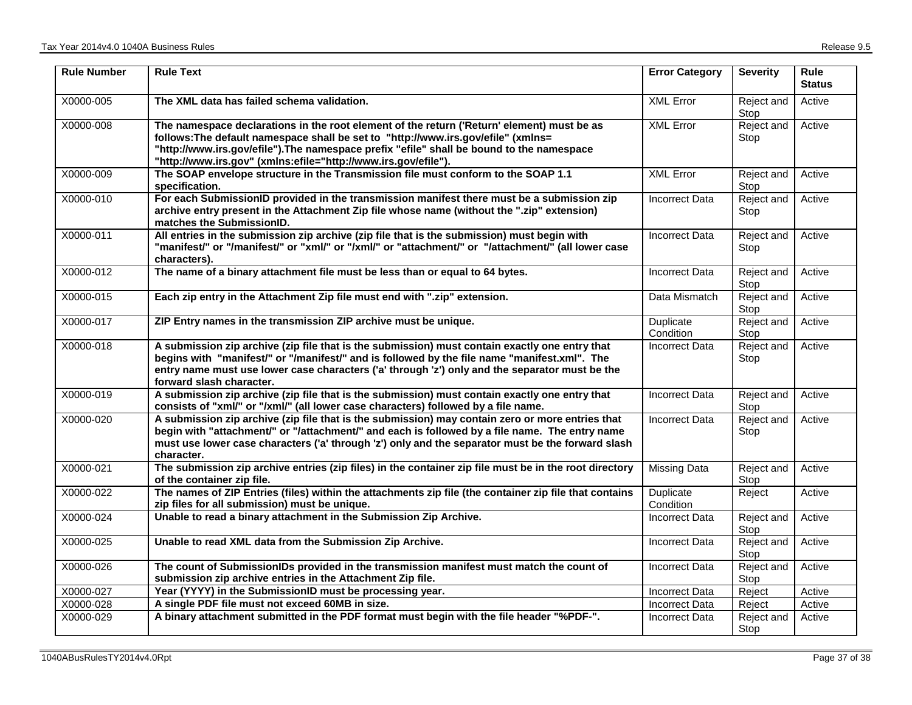| Rule Number | Rule Text | Error Category | Severity | Rule Status |
|---|---|---|---|---|
| X0000-005 | **The XML data has failed schema validation.** | XML Error | Reject and Stop | Active |
| X0000-008 | **The namespace declarations in the root element of the return ('Return' element) must be as follows:The default namespace shall be set to "http://www.irs.gov/efile" (xmlns= "http://www.irs.gov/efile").The namespace prefix "efile" shall be bound to the namespace "http://www.irs.gov" (xmlns:efile="http://www.irs.gov/efile").** | XML Error | Reject and Stop | Active |
| X0000-009 | **The SOAP envelope structure in the Transmission file must conform to the SOAP 1.1 specification.** | XML Error | Reject and Stop | Active |
| X0000-010 | **For each SubmissionID provided in the transmission manifest there must be a submission zip archive entry present in the Attachment Zip file whose name (without the ".zip" extension) matches the SubmissionID.** | Incorrect Data | Reject and Stop | Active |
| X0000-011 | **All entries in the submission zip archive (zip file that is the submission) must begin with "manifest/" or "/manifest/" or "xml/" or "/xml/" or "attachment/" or "/attachment/" (all lower case characters).** | Incorrect Data | Reject and Stop | Active |
| X0000-012 | **The name of a binary attachment file must be less than or equal to 64 bytes.** | Incorrect Data | Reject and Stop | Active |
| X0000-015 | **Each zip entry in the Attachment Zip file must end with ".zip" extension.** | Data Mismatch | Reject and Stop | Active |
| X0000-017 | **ZIP Entry names in the transmission ZIP archive must be unique.** | Duplicate Condition | Reject and Stop | Active |
| X0000-018 | **A submission zip archive (zip file that is the submission) must contain exactly one entry that begins with "manifest/" or "/manifest/" and is followed by the file name "manifest.xml". The entry name must use lower case characters ('a' through 'z') only and the separator must be the forward slash character.** | Incorrect Data | Reject and Stop | Active |
| X0000-019 | **A submission zip archive (zip file that is the submission) must contain exactly one entry that consists of "xml/" or "/xml/" (all lower case characters) followed by a file name.** | Incorrect Data | Reject and Stop | Active |
| X0000-020 | **A submission zip archive (zip file that is the submission) may contain zero or more entries that begin with "attachment/" or "/attachment/" and each is followed by a file name. The entry name must use lower case characters ('a' through 'z') only and the separator must be the forward slash character.** | Incorrect Data | Reject and Stop | Active |
| X0000-021 | **The submission zip archive entries (zip files) in the container zip file must be in the root directory of the container zip file.** | Missing Data | Reject and Stop | Active |
| X0000-022 | **The names of ZIP Entries (files) within the attachments zip file (the container zip file that contains zip files for all submission) must be unique.** | Duplicate Condition | Reject | Active |
| X0000-024 | **Unable to read a binary attachment in the Submission Zip Archive.** | Incorrect Data | Reject and Stop | Active |
| X0000-025 | **Unable to read XML data from the Submission Zip Archive.** | Incorrect Data | Reject and Stop | Active |
| X0000-026 | **The count of SubmissionIDs provided in the transmission manifest must match the count of submission zip archive entries in the Attachment Zip file.** | Incorrect Data | Reject and Stop | Active |
| X0000-027 | **Year (YYYY) in the SubmissionID must be processing year.** | Incorrect Data | Reject | Active |
| X0000-028 | **A single PDF file must not exceed 60MB in size.** | Incorrect Data | Reject | Active |
| X0000-029 | **A binary attachment submitted in the PDF format must begin with the file header "%PDF-".** | Incorrect Data | Reject and Stop | Active |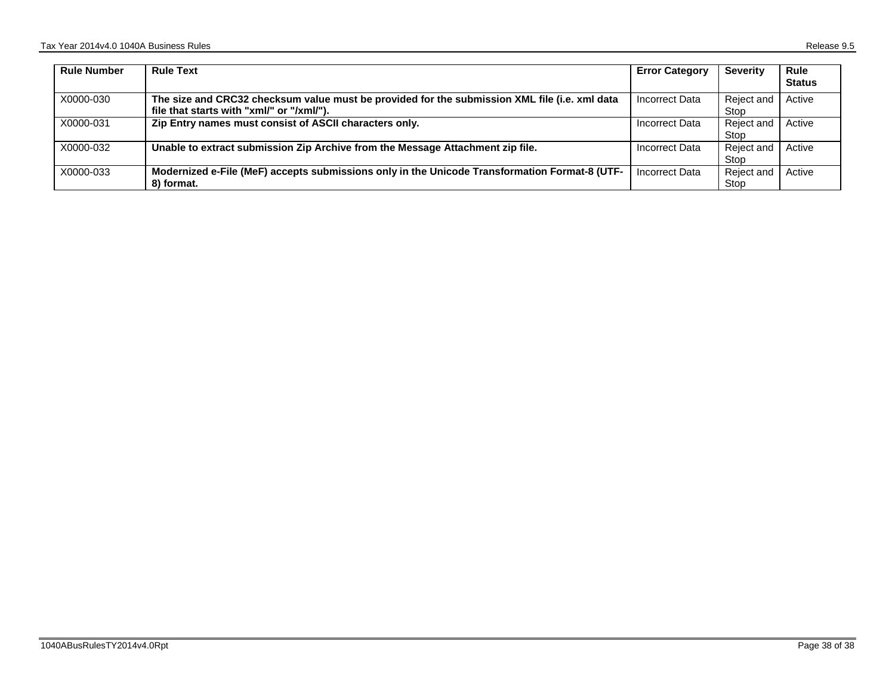| Rule Number | Rule Text | Error Category | Severity | Rule Status |
|---|---|---|---|---|
| X0000-030 | **The size and CRC32 checksum value must be provided for the submission XML file (i.e. xml data file that starts with "xml/" or "/xml/").** | Incorrect Data | Reject and Stop | Active |
| X0000-031 | **Zip Entry names must consist of ASCII characters only.** | Incorrect Data | Reject and Stop | Active |
| X0000-032 | **Unable to extract submission Zip Archive from the Message Attachment zip file.** | Incorrect Data | Reject and Stop | Active |
| X0000-033 | **Modernized e-File (MeF) accepts submissions only in the Unicode Transformation Format-8 (UTF-8) format.** | Incorrect Data | Reject and Stop | Active |